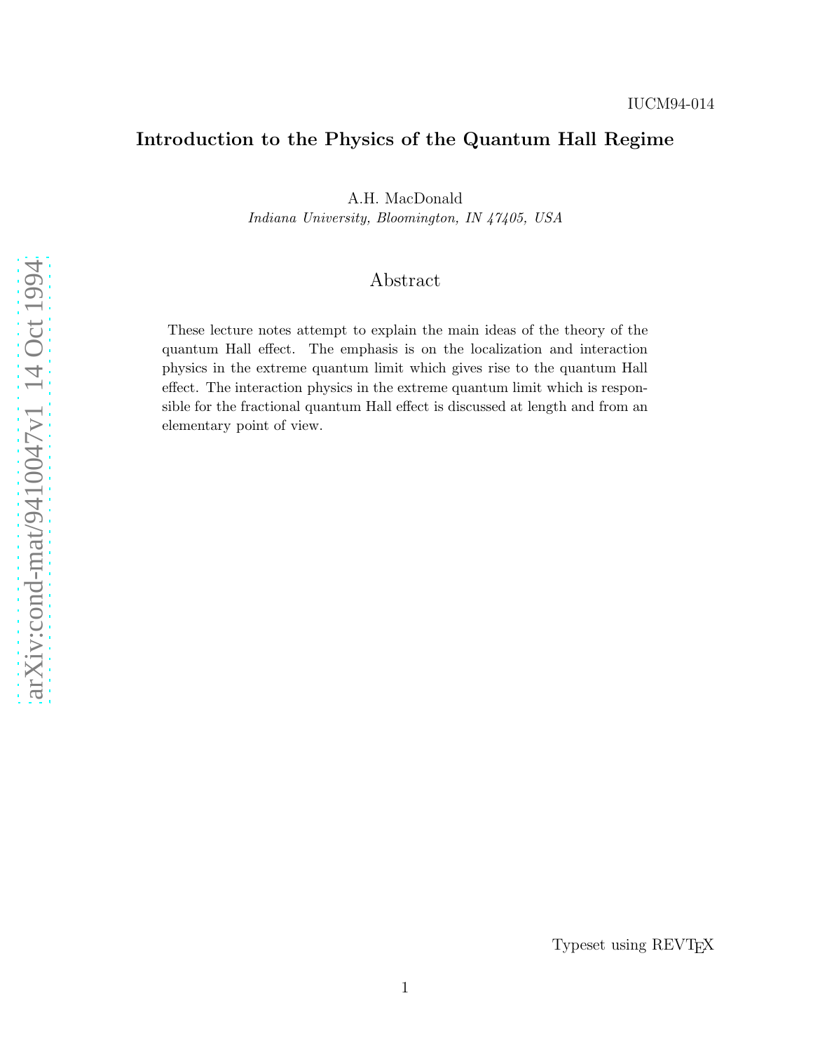IUCM94-014

# Introduction to the Physics of the Quantum Hall Regime

A.H. MacDonald

*Indiana University, Bloomington, IN 47405, USA*

## Abstract

These lecture notes attempt to explain the main ideas of the theory of the quantum Hall effect. The emphasis is on the localization and interaction physics in the extreme quantum limit which gives rise to the quantum Hall effect. The interaction physics in the extreme quantum limit which is responsible for the fractional quantum Hall effect is discussed at length and from an elementary point of view.

Typeset using REVTEX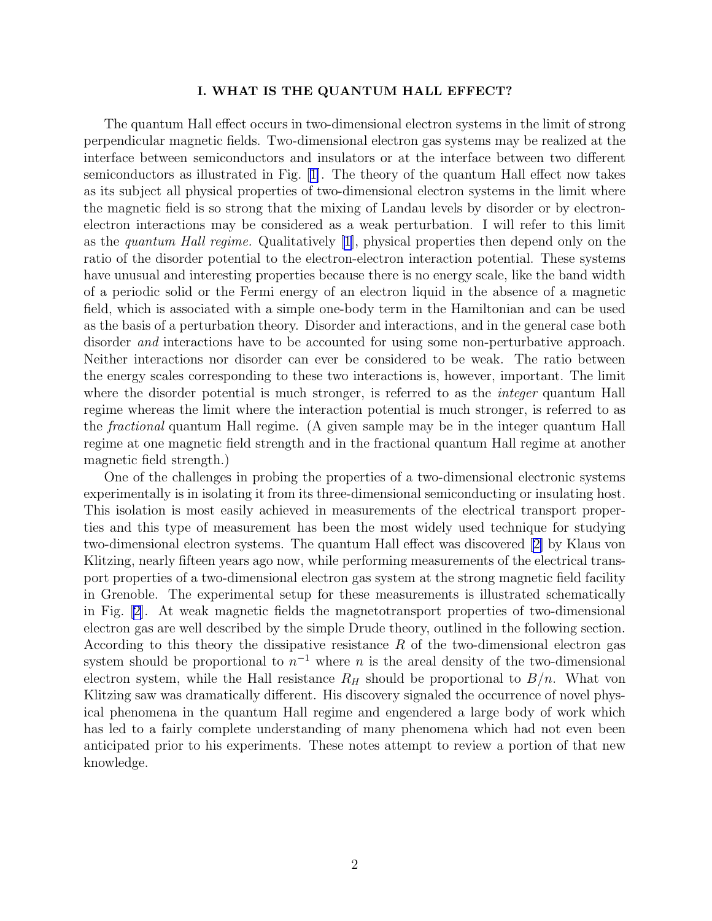## I. WHAT IS THE QUANTUM HALL EFFECT?

The quantum Hall effect occurs in two-dimensional electron systems in the limit of strong perpendicular magnetic fields. Two-dimensional electron gas systems may be realized at the interface between semiconductors and insulators or at the interface between two different semiconductors as illustrated in Fig. [1]. The theory of the quantum Hall effect now takes as its subject all physical properties of two-dimensional electron systems in the limit where the magnetic field is so strong that the mixing of Landau levels by disorder or by electron-electron interactions may be considered as a weak perturbation. I will refer to this limit as the *quantum Hall regime.* Qualitatively [1], physical properties then depend only on the ratio of the disorder potential to the electron-electron interaction potential. These systems have unusual and interesting properties because there is no energy scale, like the band width of a periodic solid or the Fermi energy of an electron liquid in the absence of a magnetic field, which is associated with a simple one-body term in the Hamiltonian and can be used as the basis of a perturbation theory. Disorder and interactions, and in the general case both disorder *and* interactions have to be accounted for using some non-perturbative approach. Neither interactions nor disorder can ever be considered to be weak. The ratio between the energy scales corresponding to these two interactions is, however, important. The limit where the disorder potential is much stronger, is referred to as the *integer* quantum Hall regime whereas the limit where the interaction potential is much stronger, is referred to as the *fractional* quantum Hall regime. (A given sample may be in the integer quantum Hall regime at one magnetic field strength and in the fractional quantum Hall regime at another magnetic field strength.)

One of the challenges in probing the properties of a two-dimensional electronic systems experimentally is in isolating it from its three-dimensional semiconducting or insulating host. This isolation is most easily achieved in measurements of the electrical transport properties and this type of measurement has been the most widely used technique for studying two-dimensional electron systems. The quantum Hall effect was discovered [2] by Klaus von Klitzing, nearly fifteen years ago now, while performing measurements of the electrical transport properties of a two-dimensional electron gas system at the strong magnetic field facility in Grenoble. The experimental setup for these measurements is illustrated schematically in Fig. [2]. At weak magnetic fields the magnetotransport properties of two-dimensional electron gas are well described by the simple Drude theory, outlined in the following section. According to this theory the dissipative resistance $R$ of the two-dimensional electron gas system should be proportional to $n^{-1}$ where $n$ is the areal density of the two-dimensional electron system, while the Hall resistance $R_H$ should be proportional to $B/n$. What von Klitzing saw was dramatically different. His discovery signaled the occurrence of novel physical phenomena in the quantum Hall regime and engendered a large body of work which has led to a fairly complete understanding of many phenomena which had not even been anticipated prior to his experiments. These notes attempt to review a portion of that new knowledge.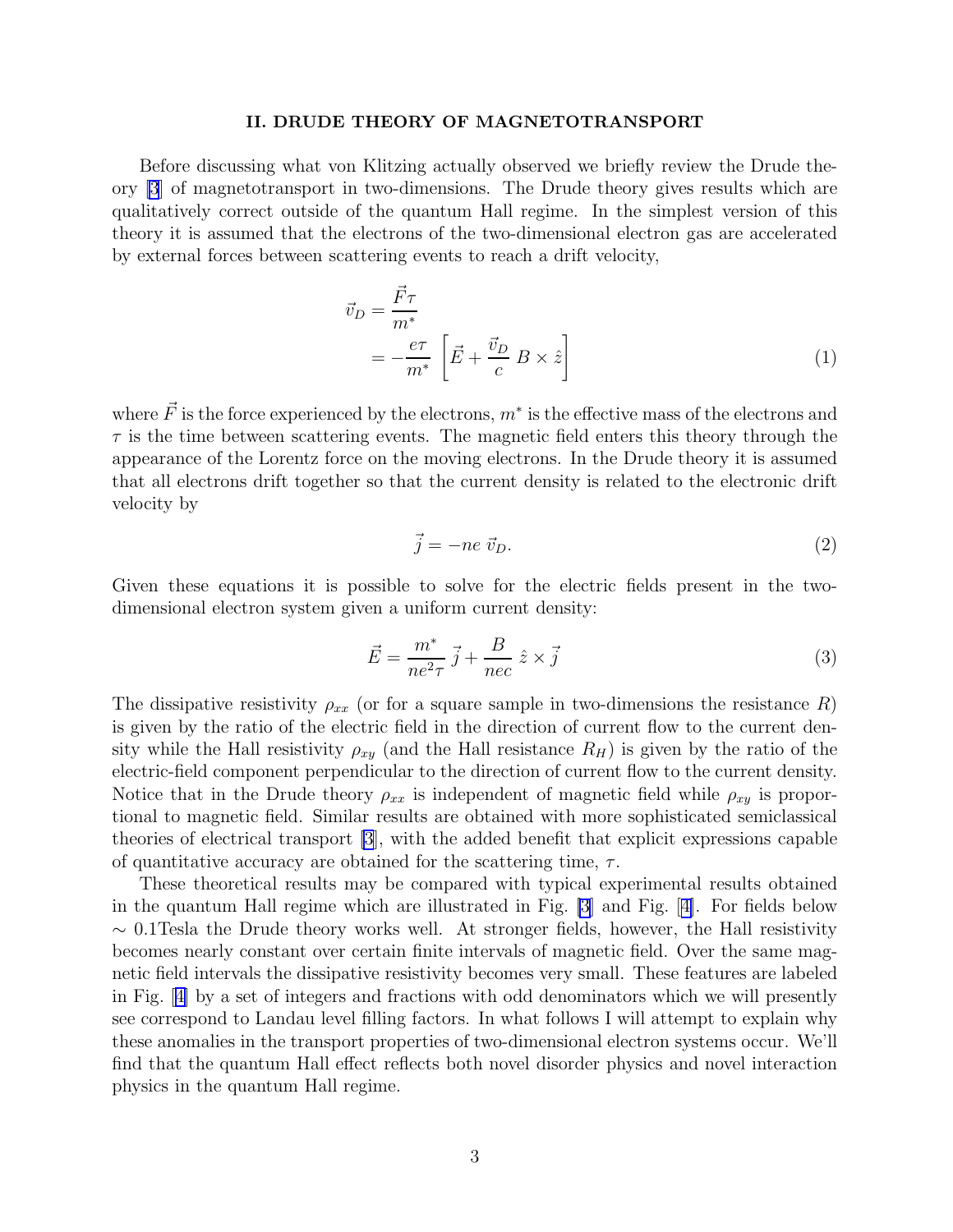## II. DRUDE THEORY OF MAGNETOTRANSPORT

Before discussing what von Klitzing actually observed we briefly review the Drude theory [3] of magnetotransport in two-dimensions. The Drude theory gives results which are qualitatively correct outside of the quantum Hall regime. In the simplest version of this theory it is assumed that the electrons of the two-dimensional electron gas are accelerated by external forces between scattering events to reach a drift velocity,

$$
\begin{aligned}
\vec{v}_D &= \frac{\vec{F}\tau}{m^*} \\
&= -\frac{e\tau}{m^*}\left[\vec{E} + \frac{\vec{v}_D}{c}\,B \times \hat{z}\right]
\end{aligned}
\tag{1}
$$

where $\vec{F}$ is the force experienced by the electrons, $m^*$ is the effective mass of the electrons and $\tau$ is the time between scattering events. The magnetic field enters this theory through the appearance of the Lorentz force on the moving electrons. In the Drude theory it is assumed that all electrons drift together so that the current density is related to the electronic drift velocity by

$$
\vec{j} = -ne\;\vec{v}_D. \tag{2}
$$

Given these equations it is possible to solve for the electric fields present in the two-dimensional electron system given a uniform current density:

$$
\vec{E} = \frac{m^*}{ne^2\tau}\;\vec{j} + \frac{B}{nec}\;\hat{z}\times\vec{j} \tag{3}
$$

The dissipative resistivity $\rho_{xx}$ (or for a square sample in two-dimensions the resistance $R$) is given by the ratio of the electric field in the direction of current flow to the current density while the Hall resistivity $\rho_{xy}$ (and the Hall resistance $R_H$) is given by the ratio of the electric-field component perpendicular to the direction of current flow to the current density. Notice that in the Drude theory $\rho_{xx}$ is independent of magnetic field while $\rho_{xy}$ is proportional to magnetic field. Similar results are obtained with more sophisticated semiclassical theories of electrical transport [3], with the added benefit that explicit expressions capable of quantitative accuracy are obtained for the scattering time, $\tau$.

These theoretical results may be compared with typical experimental results obtained in the quantum Hall regime which are illustrated in Fig. [3] and Fig. [4]. For fields below $\sim$ 0.1Tesla the Drude theory works well. At stronger fields, however, the Hall resistivity becomes nearly constant over certain finite intervals of magnetic field. Over the same magnetic field intervals the dissipative resistivity becomes very small. These features are labeled in Fig. [4] by a set of integers and fractions with odd denominators which we will presently see correspond to Landau level filling factors. In what follows I will attempt to explain why these anomalies in the transport properties of two-dimensional electron systems occur. We'll find that the quantum Hall effect reflects both novel disorder physics and novel interaction physics in the quantum Hall regime.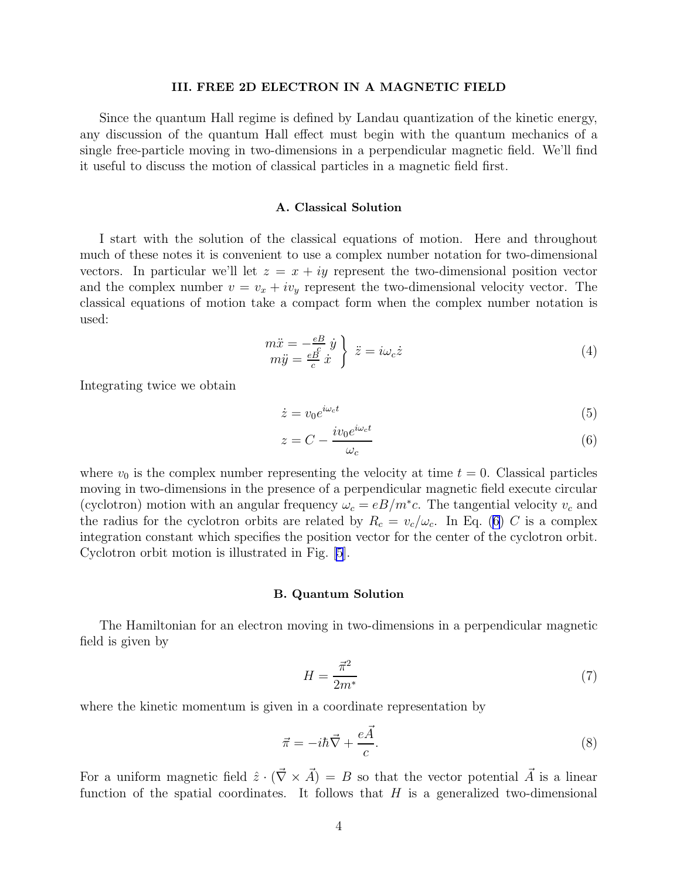## III. FREE 2D ELECTRON IN A MAGNETIC FIELD

Since the quantum Hall regime is defined by Landau quantization of the kinetic energy, any discussion of the quantum Hall effect must begin with the quantum mechanics of a single free-particle moving in two-dimensions in a perpendicular magnetic field. We'll find it useful to discuss the motion of classical particles in a magnetic field first.

### A. Classical Solution

I start with the solution of the classical equations of motion. Here and throughout much of these notes it is convenient to use a complex number notation for two-dimensional vectors. In particular we'll let $z = x + iy$ represent the two-dimensional position vector and the complex number $v = v_x + iv_y$ represent the two-dimensional velocity vector. The classical equations of motion take a compact form when the complex number notation is used:

$$\left.\begin{array}{l} m\ddot{x} = -\frac{eB}{c}\,\dot{y} \\ m\ddot{y} = \frac{eB}{c}\,\dot{x} \end{array}\right\} \; \ddot{z} = i\omega_c \dot{z} \tag{4}$$

Integrating twice we obtain

$$\dot{z} = v_0 e^{i\omega_c t} \tag{5}$$

$$z = C - \frac{i v_0 e^{i\omega_c t}}{\omega_c} \tag{6}$$

where $v_0$ is the complex number representing the velocity at time $t = 0$. Classical particles moving in two-dimensions in the presence of a perpendicular magnetic field execute circular (cyclotron) motion with an angular frequency $\omega_c = eB/m^*c$. The tangential velocity $v_c$ and the radius for the cyclotron orbits are related by $R_c = v_c/\omega_c$. In Eq. (6) $C$ is a complex integration constant which specifies the position vector for the center of the cyclotron orbit. Cyclotron orbit motion is illustrated in Fig. [5].

### B. Quantum Solution

The Hamiltonian for an electron moving in two-dimensions in a perpendicular magnetic field is given by

$$H = \frac{\vec{\pi}^2}{2m^*} \tag{7}$$

where the kinetic momentum is given in a coordinate representation by

$$\vec{\pi} = -i\hbar\vec{\nabla} + \frac{e\vec{A}}{c}. \tag{8}$$

For a uniform magnetic field $\hat{z} \cdot (\vec{\nabla} \times \vec{A}) = B$ so that the vector potential $\vec{A}$ is a linear function of the spatial coordinates. It follows that $H$ is a generalized two-dimensional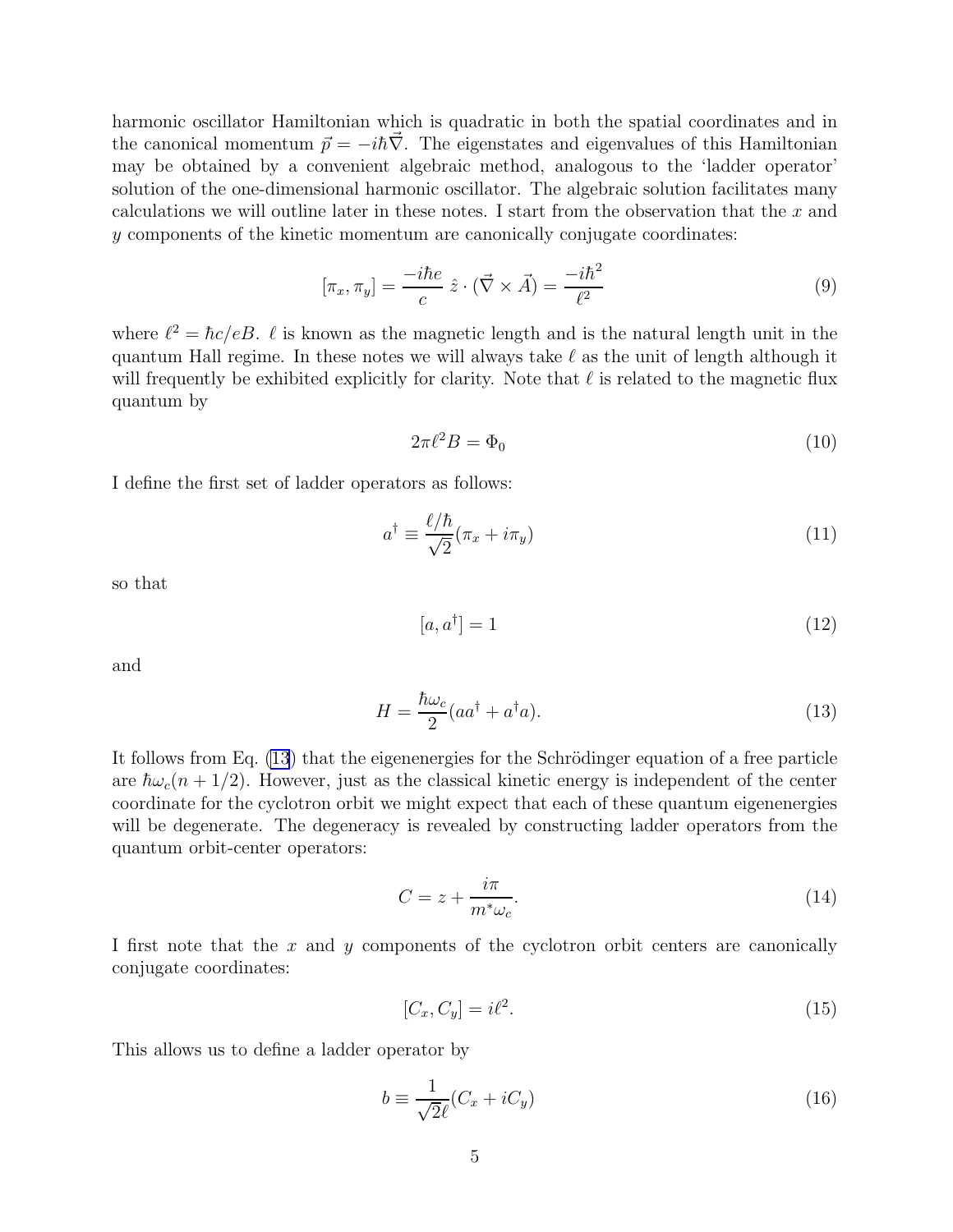harmonic oscillator Hamiltonian which is quadratic in both the spatial coordinates and in the canonical momentum $\vec{p} = -i\hbar\vec{\nabla}$. The eigenstates and eigenvalues of this Hamiltonian may be obtained by a convenient algebraic method, analogous to the 'ladder operator' solution of the one-dimensional harmonic oscillator. The algebraic solution facilitates many calculations we will outline later in these notes. I start from the observation that the $x$ and $y$ components of the kinetic momentum are canonically conjugate coordinates:

$$[\pi_x, \pi_y] = \frac{-i\hbar e}{c}\ \hat{z}\cdot(\vec{\nabla}\times\vec{A}) = \frac{-i\hbar^2}{\ell^2} \tag{9}$$

where $\ell^2 = \hbar c/eB$. $\ell$ is known as the magnetic length and is the natural length unit in the quantum Hall regime. In these notes we will always take $\ell$ as the unit of length although it will frequently be exhibited explicitly for clarity. Note that $\ell$ is related to the magnetic flux quantum by

$$2\pi\ell^2 B = \Phi_0 \tag{10}$$

I define the first set of ladder operators as follows:

$$a^\dagger \equiv \frac{\ell/\hbar}{\sqrt{2}}(\pi_x + i\pi_y) \tag{11}$$

so that

$$[a, a^\dagger] = 1 \tag{12}$$

and

$$H = \frac{\hbar\omega_c}{2}(aa^\dagger + a^\dagger a). \tag{13}$$

It follows from Eq. (13) that the eigenenergies for the Schrödinger equation of a free particle are $\hbar\omega_c(n + 1/2)$. However, just as the classical kinetic energy is independent of the center coordinate for the cyclotron orbit we might expect that each of these quantum eigenenergies will be degenerate. The degeneracy is revealed by constructing ladder operators from the quantum orbit-center operators:

$$C = z + \frac{i\pi}{m^*\omega_c}. \tag{14}$$

I first note that the $x$ and $y$ components of the cyclotron orbit centers are canonically conjugate coordinates:

$$[C_x, C_y] = i\ell^2. \tag{15}$$

This allows us to define a ladder operator by

$$b \equiv \frac{1}{\sqrt{2}\ell}(C_x + iC_y) \tag{16}$$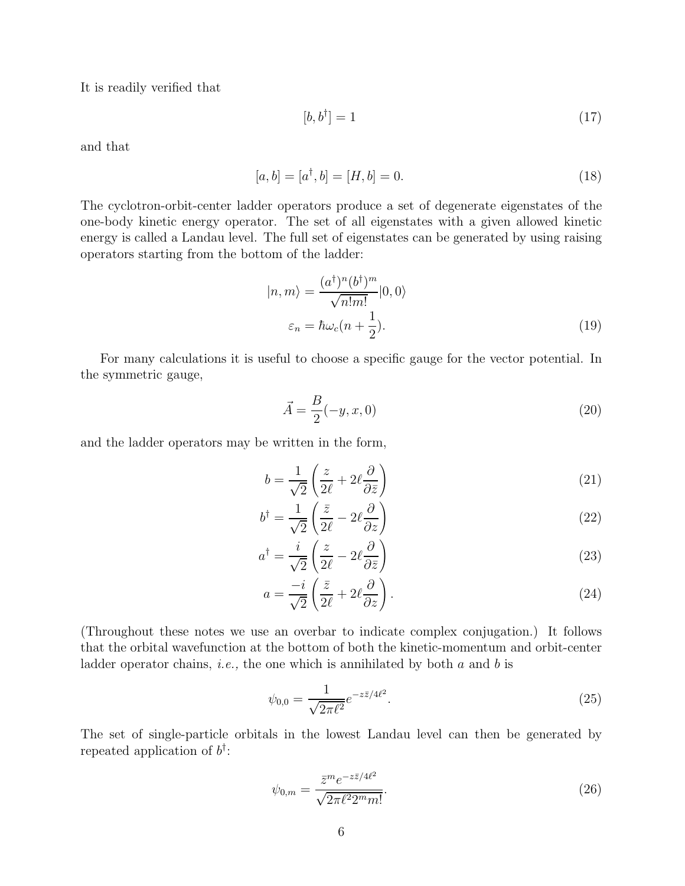It is readily verified that

$$[b, b^\dagger] = 1 \tag{17}$$

and that

$$[a, b] = [a^\dagger, b] = [H, b] = 0. \tag{18}$$

The cyclotron-orbit-center ladder operators produce a set of degenerate eigenstates of the one-body kinetic energy operator. The set of all eigenstates with a given allowed kinetic energy is called a Landau level. The full set of eigenstates can be generated by using raising operators starting from the bottom of the ladder:

$$\begin{aligned} |n, m\rangle &= \frac{(a^\dagger)^n (b^\dagger)^m}{\sqrt{n! m!}} |0, 0\rangle \\ \varepsilon_n &= \hbar\omega_c (n + \frac{1}{2}). \end{aligned} \tag{19}$$

For many calculations it is useful to choose a specific gauge for the vector potential. In the symmetric gauge,

$$\vec{A} = \frac{B}{2}(-y, x, 0) \tag{20}$$

and the ladder operators may be written in the form,

$$b = \frac{1}{\sqrt{2}} \left( \frac{z}{2\ell} + 2\ell \frac{\partial}{\partial \bar{z}} \right) \tag{21}$$

$$b^\dagger = \frac{1}{\sqrt{2}} \left( \frac{\bar{z}}{2\ell} - 2\ell \frac{\partial}{\partial z} \right) \tag{22}$$

$$a^\dagger = \frac{i}{\sqrt{2}} \left( \frac{z}{2\ell} - 2\ell \frac{\partial}{\partial \bar{z}} \right) \tag{23}$$

$$a = \frac{-i}{\sqrt{2}} \left( \frac{\bar{z}}{2\ell} + 2\ell \frac{\partial}{\partial z} \right). \tag{24}$$

(Throughout these notes we use an overbar to indicate complex conjugation.) It follows that the orbital wavefunction at the bottom of both the kinetic-momentum and orbit-center ladder operator chains, *i.e.,* the one which is annihilated by both $a$ and $b$ is

$$\psi_{0,0} = \frac{1}{\sqrt{2\pi\ell^2}} e^{-z\bar{z}/4\ell^2}. \tag{25}$$

The set of single-particle orbitals in the lowest Landau level can then be generated by repeated application of $b^\dagger$:

$$\psi_{0,m} = \frac{\bar{z}^m e^{-z\bar{z}/4\ell^2}}{\sqrt{2\pi\ell^2 2^m m!}}. \tag{26}$$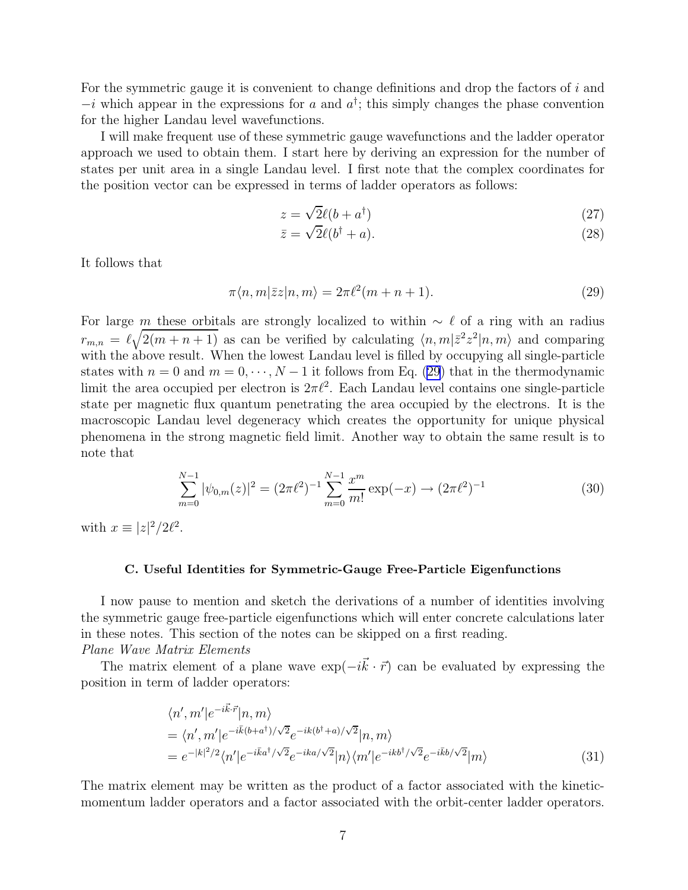For the symmetric gauge it is convenient to change definitions and drop the factors of $i$ and $-i$ which appear in the expressions for $a$ and $a^\dagger$; this simply changes the phase convention for the higher Landau level wavefunctions.

I will make frequent use of these symmetric gauge wavefunctions and the ladder operator approach we used to obtain them. I start here by deriving an expression for the number of states per unit area in a single Landau level. I first note that the complex coordinates for the position vector can be expressed in terms of ladder operators as follows:

$$z = \sqrt{2}\ell(b + a^\dagger) \tag{27}$$

$$\bar{z} = \sqrt{2}\ell(b^\dagger + a). \tag{28}$$

It follows that

$$\pi\langle n, m|\bar{z}z|n, m\rangle = 2\pi\ell^2(m + n + 1). \tag{29}$$

For large $m$ these orbitals are strongly localized to within $\sim \ell$ of a ring with an radius $r_{m,n} = \ell\sqrt{2(m + n + 1)}$ as can be verified by calculating $\langle n, m|\bar{z}^2 z^2|n, m\rangle$ and comparing with the above result. When the lowest Landau level is filled by occupying all single-particle states with $n = 0$ and $m = 0, \cdots, N - 1$ it follows from Eq. (29) that in the thermodynamic limit the area occupied per electron is $2\pi\ell^2$. Each Landau level contains one single-particle state per magnetic flux quantum penetrating the area occupied by the electrons. It is the macroscopic Landau level degeneracy which creates the opportunity for unique physical phenomena in the strong magnetic field limit. Another way to obtain the same result is to note that

$$\sum_{m=0}^{N-1} |\psi_{0,m}(z)|^2 = (2\pi\ell^2)^{-1} \sum_{m=0}^{N-1} \frac{x^m}{m!} \exp(-x) \to (2\pi\ell^2)^{-1} \tag{30}$$

with $x \equiv |z|^2/2\ell^2$.

### C. Useful Identities for Symmetric-Gauge Free-Particle Eigenfunctions

I now pause to mention and sketch the derivations of a number of identities involving the symmetric gauge free-particle eigenfunctions which will enter concrete calculations later in these notes. This section of the notes can be skipped on a first reading.

*Plane Wave Matrix Elements*

The matrix element of a plane wave $\exp(-i\vec{k} \cdot \vec{r})$ can be evaluated by expressing the position in term of ladder operators:

$$\begin{aligned}
&\langle n', m'|e^{-i\vec{k}\cdot\vec{r}}|n, m\rangle \\
&= \langle n', m'|e^{-i\bar{k}(b+a^\dagger)/\sqrt{2}} e^{-ik(b^\dagger+a)/\sqrt{2}}|n, m\rangle \\
&= e^{-|k|^2/2}\langle n'|e^{-i\bar{k}a^\dagger/\sqrt{2}} e^{-ika/\sqrt{2}}|n\rangle\langle m'|e^{-ikb^\dagger/\sqrt{2}} e^{-i\bar{k}b/\sqrt{2}}|m\rangle
\end{aligned} \tag{31}$$

The matrix element may be written as the product of a factor associated with the kinetic-momentum ladder operators and a factor associated with the orbit-center ladder operators.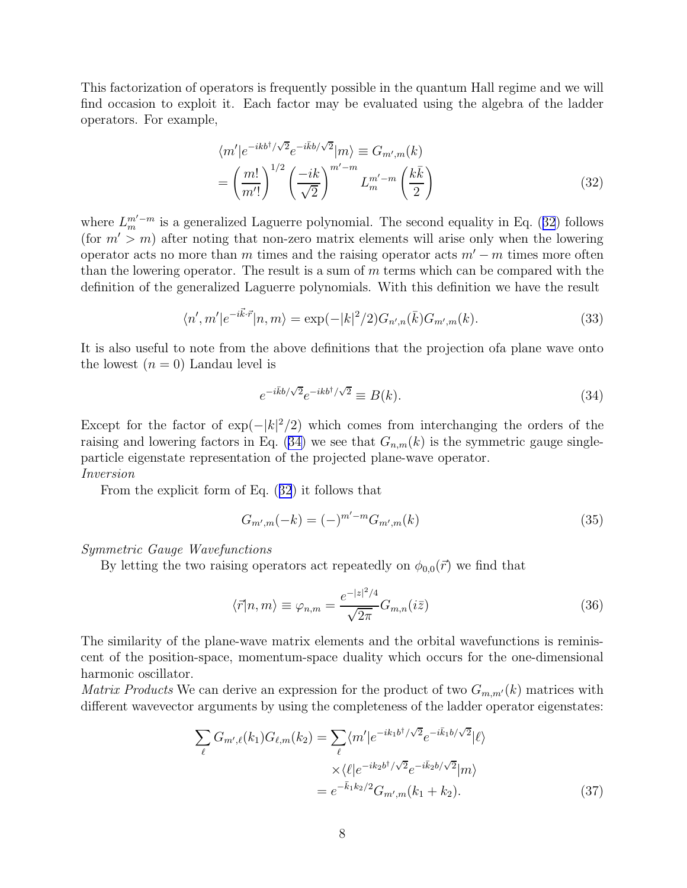This factorization of operators is frequently possible in the quantum Hall regime and we will find occasion to exploit it. Each factor may be evaluated using the algebra of the ladder operators. For example,

$$\begin{aligned}\langle m'|e^{-ikb^\dagger/\sqrt{2}}e^{-i\bar{k}b/\sqrt{2}}|m\rangle &\equiv G_{m',m}(k) \\ &= \left(\frac{m!}{m'!}\right)^{1/2}\left(\frac{-ik}{\sqrt{2}}\right)^{m'-m} L_m^{m'-m}\left(\frac{k\bar{k}}{2}\right)\end{aligned} \tag{32}$$

where $L_m^{m'-m}$ is a generalized Laguerre polynomial. The second equality in Eq. (32) follows (for $m' > m$) after noting that non-zero matrix elements will arise only when the lowering operator acts no more than $m$ times and the raising operator acts $m' - m$ times more often than the lowering operator. The result is a sum of $m$ terms which can be compared with the definition of the generalized Laguerre polynomials. With this definition we have the result

$$\langle n', m'|e^{-i\vec{k}\cdot\vec{r}}|n, m\rangle = \exp(-|k|^2/2)G_{n',n}(\bar{k})G_{m',m}(k). \tag{33}$$

It is also useful to note from the above definitions that the projection ofa plane wave onto the lowest ($n = 0$) Landau level is

$$e^{-i\bar{k}b/\sqrt{2}}e^{-ikb^\dagger/\sqrt{2}} \equiv B(k). \tag{34}$$

Except for the factor of $\exp(-|k|^2/2)$ which comes from interchanging the orders of the raising and lowering factors in Eq. (34) we see that $G_{n,m}(k)$ is the symmetric gauge single-particle eigenstate representation of the projected plane-wave operator.

*Inversion*

From the explicit form of Eq. (32) it follows that

$$G_{m',m}(-k) = (-)^{m'-m}G_{m',m}(k) \tag{35}$$

*Symmetric Gauge Wavefunctions*

By letting the two raising operators act repeatedly on $\phi_{0,0}(\vec{r})$ we find that

$$\langle\vec{r}|n, m\rangle \equiv \varphi_{n,m} = \frac{e^{-|z|^2/4}}{\sqrt{2\pi}}G_{m,n}(i\bar{z}) \tag{36}$$

The similarity of the plane-wave matrix elements and the orbital wavefunctions is reminiscent of the position-space, momentum-space duality which occurs for the one-dimensional harmonic oscillator.

*Matrix Products* We can derive an expression for the product of two $G_{m,m'}(k)$ matrices with different wavevector arguments by using the completeness of the ladder operator eigenstates:

$$\begin{aligned}\sum_\ell G_{m',\ell}(k_1)G_{\ell,m}(k_2) &= \sum_\ell \langle m'|e^{-ik_1b^\dagger/\sqrt{2}}e^{-i\bar{k}_1b/\sqrt{2}}|\ell\rangle \\ &\quad\times\langle\ell|e^{-ik_2b^\dagger/\sqrt{2}}e^{-i\bar{k}_2b/\sqrt{2}}|m\rangle \\ &= e^{-\bar{k}_1k_2/2}G_{m',m}(k_1 + k_2).\end{aligned} \tag{37}$$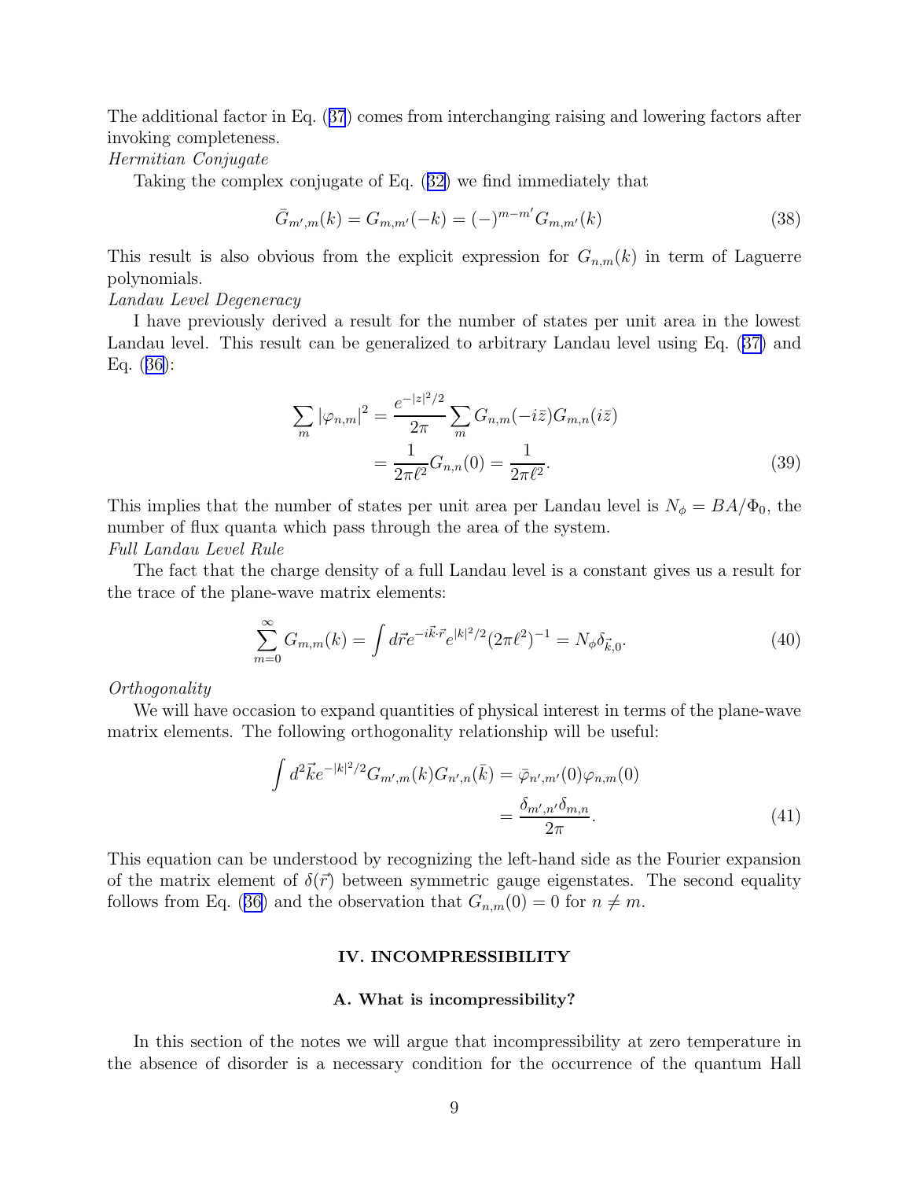The additional factor in Eq. (37) comes from interchanging raising and lowering factors after invoking completeness.

*Hermitian Conjugate*

Taking the complex conjugate of Eq. (32) we find immediately that

$$\bar{G}_{m',m}(k) = G_{m,m'}(-k) = (-)^{m-m'} G_{m,m'}(k) \tag{38}$$

This result is also obvious from the explicit expression for $G_{n,m}(k)$ in term of Laguerre polynomials.

*Landau Level Degeneracy*

I have previously derived a result for the number of states per unit area in the lowest Landau level. This result can be generalized to arbitrary Landau level using Eq. (37) and Eq. (36):

$$\begin{aligned}
\sum_m |\varphi_{n,m}|^2 &= \frac{e^{-|z|^2/2}}{2\pi} \sum_m G_{n,m}(-i\bar{z}) G_{m,n}(i\bar{z}) \\
&= \frac{1}{2\pi\ell^2} G_{n,n}(0) = \frac{1}{2\pi\ell^2}.
\end{aligned} \tag{39}$$

This implies that the number of states per unit area per Landau level is $N_\phi = BA/\Phi_0$, the number of flux quanta which pass through the area of the system.

*Full Landau Level Rule*

The fact that the charge density of a full Landau level is a constant gives us a result for the trace of the plane-wave matrix elements:

$$\sum_{m=0}^{\infty} G_{m,m}(k) = \int d\vec{r} e^{-i\vec{k}\cdot\vec{r}} e^{|k|^2/2} (2\pi\ell^2)^{-1} = N_\phi \delta_{\vec{k},0}. \tag{40}$$

*Orthogonality*

We will have occasion to expand quantities of physical interest in terms of the plane-wave matrix elements. The following orthogonality relationship will be useful:

$$\begin{aligned}
\int d^2\vec{k} e^{-|k|^2/2} G_{m',m}(k) G_{n',n}(\bar{k}) &= \bar{\varphi}_{n',m'}(0) \varphi_{n,m}(0) \\
&= \frac{\delta_{m',n'}\delta_{m,n}}{2\pi}.
\end{aligned} \tag{41}$$

This equation can be understood by recognizing the left-hand side as the Fourier expansion of the matrix element of $\delta(\vec{r})$ between symmetric gauge eigenstates. The second equality follows from Eq. (36) and the observation that $G_{n,m}(0) = 0$ for $n \neq m$.

## IV. INCOMPRESSIBILITY

### A. What is incompressibility?

In this section of the notes we will argue that incompressibility at zero temperature in the absence of disorder is a necessary condition for the occurrence of the quantum Hall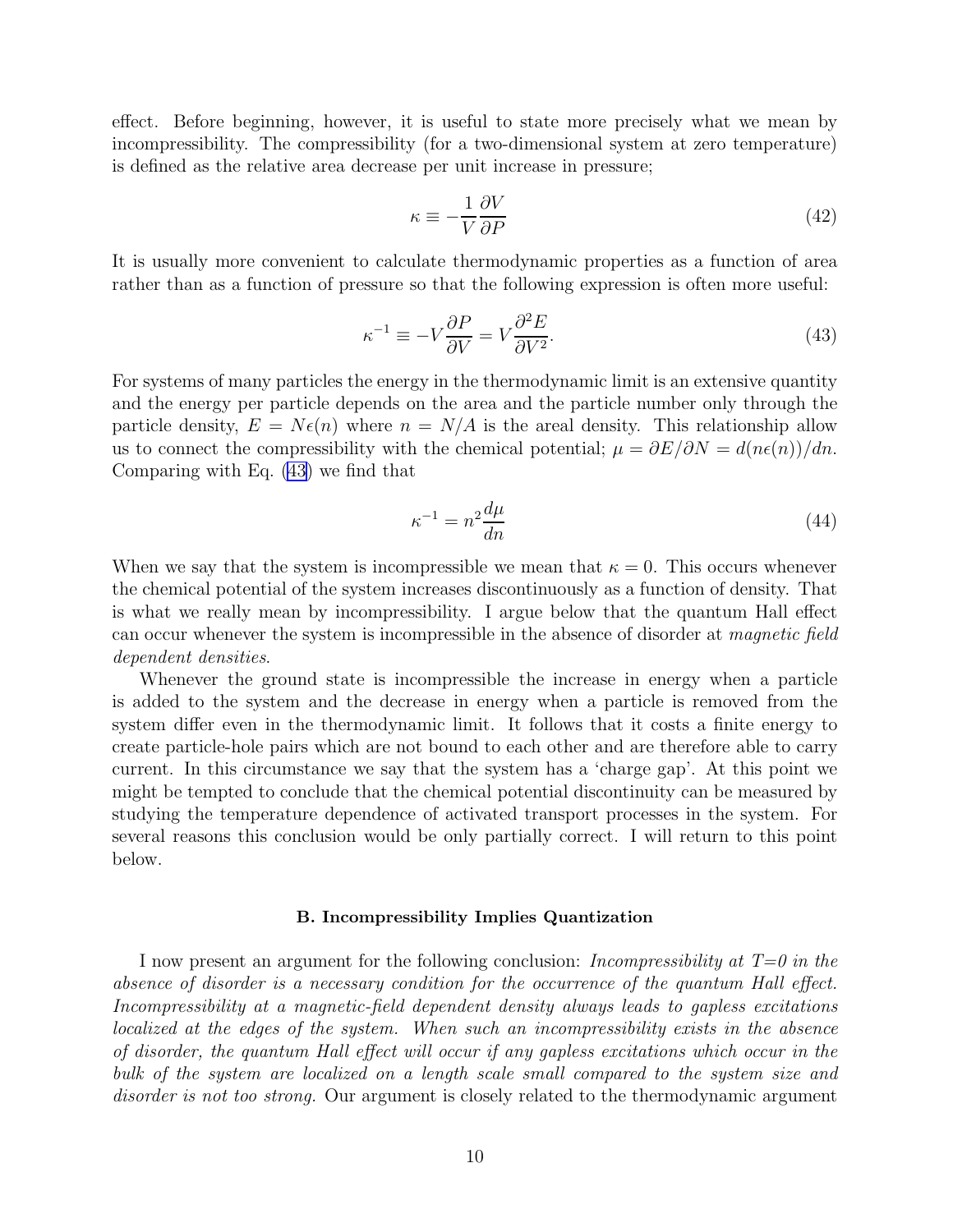effect. Before beginning, however, it is useful to state more precisely what we mean by incompressibility. The compressibility (for a two-dimensional system at zero temperature) is defined as the relative area decrease per unit increase in pressure;

$$\kappa \equiv -\frac{1}{V}\frac{\partial V}{\partial P} \tag{42}$$

It is usually more convenient to calculate thermodynamic properties as a function of area rather than as a function of pressure so that the following expression is often more useful:

$$\kappa^{-1} \equiv -V\frac{\partial P}{\partial V} = V\frac{\partial^2 E}{\partial V^2}. \tag{43}$$

For systems of many particles the energy in the thermodynamic limit is an extensive quantity and the energy per particle depends on the area and the particle number only through the particle density, $E = N\epsilon(n)$ where $n = N/A$ is the areal density. This relationship allow us to connect the compressibility with the chemical potential; $\mu = \partial E/\partial N = d(n\epsilon(n))/dn$. Comparing with Eq. (43) we find that

$$\kappa^{-1} = n^2\frac{d\mu}{dn} \tag{44}$$

When we say that the system is incompressible we mean that $\kappa = 0$. This occurs whenever the chemical potential of the system increases discontinuously as a function of density. That is what we really mean by incompressibility. I argue below that the quantum Hall effect can occur whenever the system is incompressible in the absence of disorder at *magnetic field dependent densities*.

Whenever the ground state is incompressible the increase in energy when a particle is added to the system and the decrease in energy when a particle is removed from the system differ even in the thermodynamic limit. It follows that it costs a finite energy to create particle-hole pairs which are not bound to each other and are therefore able to carry current. In this circumstance we say that the system has a 'charge gap'. At this point we might be tempted to conclude that the chemical potential discontinuity can be measured by studying the temperature dependence of activated transport processes in the system. For several reasons this conclusion would be only partially correct. I will return to this point below.

### B. Incompressibility Implies Quantization

I now present an argument for the following conclusion: *Incompressibility at T=0 in the absence of disorder is a necessary condition for the occurrence of the quantum Hall effect. Incompressibility at a magnetic-field dependent density always leads to gapless excitations localized at the edges of the system. When such an incompressibility exists in the absence of disorder, the quantum Hall effect will occur if any gapless excitations which occur in the bulk of the system are localized on a length scale small compared to the system size and disorder is not too strong.* Our argument is closely related to the thermodynamic argument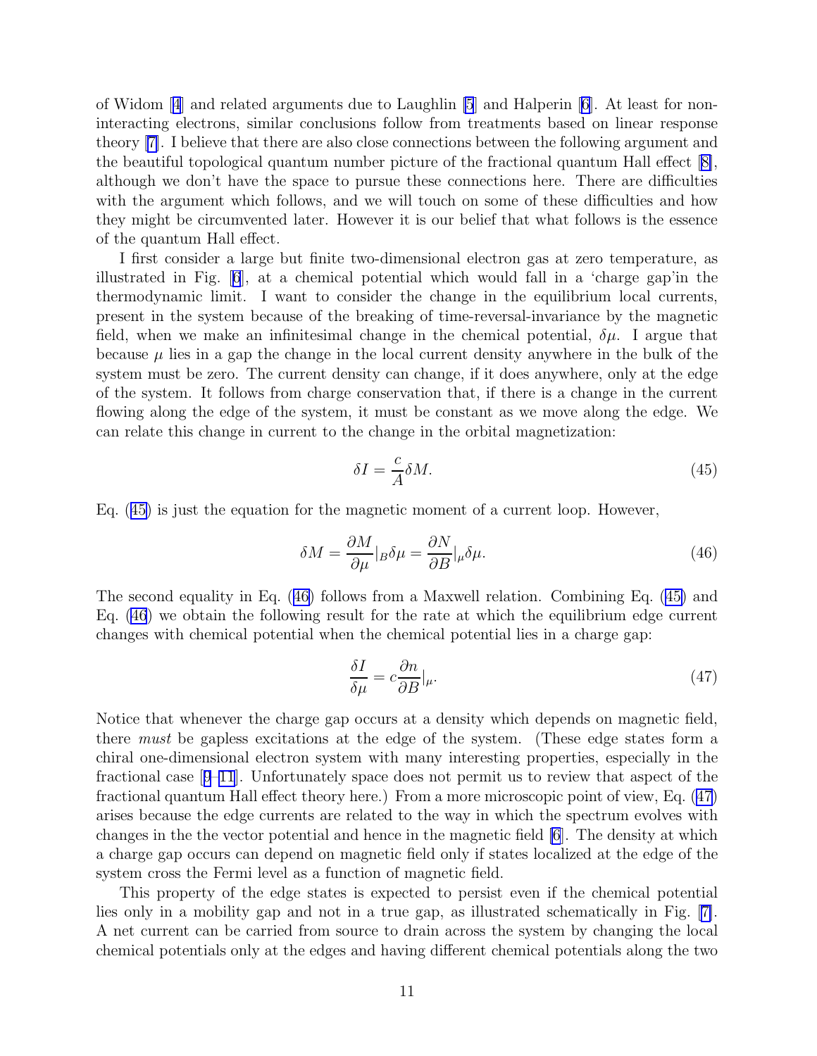of Widom [4] and related arguments due to Laughlin [5] and Halperin [6]. At least for non-interacting electrons, similar conclusions follow from treatments based on linear response theory [7]. I believe that there are also close connections between the following argument and the beautiful topological quantum number picture of the fractional quantum Hall effect [8], although we don't have the space to pursue these connections here. There are difficulties with the argument which follows, and we will touch on some of these difficulties and how they might be circumvented later. However it is our belief that what follows is the essence of the quantum Hall effect.

I first consider a large but finite two-dimensional electron gas at zero temperature, as illustrated in Fig. [6], at a chemical potential which would fall in a 'charge gap'in the thermodynamic limit. I want to consider the change in the equilibrium local currents, present in the system because of the breaking of time-reversal-invariance by the magnetic field, when we make an infinitesimal change in the chemical potential, $\delta\mu$. I argue that because $\mu$ lies in a gap the change in the local current density anywhere in the bulk of the system must be zero. The current density can change, if it does anywhere, only at the edge of the system. It follows from charge conservation that, if there is a change in the current flowing along the edge of the system, it must be constant as we move along the edge. We can relate this change in current to the change in the orbital magnetization:

$$\delta I = \frac{c}{A}\delta M. \tag{45}$$

Eq. (45) is just the equation for the magnetic moment of a current loop. However,

$$\delta M = \frac{\partial M}{\partial \mu}|_B \delta\mu = \frac{\partial N}{\partial B}|_\mu \delta\mu. \tag{46}$$

The second equality in Eq. (46) follows from a Maxwell relation. Combining Eq. (45) and Eq. (46) we obtain the following result for the rate at which the equilibrium edge current changes with chemical potential when the chemical potential lies in a charge gap:

$$\frac{\delta I}{\delta\mu} = c\frac{\partial n}{\partial B}|_\mu. \tag{47}$$

Notice that whenever the charge gap occurs at a density which depends on magnetic field, there *must* be gapless excitations at the edge of the system. (These edge states form a chiral one-dimensional electron system with many interesting properties, especially in the fractional case [9–11]. Unfortunately space does not permit us to review that aspect of the fractional quantum Hall effect theory here.) From a more microscopic point of view, Eq. (47) arises because the edge currents are related to the way in which the spectrum evolves with changes in the the vector potential and hence in the magnetic field [6]. The density at which a charge gap occurs can depend on magnetic field only if states localized at the edge of the system cross the Fermi level as a function of magnetic field.

This property of the edge states is expected to persist even if the chemical potential lies only in a mobility gap and not in a true gap, as illustrated schematically in Fig. [7]. A net current can be carried from source to drain across the system by changing the local chemical potentials only at the edges and having different chemical potentials along the two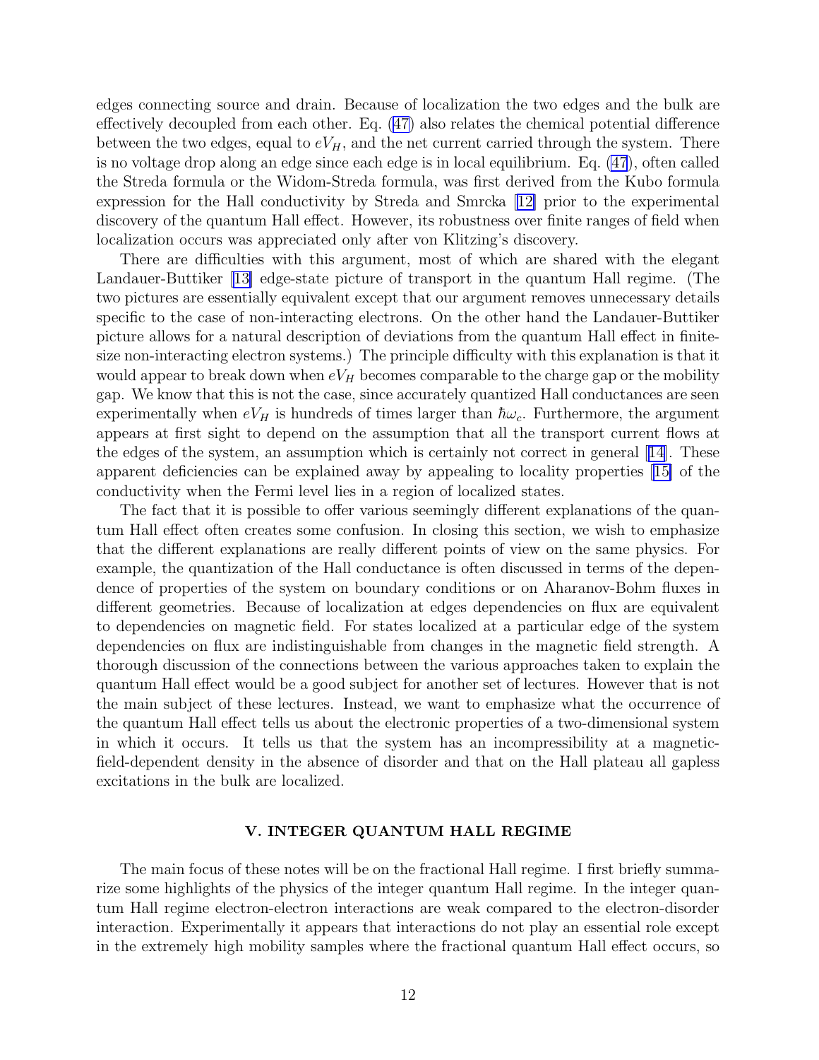edges connecting source and drain. Because of localization the two edges and the bulk are effectively decoupled from each other. Eq. (47) also relates the chemical potential difference between the two edges, equal to $eV_H$, and the net current carried through the system. There is no voltage drop along an edge since each edge is in local equilibrium. Eq. (47), often called the Streda formula or the Widom-Streda formula, was first derived from the Kubo formula expression for the Hall conductivity by Streda and Smrcka [12] prior to the experimental discovery of the quantum Hall effect. However, its robustness over finite ranges of field when localization occurs was appreciated only after von Klitzing's discovery.

There are difficulties with this argument, most of which are shared with the elegant Landauer-Buttiker [13] edge-state picture of transport in the quantum Hall regime. (The two pictures are essentially equivalent except that our argument removes unnecessary details specific to the case of non-interacting electrons. On the other hand the Landauer-Buttiker picture allows for a natural description of deviations from the quantum Hall effect in finite-size non-interacting electron systems.) The principle difficulty with this explanation is that it would appear to break down when $eV_H$ becomes comparable to the charge gap or the mobility gap. We know that this is not the case, since accurately quantized Hall conductances are seen experimentally when $eV_H$ is hundreds of times larger than $\hbar\omega_c$. Furthermore, the argument appears at first sight to depend on the assumption that all the transport current flows at the edges of the system, an assumption which is certainly not correct in general [14]. These apparent deficiencies can be explained away by appealing to locality properties [15] of the conductivity when the Fermi level lies in a region of localized states.

The fact that it is possible to offer various seemingly different explanations of the quantum Hall effect often creates some confusion. In closing this section, we wish to emphasize that the different explanations are really different points of view on the same physics. For example, the quantization of the Hall conductance is often discussed in terms of the dependence of properties of the system on boundary conditions or on Aharanov-Bohm fluxes in different geometries. Because of localization at edges dependencies on flux are equivalent to dependencies on magnetic field. For states localized at a particular edge of the system dependencies on flux are indistinguishable from changes in the magnetic field strength. A thorough discussion of the connections between the various approaches taken to explain the quantum Hall effect would be a good subject for another set of lectures. However that is not the main subject of these lectures. Instead, we want to emphasize what the occurrence of the quantum Hall effect tells us about the electronic properties of a two-dimensional system in which it occurs. It tells us that the system has an incompressibility at a magnetic-field-dependent density in the absence of disorder and that on the Hall plateau all gapless excitations in the bulk are localized.

## V. INTEGER QUANTUM HALL REGIME

The main focus of these notes will be on the fractional Hall regime. I first briefly summarize some highlights of the physics of the integer quantum Hall regime. In the integer quantum Hall regime electron-electron interactions are weak compared to the electron-disorder interaction. Experimentally it appears that interactions do not play an essential role except in the extremely high mobility samples where the fractional quantum Hall effect occurs, so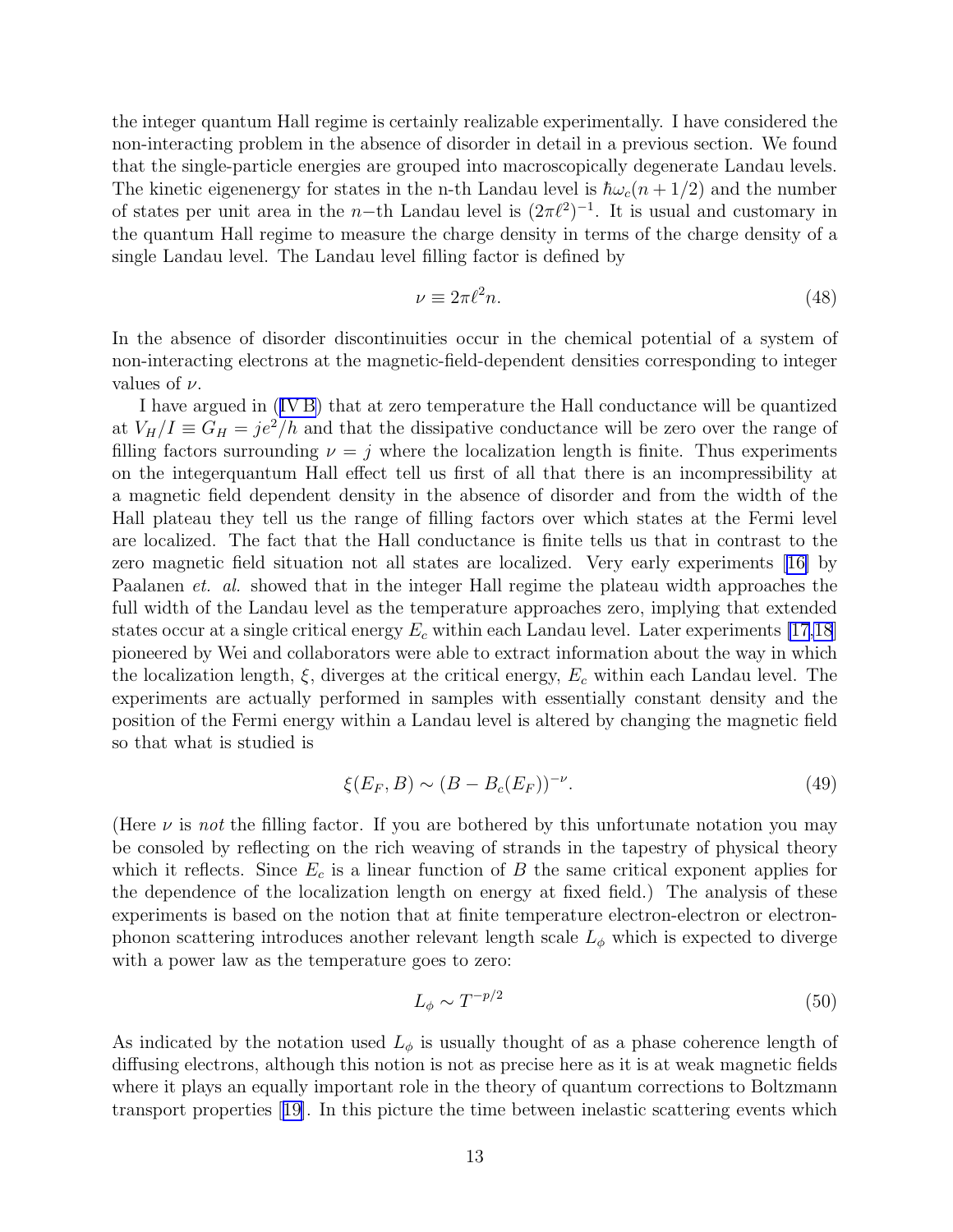the integer quantum Hall regime is certainly realizable experimentally. I have considered the non-interacting problem in the absence of disorder in detail in a previous section. We found that the single-particle energies are grouped into macroscopically degenerate Landau levels. The kinetic eigenenergy for states in the n-th Landau level is $\hbar\omega_c(n+1/2)$ and the number of states per unit area in the $n-$th Landau level is $(2\pi\ell^2)^{-1}$. It is usual and customary in the quantum Hall regime to measure the charge density in terms of the charge density of a single Landau level. The Landau level filling factor is defined by

$$\nu \equiv 2\pi\ell^2 n. \tag{48}$$

In the absence of disorder discontinuities occur in the chemical potential of a system of non-interacting electrons at the magnetic-field-dependent densities corresponding to integer values of $\nu$.

I have argued in (IV B) that at zero temperature the Hall conductance will be quantized at $V_H/I \equiv G_H = je^2/h$ and that the dissipative conductance will be zero over the range of filling factors surrounding $\nu = j$ where the localization length is finite. Thus experiments on the integerquantum Hall effect tell us first of all that there is an incompressibility at a magnetic field dependent density in the absence of disorder and from the width of the Hall plateau they tell us the range of filling factors over which states at the Fermi level are localized. The fact that the Hall conductance is finite tells us that in contrast to the zero magnetic field situation not all states are localized. Very early experiments [16] by Paalanen *et. al.* showed that in the integer Hall regime the plateau width approaches the full width of the Landau level as the temperature approaches zero, implying that extended states occur at a single critical energy $E_c$ within each Landau level. Later experiments [17,18] pioneered by Wei and collaborators were able to extract information about the way in which the localization length, $\xi$, diverges at the critical energy, $E_c$ within each Landau level. The experiments are actually performed in samples with essentially constant density and the position of the Fermi energy within a Landau level is altered by changing the magnetic field so that what is studied is

$$\xi(E_F, B) \sim (B - B_c(E_F))^{-\nu}. \tag{49}$$

(Here $\nu$ is *not* the filling factor. If you are bothered by this unfortunate notation you may be consoled by reflecting on the rich weaving of strands in the tapestry of physical theory which it reflects. Since $E_c$ is a linear function of $B$ the same critical exponent applies for the dependence of the localization length on energy at fixed field.) The analysis of these experiments is based on the notion that at finite temperature electron-electron or electron-phonon scattering introduces another relevant length scale $L_\phi$ which is expected to diverge with a power law as the temperature goes to zero:

$$L_\phi \sim T^{-p/2} \tag{50}$$

As indicated by the notation used $L_\phi$ is usually thought of as a phase coherence length of diffusing electrons, although this notion is not as precise here as it is at weak magnetic fields where it plays an equally important role in the theory of quantum corrections to Boltzmann transport properties [19]. In this picture the time between inelastic scattering events which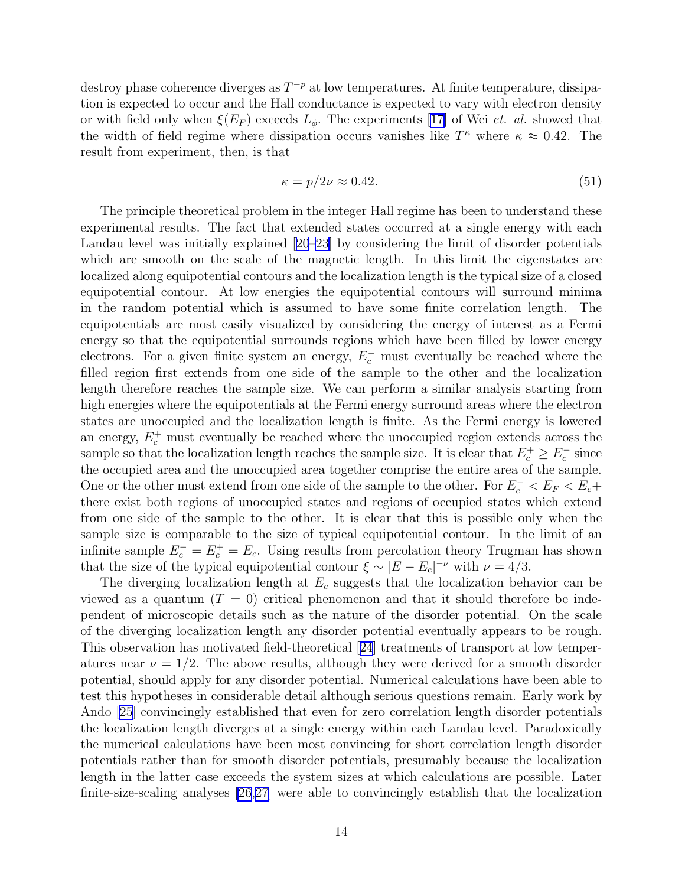destroy phase coherence diverges as $T^{-p}$ at low temperatures. At finite temperature, dissipation is expected to occur and the Hall conductance is expected to vary with electron density or with field only when $\xi(E_F)$ exceeds $L_\phi$. The experiments [17] of Wei *et. al.* showed that the width of field regime where dissipation occurs vanishes like $T^\kappa$ where $\kappa \approx 0.42$. The result from experiment, then, is that

$$\kappa = p/2\nu \approx 0.42. \tag{51}$$

The principle theoretical problem in the integer Hall regime has been to understand these experimental results. The fact that extended states occurred at a single energy with each Landau level was initially explained [20–23] by considering the limit of disorder potentials which are smooth on the scale of the magnetic length. In this limit the eigenstates are localized along equipotential contours and the localization length is the typical size of a closed equipotential contour. At low energies the equipotential contours will surround minima in the random potential which is assumed to have some finite correlation length. The equipotentials are most easily visualized by considering the energy of interest as a Fermi energy so that the equipotential surrounds regions which have been filled by lower energy electrons. For a given finite system an energy, $E_c^-$ must eventually be reached where the filled region first extends from one side of the sample to the other and the localization length therefore reaches the sample size. We can perform a similar analysis starting from high energies where the equipotentials at the Fermi energy surround areas where the electron states are unoccupied and the localization length is finite. As the Fermi energy is lowered an energy, $E_c^+$ must eventually be reached where the unoccupied region extends across the sample so that the localization length reaches the sample size. It is clear that $E_c^+ \geq E_c^-$ since the occupied area and the unoccupied area together comprise the entire area of the sample. One or the other must extend from one side of the sample to the other. For $E_c^- < E_F < E_c+$ there exist both regions of unoccupied states and regions of occupied states which extend from one side of the sample to the other. It is clear that this is possible only when the sample size is comparable to the size of typical equipotential contour. In the limit of an infinite sample $E_c^- = E_c^+ = E_c$. Using results from percolation theory Trugman has shown that the size of the typical equipotential contour $\xi \sim |E - E_c|^{-\nu}$ with $\nu = 4/3$.

The diverging localization length at $E_c$ suggests that the localization behavior can be viewed as a quantum ($T = 0$) critical phenomenon and that it should therefore be independent of microscopic details such as the nature of the disorder potential. On the scale of the diverging localization length any disorder potential eventually appears to be rough. This observation has motivated field-theoretical [24] treatments of transport at low temperatures near $\nu = 1/2$. The above results, although they were derived for a smooth disorder potential, should apply for any disorder potential. Numerical calculations have been able to test this hypotheses in considerable detail although serious questions remain. Early work by Ando [25] convincingly established that even for zero correlation length disorder potentials the localization length diverges at a single energy within each Landau level. Paradoxically the numerical calculations have been most convincing for short correlation length disorder potentials rather than for smooth disorder potentials, presumably because the localization length in the latter case exceeds the system sizes at which calculations are possible. Later finite-size-scaling analyses [26,27] were able to convincingly establish that the localization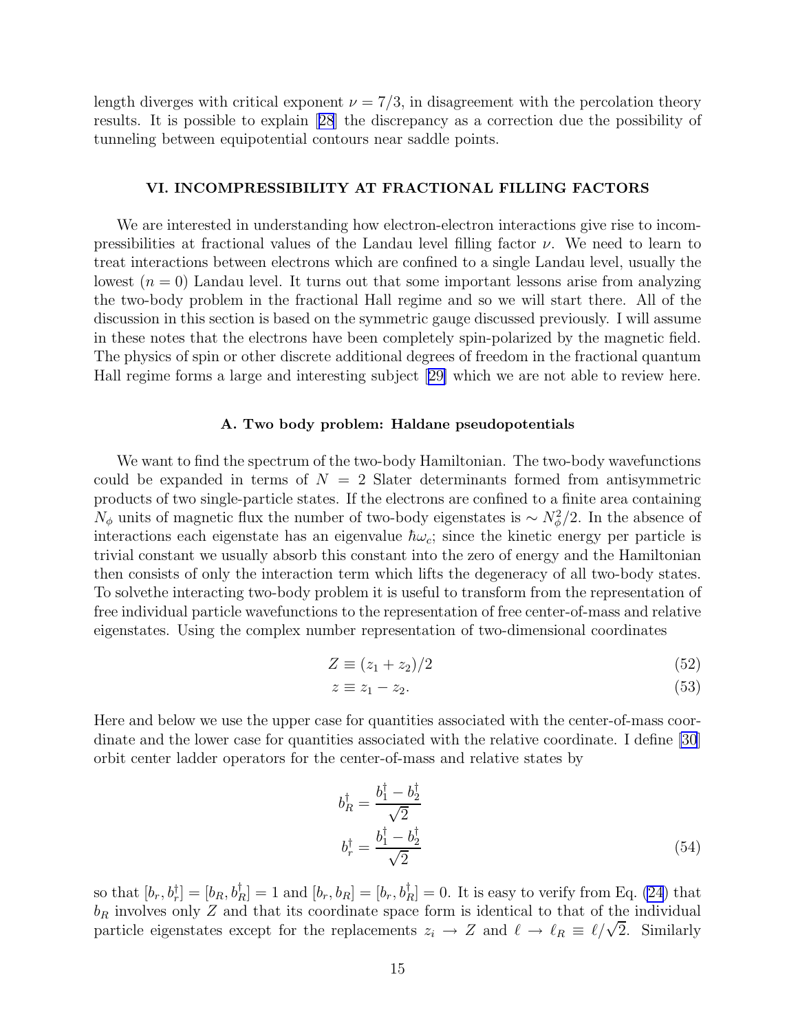length diverges with critical exponent $\nu = 7/3$, in disagreement with the percolation theory results. It is possible to explain [28] the discrepancy as a correction due the possibility of tunneling between equipotential contours near saddle points.

## VI. INCOMPRESSIBILITY AT FRACTIONAL FILLING FACTORS

We are interested in understanding how electron-electron interactions give rise to incompressibilities at fractional values of the Landau level filling factor $\nu$. We need to learn to treat interactions between electrons which are confined to a single Landau level, usually the lowest ($n = 0$) Landau level. It turns out that some important lessons arise from analyzing the two-body problem in the fractional Hall regime and so we will start there. All of the discussion in this section is based on the symmetric gauge discussed previously. I will assume in these notes that the electrons have been completely spin-polarized by the magnetic field. The physics of spin or other discrete additional degrees of freedom in the fractional quantum Hall regime forms a large and interesting subject [29] which we are not able to review here.

### A. Two body problem: Haldane pseudopotentials

We want to find the spectrum of the two-body Hamiltonian. The two-body wavefunctions could be expanded in terms of $N = 2$ Slater determinants formed from antisymmetric products of two single-particle states. If the electrons are confined to a finite area containing $N_\phi$ units of magnetic flux the number of two-body eigenstates is $\sim N_\phi^2/2$. In the absence of interactions each eigenstate has an eigenvalue $\hbar\omega_c$; since the kinetic energy per particle is trivial constant we usually absorb this constant into the zero of energy and the Hamiltonian then consists of only the interaction term which lifts the degeneracy of all two-body states. To solvethe interacting two-body problem it is useful to transform from the representation of free individual particle wavefunctions to the representation of free center-of-mass and relative eigenstates. Using the complex number representation of two-dimensional coordinates

$$Z \equiv (z_1 + z_2)/2 \tag{52}$$

$$z \equiv z_1 - z_2. \tag{53}$$

Here and below we use the upper case for quantities associated with the center-of-mass coordinate and the lower case for quantities associated with the relative coordinate. I define [30] orbit center ladder operators for the center-of-mass and relative states by

$$b_R^\dagger = \frac{b_1^\dagger - b_2^\dagger}{\sqrt{2}}$$
$$b_r^\dagger = \frac{b_1^\dagger - b_2^\dagger}{\sqrt{2}} \tag{54}$$

so that $[b_r, b_r^\dagger] = [b_R, b_R^\dagger] = 1$ and $[b_r, b_R] = [b_r, b_R^\dagger] = 0$. It is easy to verify from Eq. (24) that $b_R$ involves only $Z$ and that its coordinate space form is identical to that of the individual particle eigenstates except for the replacements $z_i \to Z$ and $\ell \to \ell_R \equiv \ell/\sqrt{2}$. Similarly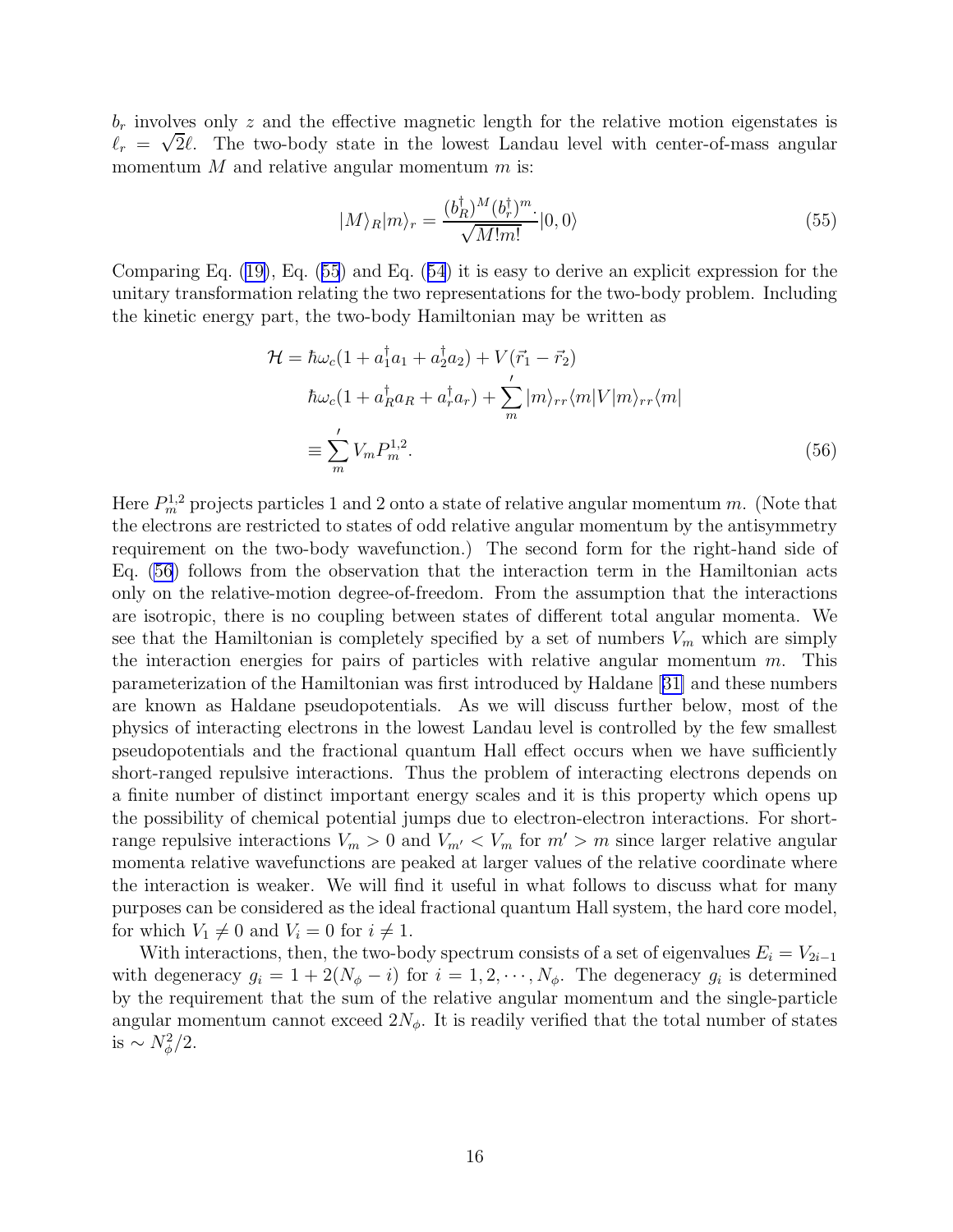$b_r$ involves only $z$ and the effective magnetic length for the relative motion eigenstates is $\ell_r = \sqrt{2}\ell$. The two-body state in the lowest Landau level with center-of-mass angular momentum $M$ and relative angular momentum $m$ is:

$$|M\rangle_R |m\rangle_r = \frac{(b_R^\dagger)^M (b_r^\dagger)^m}{\sqrt{M!m!}} \cdot |0,0\rangle \tag{55}$$

Comparing Eq. (19), Eq. (55) and Eq. (54) it is easy to derive an explicit expression for the unitary transformation relating the two representations for the two-body problem. Including the kinetic energy part, the two-body Hamiltonian may be written as

$$\begin{aligned}
\mathcal{H} &= \hbar\omega_c(1 + a_1^\dagger a_1 + a_2^\dagger a_2) + V(\vec{r}_1 - \vec{r}_2) \\
&\quad \hbar\omega_c(1 + a_R^\dagger a_R + a_r^\dagger a_r) + \sum_m{}' |m\rangle_{rr}\langle m|V|m\rangle_{rr}\langle m| \\
&\equiv \sum_m{}' V_m P_m^{1,2}.
\end{aligned} \tag{56}$$

Here $P_m^{1,2}$ projects particles 1 and 2 onto a state of relative angular momentum $m$. (Note that the electrons are restricted to states of odd relative angular momentum by the antisymmetry requirement on the two-body wavefunction.) The second form for the right-hand side of Eq. (56) follows from the observation that the interaction term in the Hamiltonian acts only on the relative-motion degree-of-freedom. From the assumption that the interactions are isotropic, there is no coupling between states of different total angular momenta. We see that the Hamiltonian is completely specified by a set of numbers $V_m$ which are simply the interaction energies for pairs of particles with relative angular momentum $m$. This parameterization of the Hamiltonian was first introduced by Haldane [31] and these numbers are known as Haldane pseudopotentials. As we will discuss further below, most of the physics of interacting electrons in the lowest Landau level is controlled by the few smallest pseudopotentials and the fractional quantum Hall effect occurs when we have sufficiently short-ranged repulsive interactions. Thus the problem of interacting electrons depends on a finite number of distinct important energy scales and it is this property which opens up the possibility of chemical potential jumps due to electron-electron interactions. For short-range repulsive interactions $V_m > 0$ and $V_{m'} < V_m$ for $m' > m$ since larger relative angular momenta relative wavefunctions are peaked at larger values of the relative coordinate where the interaction is weaker. We will find it useful in what follows to discuss what for many purposes can be considered as the ideal fractional quantum Hall system, the hard core model, for which $V_1 \neq 0$ and $V_i = 0$ for $i \neq 1$.

With interactions, then, the two-body spectrum consists of a set of eigenvalues $E_i = V_{2i-1}$ with degeneracy $g_i = 1 + 2(N_\phi - i)$ for $i = 1, 2, \cdots, N_\phi$. The degeneracy $g_i$ is determined by the requirement that the sum of the relative angular momentum and the single-particle angular momentum cannot exceed $2N_\phi$. It is readily verified that the total number of states is $\sim N_\phi^2/2$.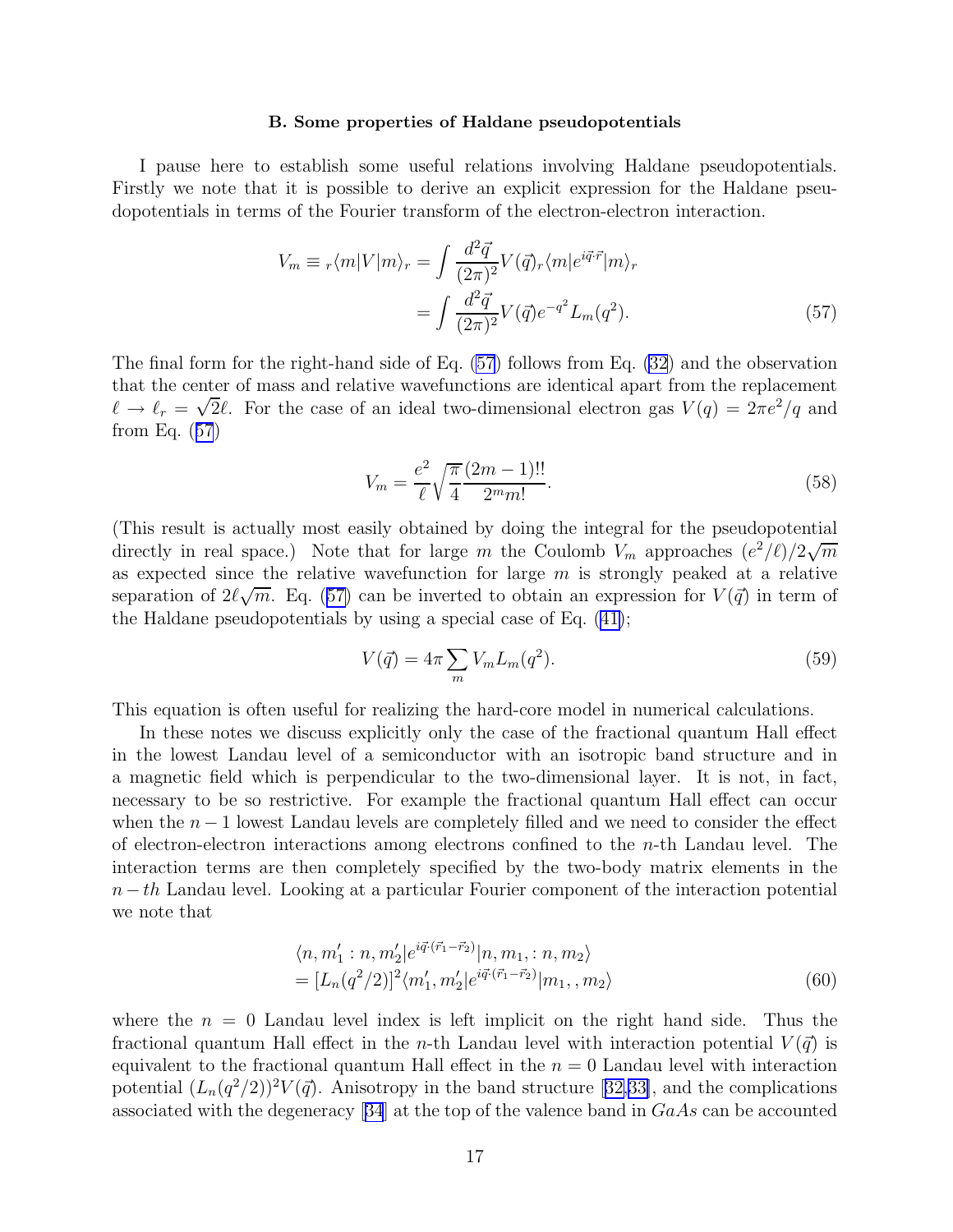### B. Some properties of Haldane pseudopotentials

I pause here to establish some useful relations involving Haldane pseudopotentials. Firstly we note that it is possible to derive an explicit expression for the Haldane pseudopotentials in terms of the Fourier transform of the electron-electron interaction.

$$
\begin{aligned}
V_m \equiv {}_r\langle m|V|m\rangle_r &= \int \frac{d^2\vec{q}}{(2\pi)^2} V(\vec{q})_r\langle m|e^{i\vec{q}\cdot\vec{r}}|m\rangle_r \\
&= \int \frac{d^2\vec{q}}{(2\pi)^2} V(\vec{q}) e^{-q^2} L_m(q^2).
\end{aligned} \tag{57}
$$

The final form for the right-hand side of Eq. (57) follows from Eq. (32) and the observation that the center of mass and relative wavefunctions are identical apart from the replacement $\ell \to \ell_r = \sqrt{2}\ell$. For the case of an ideal two-dimensional electron gas $V(q) = 2\pi e^2/q$ and from Eq. (57)

$$
V_m = \frac{e^2}{\ell}\sqrt{\frac{\pi}{4}}\frac{(2m-1)!!}{2^m m!}. \tag{58}
$$

(This result is actually most easily obtained by doing the integral for the pseudopotential directly in real space.) Note that for large $m$ the Coulomb $V_m$ approaches $(e^2/\ell)/2\sqrt{m}$ as expected since the relative wavefunction for large $m$ is strongly peaked at a relative separation of $2\ell\sqrt{m}$. Eq. (57) can be inverted to obtain an expression for $V(\vec{q})$ in term of the Haldane pseudopotentials by using a special case of Eq. (41);

$$
V(\vec{q}) = 4\pi \sum_m V_m L_m(q^2). \tag{59}
$$

This equation is often useful for realizing the hard-core model in numerical calculations.

In these notes we discuss explicitly only the case of the fractional quantum Hall effect in the lowest Landau level of a semiconductor with an isotropic band structure and in a magnetic field which is perpendicular to the two-dimensional layer. It is not, in fact, necessary to be so restrictive. For example the fractional quantum Hall effect can occur when the $n-1$ lowest Landau levels are completely filled and we need to consider the effect of electron-electron interactions among electrons confined to the $n$-th Landau level. The interaction terms are then completely specified by the two-body matrix elements in the $n-th$ Landau level. Looking at a particular Fourier component of the interaction potential we note that

$$
\begin{aligned}
&\langle n, m_1' : n, m_2'|e^{i\vec{q}\cdot(\vec{r}_1-\vec{r}_2)}|n, m_1, : n, m_2\rangle \\
&= [L_n(q^2/2)]^2 \langle m_1', m_2'|e^{i\vec{q}\cdot(\vec{r}_1-\vec{r}_2)}|m_1, , m_2\rangle
\end{aligned} \tag{60}
$$

where the $n = 0$ Landau level index is left implicit on the right hand side. Thus the fractional quantum Hall effect in the $n$-th Landau level with interaction potential $V(\vec{q})$ is equivalent to the fractional quantum Hall effect in the $n = 0$ Landau level with interaction potential $(L_n(q^2/2))^2 V(\vec{q})$. Anisotropy in the band structure [32,33], and the complications associated with the degeneracy [34] at the top of the valence band in $GaAs$ can be accounted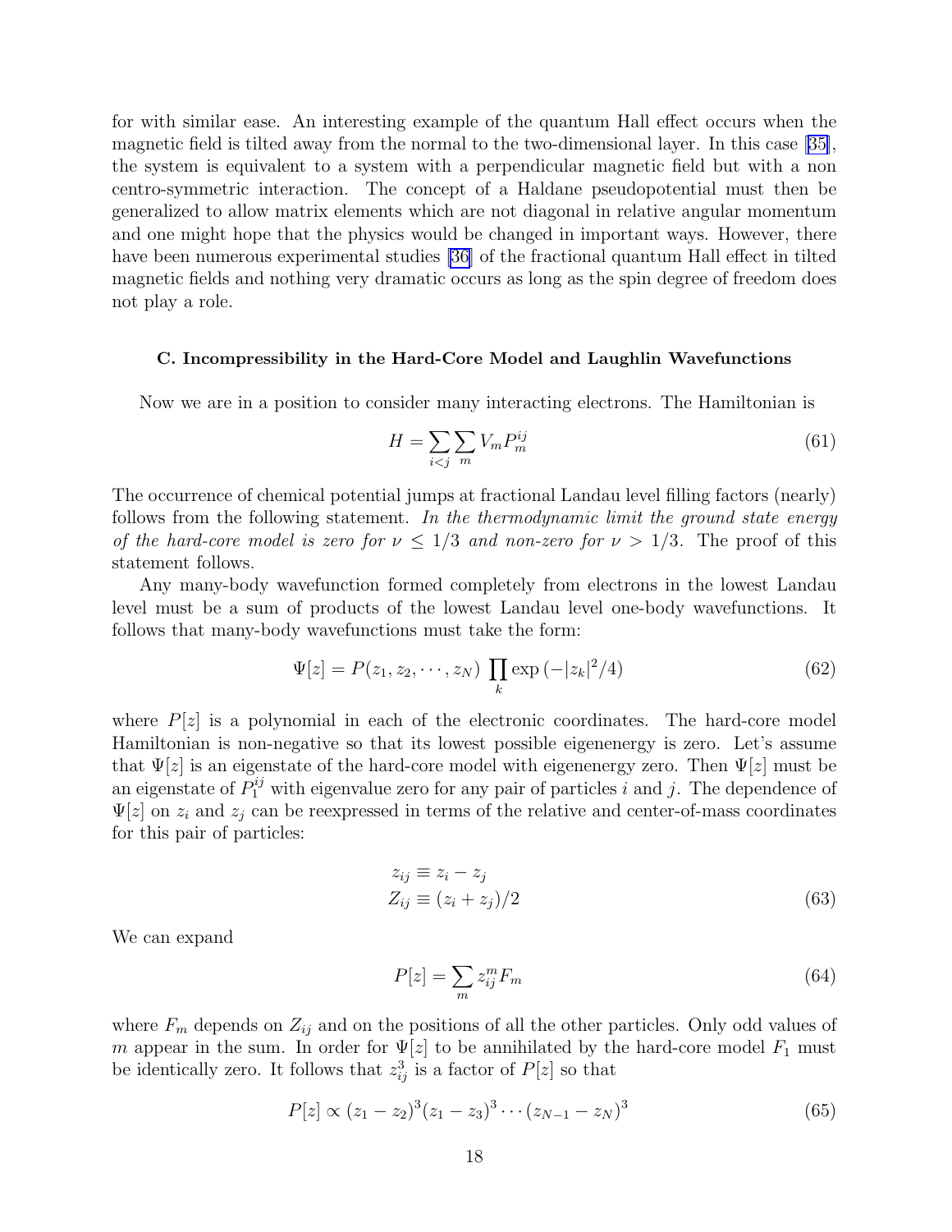for with similar ease. An interesting example of the quantum Hall effect occurs when the magnetic field is tilted away from the normal to the two-dimensional layer. In this case [35], the system is equivalent to a system with a perpendicular magnetic field but with a non centro-symmetric interaction. The concept of a Haldane pseudopotential must then be generalized to allow matrix elements which are not diagonal in relative angular momentum and one might hope that the physics would be changed in important ways. However, there have been numerous experimental studies [36] of the fractional quantum Hall effect in tilted magnetic fields and nothing very dramatic occurs as long as the spin degree of freedom does not play a role.

### C. Incompressibility in the Hard-Core Model and Laughlin Wavefunctions

Now we are in a position to consider many interacting electrons. The Hamiltonian is

$$H = \sum_{i<j} \sum_m V_m P_m^{ij} \tag{61}$$

The occurrence of chemical potential jumps at fractional Landau level filling factors (nearly) follows from the following statement. *In the thermodynamic limit the ground state energy of the hard-core model is zero for $\nu \leq 1/3$ and non-zero for $\nu > 1/3$.* The proof of this statement follows.

Any many-body wavefunction formed completely from electrons in the lowest Landau level must be a sum of products of the lowest Landau level one-body wavefunctions. It follows that many-body wavefunctions must take the form:

$$\Psi[z] = P(z_1, z_2, \cdots, z_N) \prod_k \exp\left(-|z_k|^2/4\right) \tag{62}$$

where $P[z]$ is a polynomial in each of the electronic coordinates. The hard-core model Hamiltonian is non-negative so that its lowest possible eigenenergy is zero. Let's assume that $\Psi[z]$ is an eigenstate of the hard-core model with eigenenergy zero. Then $\Psi[z]$ must be an eigenstate of $P_1^{ij}$ with eigenvalue zero for any pair of particles $i$ and $j$. The dependence of $\Psi[z]$ on $z_i$ and $z_j$ can be reexpressed in terms of the relative and center-of-mass coordinates for this pair of particles:

$$\begin{aligned} z_{ij} &\equiv z_i - z_j \\ Z_{ij} &\equiv (z_i + z_j)/2 \end{aligned} \tag{63}$$

We can expand

$$P[z] = \sum_m z_{ij}^m F_m \tag{64}$$

where $F_m$ depends on $Z_{ij}$ and on the positions of all the other particles. Only odd values of $m$ appear in the sum. In order for $\Psi[z]$ to be annihilated by the hard-core model $F_1$ must be identically zero. It follows that $z_{ij}^3$ is a factor of $P[z]$ so that

$$P[z] \propto (z_1 - z_2)^3 (z_1 - z_3)^3 \cdots (z_{N-1} - z_N)^3 \tag{65}$$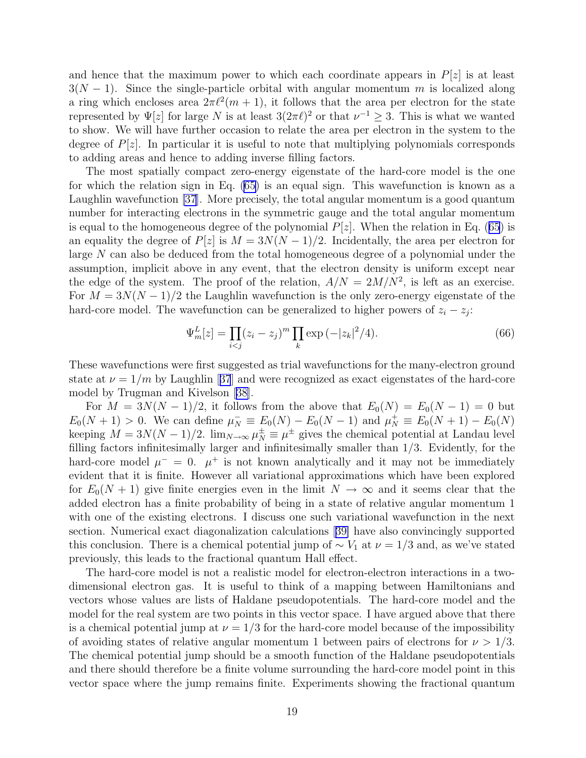and hence that the maximum power to which each coordinate appears in $P[z]$ is at least $3(N-1)$. Since the single-particle orbital with angular momentum $m$ is localized along a ring which encloses area $2\pi\ell^2(m+1)$, it follows that the area per electron for the state represented by $\Psi[z]$ for large $N$ is at least $3(2\pi\ell)^2$ or that $\nu^{-1} \geq 3$. This is what we wanted to show. We will have further occasion to relate the area per electron in the system to the degree of $P[z]$. In particular it is useful to note that multiplying polynomials corresponds to adding areas and hence to adding inverse filling factors.

The most spatially compact zero-energy eigenstate of the hard-core model is the one for which the relation sign in Eq. (65) is an equal sign. This wavefunction is known as a Laughlin wavefunction [37]. More precisely, the total angular momentum is a good quantum number for interacting electrons in the symmetric gauge and the total angular momentum is equal to the homogeneous degree of the polynomial $P[z]$. When the relation in Eq. (65) is an equality the degree of $P[z]$ is $M = 3N(N-1)/2$. Incidentally, the area per electron for large $N$ can also be deduced from the total homogeneous degree of a polynomial under the assumption, implicit above in any event, that the electron density is uniform except near the edge of the system. The proof of the relation, $A/N = 2M/N^2$, is left as an exercise. For $M = 3N(N-1)/2$ the Laughlin wavefunction is the only zero-energy eigenstate of the hard-core model. The wavefunction can be generalized to higher powers of $z_i - z_j$:

$$\Psi^L_m[z] = \prod_{i<j}(z_i - z_j)^m \prod_k \exp\left(-|z_k|^2/4\right). \tag{66}$$

These wavefunctions were first suggested as trial wavefunctions for the many-electron ground state at $\nu = 1/m$ by Laughlin [37] and were recognized as exact eigenstates of the hard-core model by Trugman and Kivelson [38].

For $M = 3N(N-1)/2$, it follows from the above that $E_0(N) = E_0(N-1) = 0$ but $E_0(N+1) > 0$. We can define $\mu_N^- \equiv E_0(N) - E_0(N-1)$ and $\mu_N^+ \equiv E_0(N+1) - E_0(N)$ keeping $M = 3N(N-1)/2$. $\lim_{N\to\infty} \mu_N^{\pm} \equiv \mu^{\pm}$ gives the chemical potential at Landau level filling factors infinitesimally larger and infinitesimally smaller than $1/3$. Evidently, for the hard-core model $\mu^- = 0$. $\mu^+$ is not known analytically and it may not be immediately evident that it is finite. However all variational approximations which have been explored for $E_0(N+1)$ give finite energies even in the limit $N \to \infty$ and it seems clear that the added electron has a finite probability of being in a state of relative angular momentum 1 with one of the existing electrons. I discuss one such variational wavefunction in the next section. Numerical exact diagonalization calculations [39] have also convincingly supported this conclusion. There is a chemical potential jump of $\sim V_1$ at $\nu = 1/3$ and, as we've stated previously, this leads to the fractional quantum Hall effect.

The hard-core model is not a realistic model for electron-electron interactions in a two-dimensional electron gas. It is useful to think of a mapping between Hamiltonians and vectors whose values are lists of Haldane pseudopotentials. The hard-core model and the model for the real system are two points in this vector space. I have argued above that there is a chemical potential jump at $\nu = 1/3$ for the hard-core model because of the impossibility of avoiding states of relative angular momentum 1 between pairs of electrons for $\nu > 1/3$. The chemical potential jump should be a smooth function of the Haldane pseudopotentials and there should therefore be a finite volume surrounding the hard-core model point in this vector space where the jump remains finite. Experiments showing the fractional quantum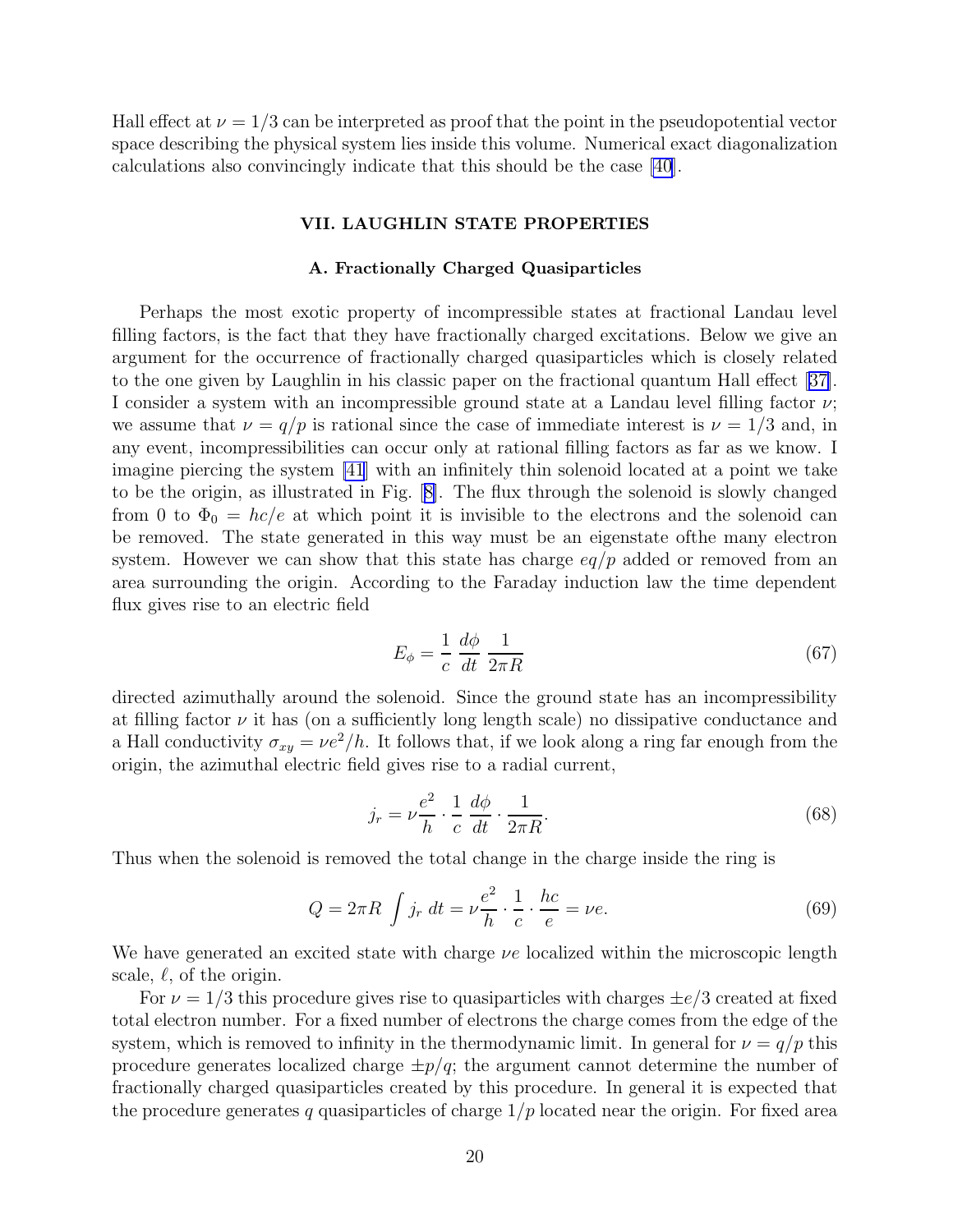Hall effect at $\nu = 1/3$ can be interpreted as proof that the point in the pseudopotential vector space describing the physical system lies inside this volume. Numerical exact diagonalization calculations also convincingly indicate that this should be the case [40].

## VII. LAUGHLIN STATE PROPERTIES

### A. Fractionally Charged Quasiparticles

Perhaps the most exotic property of incompressible states at fractional Landau level filling factors, is the fact that they have fractionally charged excitations. Below we give an argument for the occurrence of fractionally charged quasiparticles which is closely related to the one given by Laughlin in his classic paper on the fractional quantum Hall effect [37]. I consider a system with an incompressible ground state at a Landau level filling factor $\nu$; we assume that $\nu = q/p$ is rational since the case of immediate interest is $\nu = 1/3$ and, in any event, incompressibilities can occur only at rational filling factors as far as we know. I imagine piercing the system [41] with an infinitely thin solenoid located at a point we take to be the origin, as illustrated in Fig. [8]. The flux through the solenoid is slowly changed from 0 to $\Phi_0 = hc/e$ at which point it is invisible to the electrons and the solenoid can be removed. The state generated in this way must be an eigenstate ofthe many electron system. However we can show that this state has charge $eq/p$ added or removed from an area surrounding the origin. According to the Faraday induction law the time dependent flux gives rise to an electric field

$$E_\phi = \frac{1}{c}\,\frac{d\phi}{dt}\,\frac{1}{2\pi R} \tag{67}$$

directed azimuthally around the solenoid. Since the ground state has an incompressibility at filling factor $\nu$ it has (on a sufficiently long length scale) no dissipative conductance and a Hall conductivity $\sigma_{xy} = \nu e^2/h$. It follows that, if we look along a ring far enough from the origin, the azimuthal electric field gives rise to a radial current,

$$j_r = \nu\frac{e^2}{h}\cdot\frac{1}{c}\,\frac{d\phi}{dt}\cdot\frac{1}{2\pi R}. \tag{68}$$

Thus when the solenoid is removed the total change in the charge inside the ring is

$$Q = 2\pi R\int j_r\,dt = \nu\frac{e^2}{h}\cdot\frac{1}{c}\cdot\frac{hc}{e} = \nu e. \tag{69}$$

We have generated an excited state with charge $\nu e$ localized within the microscopic length scale, $\ell$, of the origin.

For $\nu = 1/3$ this procedure gives rise to quasiparticles with charges $\pm e/3$ created at fixed total electron number. For a fixed number of electrons the charge comes from the edge of the system, which is removed to infinity in the thermodynamic limit. In general for $\nu = q/p$ this procedure generates localized charge $\pm p/q$; the argument cannot determine the number of fractionally charged quasiparticles created by this procedure. In general it is expected that the procedure generates $q$ quasiparticles of charge $1/p$ located near the origin. For fixed area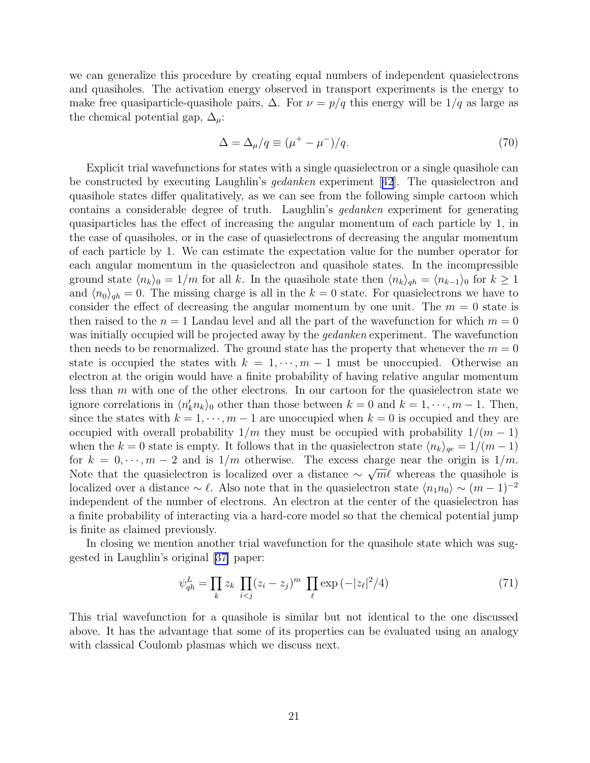we can generalize this procedure by creating equal numbers of independent quasielectrons and quasiholes. The activation energy observed in transport experiments is the energy to make free quasiparticle-quasihole pairs, $\Delta$. For $\nu = p/q$ this energy will be $1/q$ as large as the chemical potential gap, $\Delta_\mu$:

$$\Delta = \Delta_\mu / q \equiv (\mu^+ - \mu^-)/q. \tag{70}$$

Explicit trial wavefunctions for states with a single quasielectron or a single quasihole can be constructed by executing Laughlin's *gedanken* experiment [42]. The quasielectron and quasihole states differ qualitatively, as we can see from the following simple cartoon which contains a considerable degree of truth. Laughlin's *gedanken* experiment for generating quasiparticles has the effect of increasing the angular momentum of each particle by 1, in the case of quasiholes, or in the case of quasielectrons of decreasing the angular momentum of each particle by 1. We can estimate the expectation value for the number operator for each angular momentum in the quasielectron and quasihole states. In the incompressible ground state $\langle n_k \rangle_0 = 1/m$ for all $k$. In the quasihole state then $\langle n_k \rangle_{qh} = \langle n_{k-1} \rangle_0$ for $k \geq 1$ and $\langle n_0 \rangle_{qh} = 0$. The missing charge is all in the $k = 0$ state. For quasielectrons we have to consider the effect of decreasing the angular momentum by one unit. The $m = 0$ state is then raised to the $n = 1$ Landau level and all the part of the wavefunction for which $m = 0$ was initially occupied will be projected away by the *gedanken* experiment. The wavefunction then needs to be renormalized. The ground state has the property that whenever the $m = 0$ state is occupied the states with $k = 1, \cdots, m-1$ must be unoccupied. Otherwise an electron at the origin would have a finite probability of having relative angular momentum less than $m$ with one of the other electrons. In our cartoon for the quasielectron state we ignore correlations in $\langle n'_k n_k \rangle_0$ other than those between $k = 0$ and $k = 1, \cdots, m-1$. Then, since the states with $k = 1, \cdots, m-1$ are unoccupied when $k = 0$ is occupied and they are occupied with overall probability $1/m$ they must be occupied with probability $1/(m-1)$ when the $k = 0$ state is empty. It follows that in the quasielectron state $\langle n_k \rangle_{qe} = 1/(m-1)$ for $k = 0, \cdots, m-2$ and is $1/m$ otherwise. The excess charge near the origin is $1/m$. Note that the quasielectron is localized over a distance $\sim \sqrt{m}\ell$ whereas the quasihole is localized over a distance $\sim \ell$. Also note that in the quasielectron state $\langle n_1 n_0 \rangle \sim (m-1)^{-2}$ independent of the number of electrons. An electron at the center of the quasielectron has a finite probability of interacting via a hard-core model so that the chemical potential jump is finite as claimed previously.

In closing we mention another trial wavefunction for the quasihole state which was suggested in Laughlin's original [37] paper:

$$\psi^L_{qh} = \prod_k z_k \prod_{i<j} (z_i - z_j)^m \prod_\ell \exp\left(-|z_\ell|^2/4\right) \tag{71}$$

This trial wavefunction for a quasihole is similar but not identical to the one discussed above. It has the advantage that some of its properties can be evaluated using an analogy with classical Coulomb plasmas which we discuss next.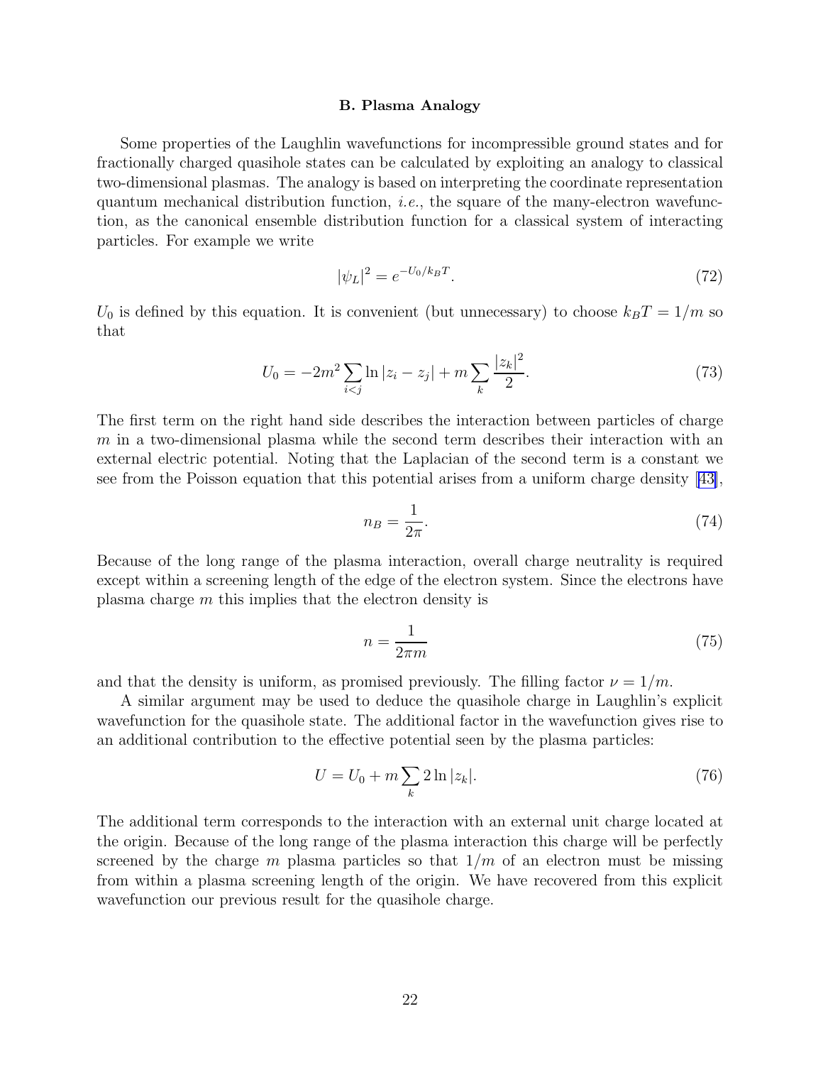### B. Plasma Analogy

Some properties of the Laughlin wavefunctions for incompressible ground states and for fractionally charged quasihole states can be calculated by exploiting an analogy to classical two-dimensional plasmas. The analogy is based on interpreting the coordinate representation quantum mechanical distribution function, *i.e.*, the square of the many-electron wavefunction, as the canonical ensemble distribution function for a classical system of interacting particles. For example we write

$$|\psi_L|^2 = e^{-U_0/k_B T}. \tag{72}$$

$U_0$ is defined by this equation. It is convenient (but unnecessary) to choose $k_B T = 1/m$ so that

$$U_0 = -2m^2 \sum_{i<j} \ln |z_i - z_j| + m \sum_k \frac{|z_k|^2}{2}. \tag{73}$$

The first term on the right hand side describes the interaction between particles of charge $m$ in a two-dimensional plasma while the second term describes their interaction with an external electric potential. Noting that the Laplacian of the second term is a constant we see from the Poisson equation that this potential arises from a uniform charge density [43],

$$n_B = \frac{1}{2\pi}. \tag{74}$$

Because of the long range of the plasma interaction, overall charge neutrality is required except within a screening length of the edge of the electron system. Since the electrons have plasma charge $m$ this implies that the electron density is

$$n = \frac{1}{2\pi m} \tag{75}$$

and that the density is uniform, as promised previously. The filling factor $\nu = 1/m$.

A similar argument may be used to deduce the quasihole charge in Laughlin's explicit wavefunction for the quasihole state. The additional factor in the wavefunction gives rise to an additional contribution to the effective potential seen by the plasma particles:

$$U = U_0 + m \sum_k 2 \ln |z_k|. \tag{76}$$

The additional term corresponds to the interaction with an external unit charge located at the origin. Because of the long range of the plasma interaction this charge will be perfectly screened by the charge $m$ plasma particles so that $1/m$ of an electron must be missing from within a plasma screening length of the origin. We have recovered from this explicit wavefunction our previous result for the quasihole charge.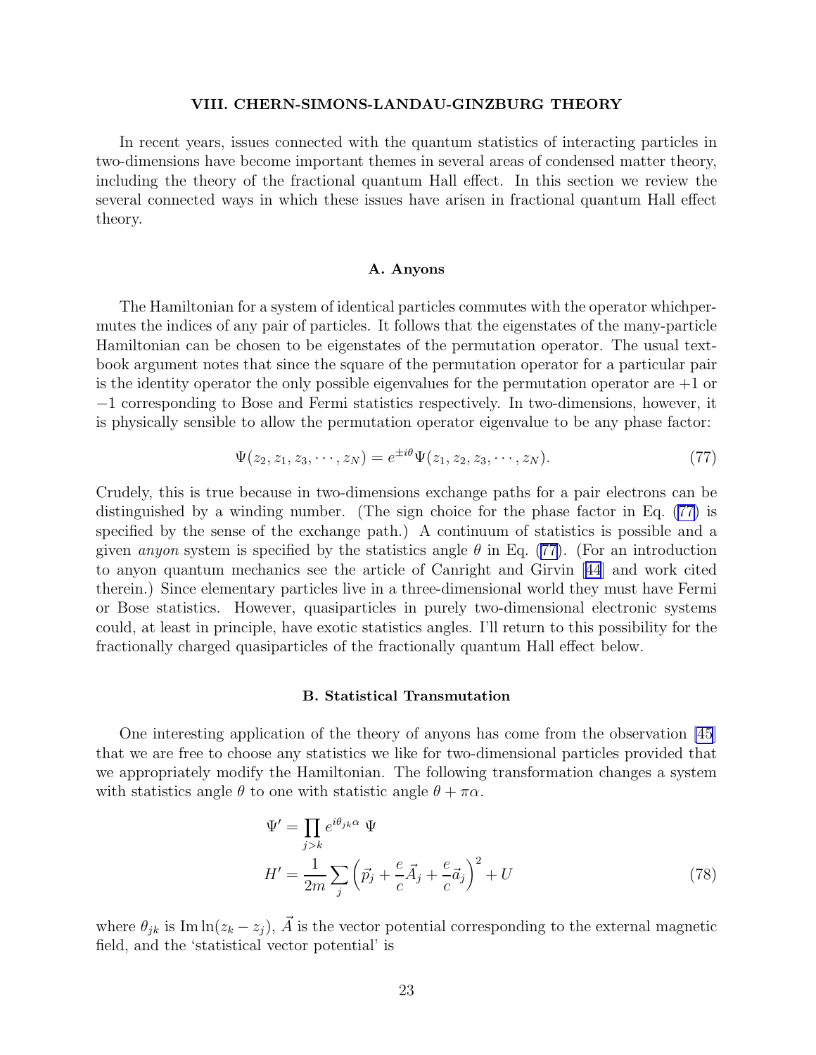## VIII. CHERN-SIMONS-LANDAU-GINZBURG THEORY

In recent years, issues connected with the quantum statistics of interacting particles in two-dimensions have become important themes in several areas of condensed matter theory, including the theory of the fractional quantum Hall effect. In this section we review the several connected ways in which these issues have arisen in fractional quantum Hall effect theory.

### A. Anyons

The Hamiltonian for a system of identical particles commutes with the operator whichpermutes the indices of any pair of particles. It follows that the eigenstates of the many-particle Hamiltonian can be chosen to be eigenstates of the permutation operator. The usual textbook argument notes that since the square of the permutation operator for a particular pair is the identity operator the only possible eigenvalues for the permutation operator are $+1$ or $-1$ corresponding to Bose and Fermi statistics respectively. In two-dimensions, however, it is physically sensible to allow the permutation operator eigenvalue to be any phase factor:

$$\Psi(z_2, z_1, z_3, \cdots, z_N) = e^{\pm i\theta}\Psi(z_1, z_2, z_3, \cdots, z_N). \tag{77}$$

Crudely, this is true because in two-dimensions exchange paths for a pair electrons can be distinguished by a winding number. (The sign choice for the phase factor in Eq. (77) is specified by the sense of the exchange path.) A continuum of statistics is possible and a given *anyon* system is specified by the statistics angle $\theta$ in Eq. (77). (For an introduction to anyon quantum mechanics see the article of Canright and Girvin [44] and work cited therein.) Since elementary particles live in a three-dimensional world they must have Fermi or Bose statistics. However, quasiparticles in purely two-dimensional electronic systems could, at least in principle, have exotic statistics angles. I'll return to this possibility for the fractionally charged quasiparticles of the fractionally quantum Hall effect below.

### B. Statistical Transmutation

One interesting application of the theory of anyons has come from the observation [45] that we are free to choose any statistics we like for two-dimensional particles provided that we appropriately modify the Hamiltonian. The following transformation changes a system with statistics angle $\theta$ to one with statistic angle $\theta + \pi\alpha$.

$$\begin{aligned} \Psi' &= \prod_{j>k} e^{i\theta_{jk}\alpha}\ \Psi \\ H' &= \frac{1}{2m}\sum_j \left(\vec{p}_j + \frac{e}{c}\vec{A}_j + \frac{e}{c}\vec{a}_j\right)^2 + U \end{aligned} \tag{78}$$

where $\theta_{jk}$ is $\operatorname{Im}\ln(z_k - z_j)$, $\vec{A}$ is the vector potential corresponding to the external magnetic field, and the 'statistical vector potential' is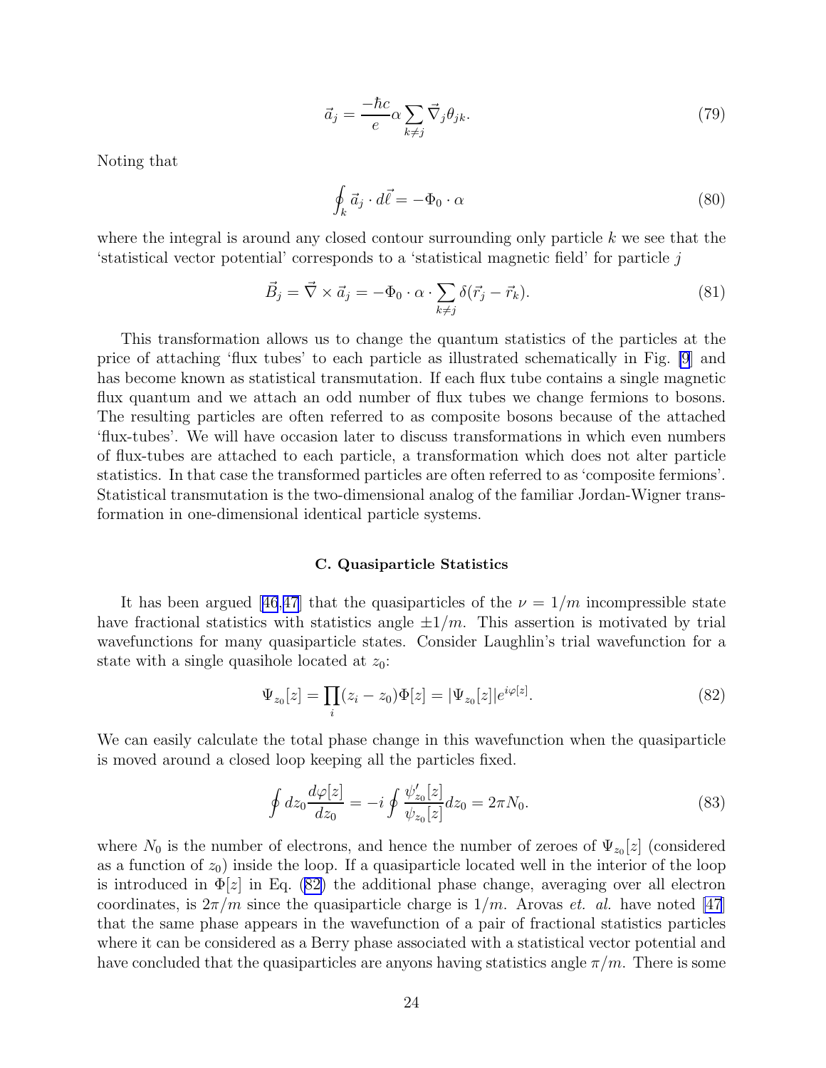$$\vec{a}_j = \frac{-\hbar c}{e} \alpha \sum_{k \neq j} \vec{\nabla}_j \theta_{jk}. \tag{79}$$

Noting that

$$\oint_k \vec{a}_j \cdot d\vec{\ell} = -\Phi_0 \cdot \alpha \tag{80}$$

where the integral is around any closed contour surrounding only particle $k$ we see that the 'statistical vector potential' corresponds to a 'statistical magnetic field' for particle $j$

$$\vec{B}_j = \vec{\nabla} \times \vec{a}_j = -\Phi_0 \cdot \alpha \cdot \sum_{k \neq j} \delta(\vec{r}_j - \vec{r}_k). \tag{81}$$

This transformation allows us to change the quantum statistics of the particles at the price of attaching 'flux tubes' to each particle as illustrated schematically in Fig. [9] and has become known as statistical transmutation. If each flux tube contains a single magnetic flux quantum and we attach an odd number of flux tubes we change fermions to bosons. The resulting particles are often referred to as composite bosons because of the attached 'flux-tubes'. We will have occasion later to discuss transformations in which even numbers of flux-tubes are attached to each particle, a transformation which does not alter particle statistics. In that case the transformed particles are often referred to as 'composite fermions'. Statistical transmutation is the two-dimensional analog of the familiar Jordan-Wigner transformation in one-dimensional identical particle systems.

### C. Quasiparticle Statistics

It has been argued [46,47] that the quasiparticles of the $\nu = 1/m$ incompressible state have fractional statistics with statistics angle $\pm 1/m$. This assertion is motivated by trial wavefunctions for many quasiparticle states. Consider Laughlin's trial wavefunction for a state with a single quasihole located at $z_0$:

$$\Psi_{z_0}[z] = \prod_i (z_i - z_0) \Phi[z] = |\Psi_{z_0}[z]| e^{i\varphi[z]}. \tag{82}$$

We can easily calculate the total phase change in this wavefunction when the quasiparticle is moved around a closed loop keeping all the particles fixed.

$$\oint dz_0 \frac{d\varphi[z]}{dz_0} = -i \oint \frac{\psi'_{z_0}[z]}{\psi_{z_0}[z]} dz_0 = 2\pi N_0. \tag{83}$$

where $N_0$ is the number of electrons, and hence the number of zeroes of $\Psi_{z_0}[z]$ (considered as a function of $z_0$) inside the loop. If a quasiparticle located well in the interior of the loop is introduced in $\Phi[z]$ in Eq. (82) the additional phase change, averaging over all electron coordinates, is $2\pi/m$ since the quasiparticle charge is $1/m$. Arovas *et. al.* have noted [47] that the same phase appears in the wavefunction of a pair of fractional statistics particles where it can be considered as a Berry phase associated with a statistical vector potential and have concluded that the quasiparticles are anyons having statistics angle $\pi/m$. There is some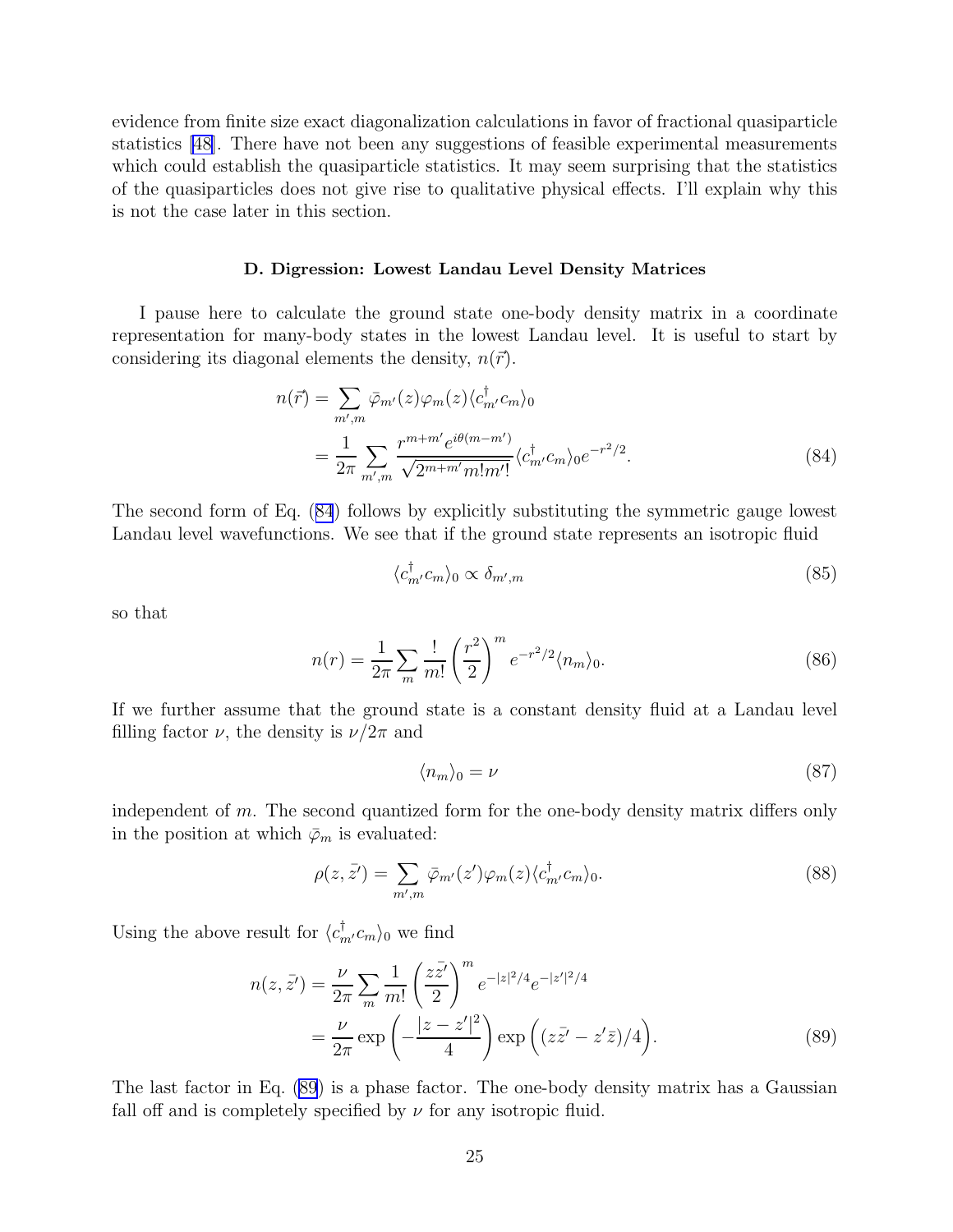evidence from finite size exact diagonalization calculations in favor of fractional quasiparticle statistics [48]. There have not been any suggestions of feasible experimental measurements which could establish the quasiparticle statistics. It may seem surprising that the statistics of the quasiparticles does not give rise to qualitative physical effects. I'll explain why this is not the case later in this section.

### D. Digression: Lowest Landau Level Density Matrices

I pause here to calculate the ground state one-body density matrix in a coordinate representation for many-body states in the lowest Landau level. It is useful to start by considering its diagonal elements the density, $n(\vec{r})$.

$$
\begin{aligned}
n(\vec{r}) &= \sum_{m',m} \bar{\varphi}_{m'}(z)\varphi_m(z)\langle c^\dagger_{m'} c_m\rangle_0 \\
&= \frac{1}{2\pi}\sum_{m',m} \frac{r^{m+m'}e^{i\theta(m-m')}}{\sqrt{2^{m+m'}m!m'!}}\langle c^\dagger_{m'} c_m\rangle_0 e^{-r^2/2}.
\end{aligned}
\tag{84}
$$

The second form of Eq. (84) follows by explicitly substituting the symmetric gauge lowest Landau level wavefunctions. We see that if the ground state represents an isotropic fluid

$$
\langle c^\dagger_{m'} c_m\rangle_0 \propto \delta_{m',m} \tag{85}
$$

so that

$$
n(r) = \frac{1}{2\pi}\sum_m \frac{!}{m!}\left(\frac{r^2}{2}\right)^m e^{-r^2/2}\langle n_m\rangle_0. \tag{86}
$$

If we further assume that the ground state is a constant density fluid at a Landau level filling factor $\nu$, the density is $\nu/2\pi$ and

$$
\langle n_m\rangle_0 = \nu \tag{87}
$$

independent of $m$. The second quantized form for the one-body density matrix differs only in the position at which $\bar{\varphi}_m$ is evaluated:

$$
\rho(z,\bar{z'}) = \sum_{m',m} \bar{\varphi}_{m'}(z')\varphi_m(z)\langle c^\dagger_{m'} c_m\rangle_0. \tag{88}
$$

Using the above result for $\langle c^\dagger_{m'} c_m\rangle_0$ we find

$$
\begin{aligned}
n(z,\bar{z'}) &= \frac{\nu}{2\pi}\sum_m \frac{1}{m!}\left(\frac{z\bar{z'}}{2}\right)^m e^{-|z|^2/4}e^{-|z'|^2/4} \\
&= \frac{\nu}{2\pi}\exp\left(-\frac{|z-z'|^2}{4}\right)\exp\Big((z\bar{z'}-z'\bar{z})/4\Big).
\end{aligned}
\tag{89}
$$

The last factor in Eq. (89) is a phase factor. The one-body density matrix has a Gaussian fall off and is completely specified by $\nu$ for any isotropic fluid.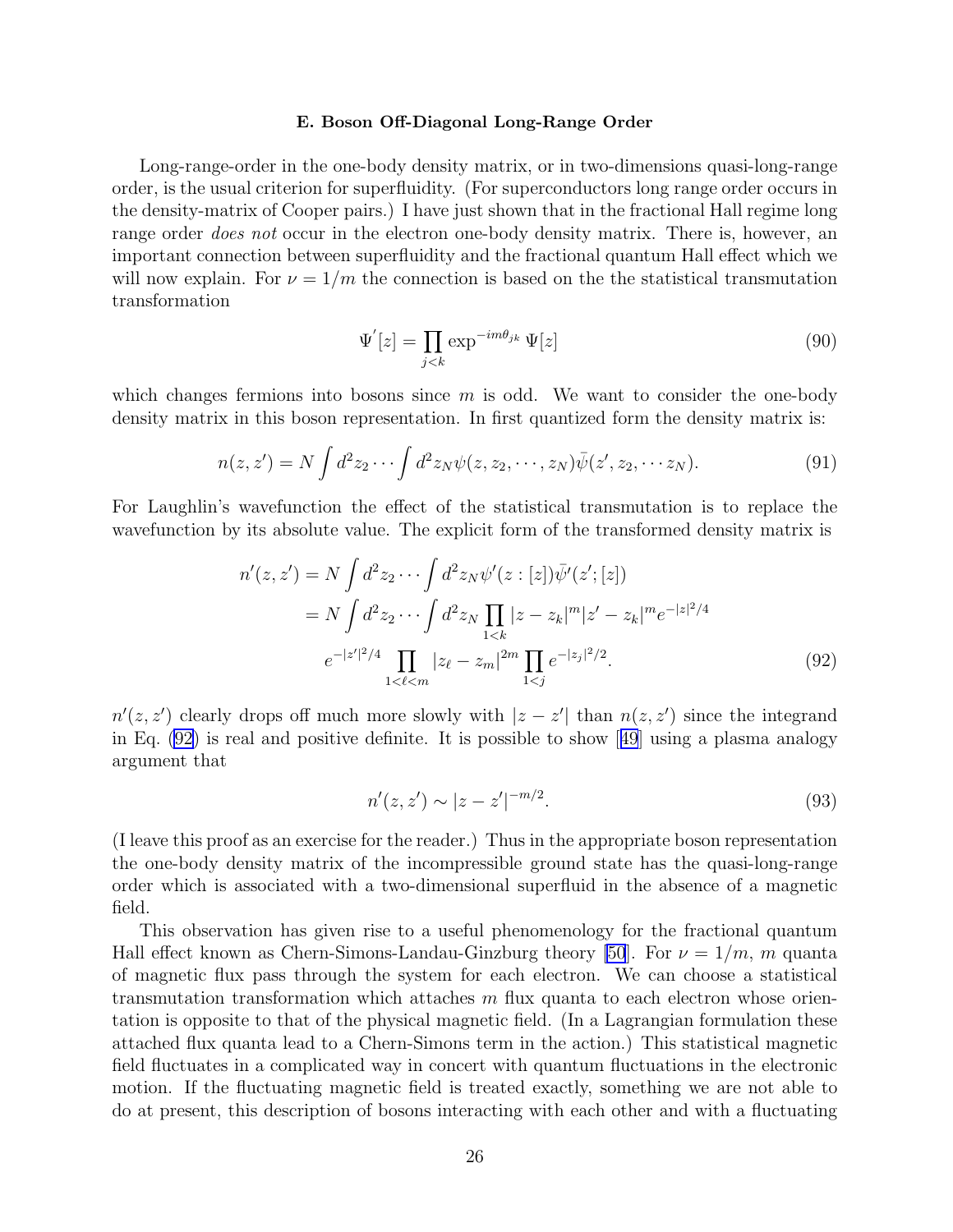### E. Boson Off-Diagonal Long-Range Order

Long-range-order in the one-body density matrix, or in two-dimensions quasi-long-range order, is the usual criterion for superfluidity. (For superconductors long range order occurs in the density-matrix of Cooper pairs.) I have just shown that in the fractional Hall regime long range order *does not* occur in the electron one-body density matrix. There is, however, an important connection between superfluidity and the fractional quantum Hall effect which we will now explain. For $\nu = 1/m$ the connection is based on the the statistical transmutation transformation

$$\Psi^{'}[z] = \prod_{j<k} \exp^{-im\theta_{jk}} \Psi[z] \tag{90}$$

which changes fermions into bosons since $m$ is odd. We want to consider the one-body density matrix in this boson representation. In first quantized form the density matrix is:

$$n(z,z') = N \int d^2z_2 \cdots \int d^2z_N \psi(z, z_2, \cdots, z_N)\bar{\psi}(z', z_2, \cdots z_N). \tag{91}$$

For Laughlin's wavefunction the effect of the statistical transmutation is to replace the wavefunction by its absolute value. The explicit form of the transformed density matrix is

$$\begin{aligned} n'(z,z') &= N \int d^2z_2 \cdots \int d^2z_N \psi'(z:[z])\bar{\psi}'(z';[z]) \\ &= N \int d^2z_2 \cdots \int d^2z_N \prod_{1<k} |z-z_k|^m |z'-z_k|^m e^{-|z|^2/4} \\ &\quad e^{-|z'|^2/4} \prod_{1<\ell<m} |z_\ell - z_m|^{2m} \prod_{1<j} e^{-|z_j|^2/2}. \end{aligned} \tag{92}$$

$n'(z,z')$ clearly drops off much more slowly with $|z-z'|$ than $n(z,z')$ since the integrand in Eq. (92) is real and positive definite. It is possible to show [49] using a plasma analogy argument that

$$n'(z,z') \sim |z-z'|^{-m/2}. \tag{93}$$

(I leave this proof as an exercise for the reader.) Thus in the appropriate boson representation the one-body density matrix of the incompressible ground state has the quasi-long-range order which is associated with a two-dimensional superfluid in the absence of a magnetic field.

This observation has given rise to a useful phenomenology for the fractional quantum Hall effect known as Chern-Simons-Landau-Ginzburg theory [50]. For $\nu = 1/m$, $m$ quanta of magnetic flux pass through the system for each electron. We can choose a statistical transmutation transformation which attaches $m$ flux quanta to each electron whose orientation is opposite to that of the physical magnetic field. (In a Lagrangian formulation these attached flux quanta lead to a Chern-Simons term in the action.) This statistical magnetic field fluctuates in a complicated way in concert with quantum fluctuations in the electronic motion. If the fluctuating magnetic field is treated exactly, something we are not able to do at present, this description of bosons interacting with each other and with a fluctuating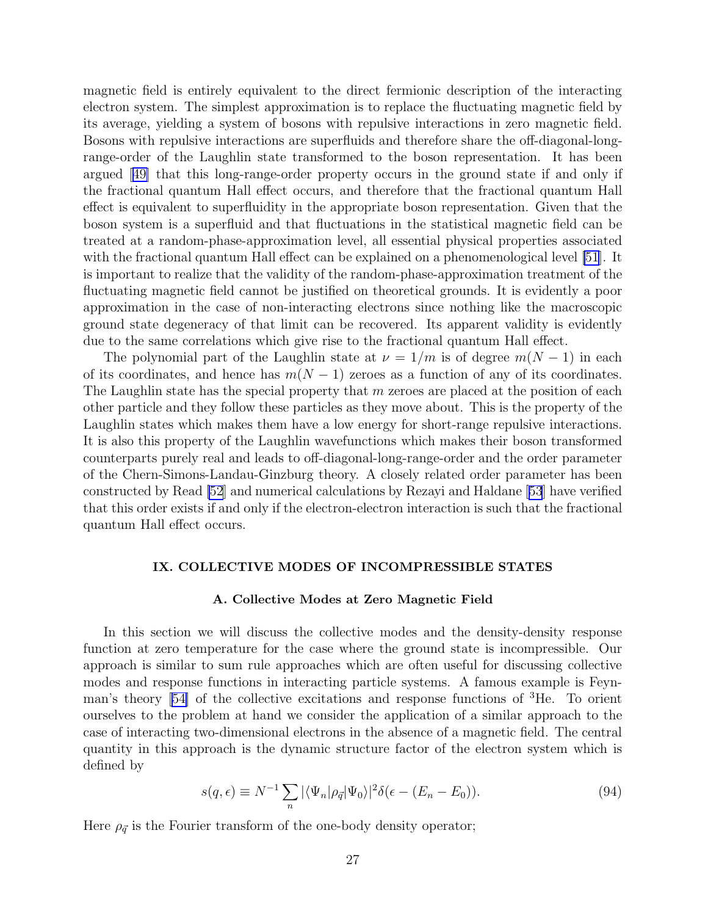magnetic field is entirely equivalent to the direct fermionic description of the interacting electron system. The simplest approximation is to replace the fluctuating magnetic field by its average, yielding a system of bosons with repulsive interactions in zero magnetic field. Bosons with repulsive interactions are superfluids and therefore share the off-diagonal-long-range-order of the Laughlin state transformed to the boson representation. It has been argued [49] that this long-range-order property occurs in the ground state if and only if the fractional quantum Hall effect occurs, and therefore that the fractional quantum Hall effect is equivalent to superfluidity in the appropriate boson representation. Given that the boson system is a superfluid and that fluctuations in the statistical magnetic field can be treated at a random-phase-approximation level, all essential physical properties associated with the fractional quantum Hall effect can be explained on a phenomenological level [51]. It is important to realize that the validity of the random-phase-approximation treatment of the fluctuating magnetic field cannot be justified on theoretical grounds. It is evidently a poor approximation in the case of non-interacting electrons since nothing like the macroscopic ground state degeneracy of that limit can be recovered. Its apparent validity is evidently due to the same correlations which give rise to the fractional quantum Hall effect.

The polynomial part of the Laughlin state at $\nu = 1/m$ is of degree $m(N-1)$ in each of its coordinates, and hence has $m(N-1)$ zeroes as a function of any of its coordinates. The Laughlin state has the special property that $m$ zeroes are placed at the position of each other particle and they follow these particles as they move about. This is the property of the Laughlin states which makes them have a low energy for short-range repulsive interactions. It is also this property of the Laughlin wavefunctions which makes their boson transformed counterparts purely real and leads to off-diagonal-long-range-order and the order parameter of the Chern-Simons-Landau-Ginzburg theory. A closely related order parameter has been constructed by Read [52] and numerical calculations by Rezayi and Haldane [53] have verified that this order exists if and only if the electron-electron interaction is such that the fractional quantum Hall effect occurs.

## IX. COLLECTIVE MODES OF INCOMPRESSIBLE STATES

### A. Collective Modes at Zero Magnetic Field

In this section we will discuss the collective modes and the density-density response function at zero temperature for the case where the ground state is incompressible. Our approach is similar to sum rule approaches which are often useful for discussing collective modes and response functions in interacting particle systems. A famous example is Feynman's theory [54] of the collective excitations and response functions of $^3$He. To orient ourselves to the problem at hand we consider the application of a similar approach to the case of interacting two-dimensional electrons in the absence of a magnetic field. The central quantity in this approach is the dynamic structure factor of the electron system which is defined by

$$s(q, \epsilon) \equiv N^{-1} \sum_n |\langle \Psi_n | \rho_{\vec{q}} | \Psi_0 \rangle|^2 \delta(\epsilon - (E_n - E_0)). \tag{94}$$

Here $\rho_{\vec{q}}$ is the Fourier transform of the one-body density operator;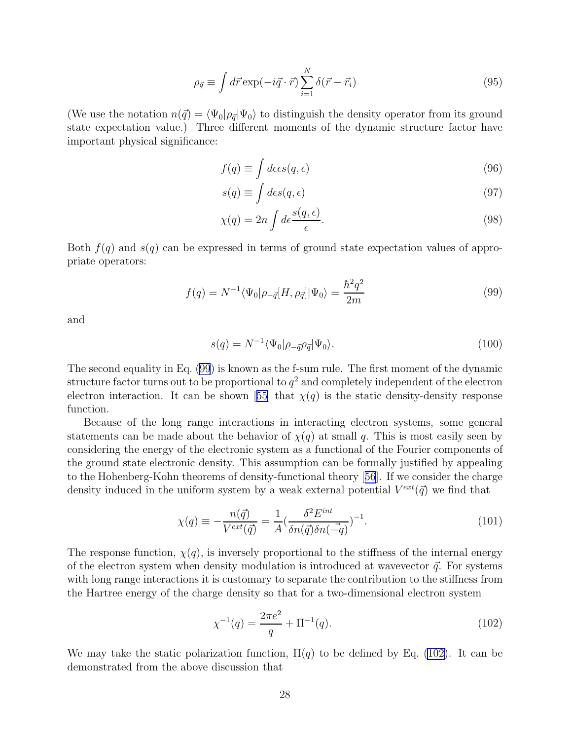$$\rho_{\vec{q}} \equiv \int d\vec{r} \exp(-i\vec{q} \cdot \vec{r}) \sum_{i=1}^{N} \delta(\vec{r} - \vec{r}_i) \tag{95}$$

(We use the notation $n(\vec{q}) = \langle \Psi_0 | \rho_{\vec{q}} | \Psi_0 \rangle$ to distinguish the density operator from its ground state expectation value.) Three different moments of the dynamic structure factor have important physical significance:

$$f(q) \equiv \int d\epsilon \epsilon s(q, \epsilon) \tag{96}$$

$$s(q) \equiv \int d\epsilon s(q, \epsilon) \tag{97}$$

$$\chi(q) = 2n \int d\epsilon \frac{s(q, \epsilon)}{\epsilon}. \tag{98}$$

Both $f(q)$ and $s(q)$ can be expressed in terms of ground state expectation values of appropriate operators:

$$f(q) = N^{-1} \langle \Psi_0 | \rho_{-\vec{q}} [H, \rho_{\vec{q}}] | \Psi_0 \rangle = \frac{\hbar^2 q^2}{2m} \tag{99}$$

and

$$s(q) = N^{-1} \langle \Psi_0 | \rho_{-\vec{q}} \rho_{\vec{q}} | \Psi_0 \rangle. \tag{100}$$

The second equality in Eq. (99) is known as the f-sum rule. The first moment of the dynamic structure factor turns out to be proportional to $q^2$ and completely independent of the electron electron interaction. It can be shown [55] that $\chi(q)$ is the static density-density response function.

Because of the long range interactions in interacting electron systems, some general statements can be made about the behavior of $\chi(q)$ at small $q$. This is most easily seen by considering the energy of the electronic system as a functional of the Fourier components of the ground state electronic density. This assumption can be formally justified by appealing to the Hohenberg-Kohn theorems of density-functional theory [56]. If we consider the charge density induced in the uniform system by a weak external potential $V^{ext}(\vec{q})$ we find that

$$\chi(q) \equiv -\frac{n(\vec{q})}{V^{ext}(\vec{q})} = \frac{1}{A} \left( \frac{\delta^2 E^{int}}{\delta n(\vec{q}) \delta n(-\vec{q})} \right)^{-1}. \tag{101}$$

The response function, $\chi(q)$, is inversely proportional to the stiffness of the internal energy of the electron system when density modulation is introduced at wavevector $\vec{q}$. For systems with long range interactions it is customary to separate the contribution to the stiffness from the Hartree energy of the charge density so that for a two-dimensional electron system

$$\chi^{-1}(q) = \frac{2\pi e^2}{q} + \Pi^{-1}(q). \tag{102}$$

We may take the static polarization function, $\Pi(q)$ to be defined by Eq. (102). It can be demonstrated from the above discussion that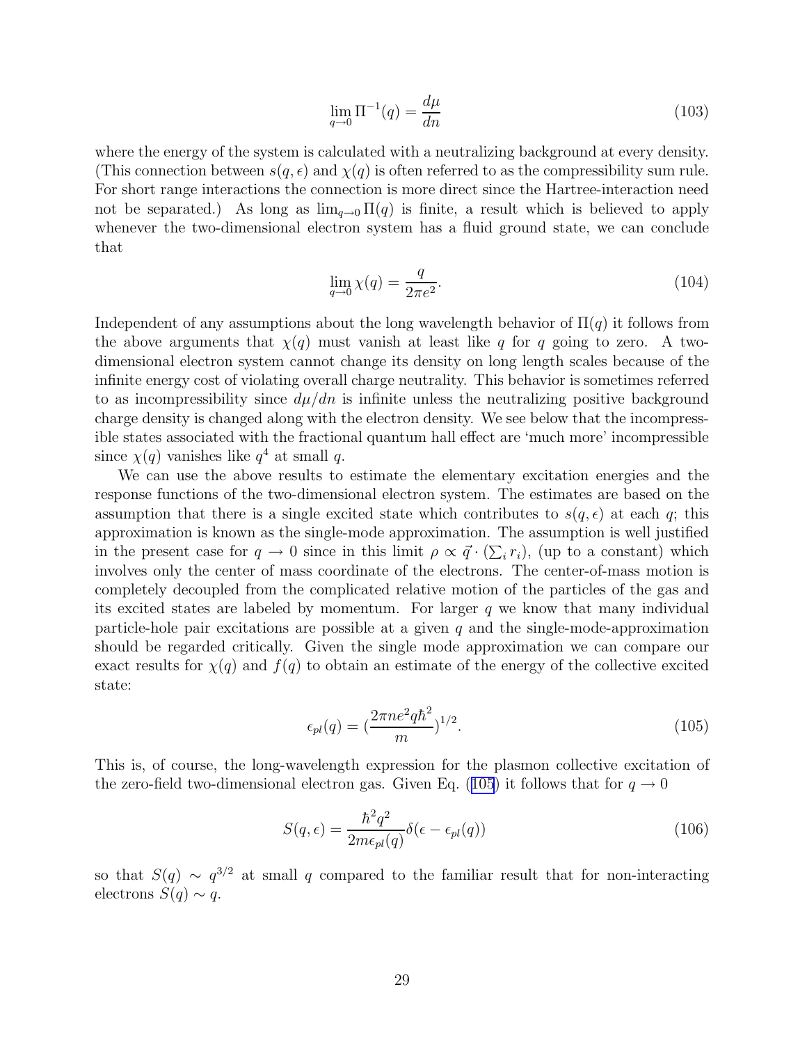$$\lim_{q \to 0} \Pi^{-1}(q) = \frac{d\mu}{dn} \tag{103}$$

where the energy of the system is calculated with a neutralizing background at every density. (This connection between $s(q, \epsilon)$ and $\chi(q)$ is often referred to as the compressibility sum rule. For short range interactions the connection is more direct since the Hartree-interaction need not be separated.) As long as $\lim_{q \to 0} \Pi(q)$ is finite, a result which is believed to apply whenever the two-dimensional electron system has a fluid ground state, we can conclude that

$$\lim_{q \to 0} \chi(q) = \frac{q}{2\pi e^2}. \tag{104}$$

Independent of any assumptions about the long wavelength behavior of $\Pi(q)$ it follows from the above arguments that $\chi(q)$ must vanish at least like $q$ for $q$ going to zero. A two-dimensional electron system cannot change its density on long length scales because of the infinite energy cost of violating overall charge neutrality. This behavior is sometimes referred to as incompressibility since $d\mu/dn$ is infinite unless the neutralizing positive background charge density is changed along with the electron density. We see below that the incompressible states associated with the fractional quantum hall effect are 'much more' incompressible since $\chi(q)$ vanishes like $q^4$ at small $q$.

We can use the above results to estimate the elementary excitation energies and the response functions of the two-dimensional electron system. The estimates are based on the assumption that there is a single excited state which contributes to $s(q, \epsilon)$ at each $q$; this approximation is known as the single-mode approximation. The assumption is well justified in the present case for $q \to 0$ since in this limit $\rho \propto \vec{q} \cdot (\sum_i r_i)$, (up to a constant) which involves only the center of mass coordinate of the electrons. The center-of-mass motion is completely decoupled from the complicated relative motion of the particles of the gas and its excited states are labeled by momentum. For larger $q$ we know that many individual particle-hole pair excitations are possible at a given $q$ and the single-mode-approximation should be regarded critically. Given the single mode approximation we can compare our exact results for $\chi(q)$ and $f(q)$ to obtain an estimate of the energy of the collective excited state:

$$\epsilon_{pl}(q) = (\frac{2\pi n e^2 q \hbar^2}{m})^{1/2}. \tag{105}$$

This is, of course, the long-wavelength expression for the plasmon collective excitation of the zero-field two-dimensional electron gas. Given Eq. (105) it follows that for $q \to 0$

$$S(q, \epsilon) = \frac{\hbar^2 q^2}{2m\epsilon_{pl}(q)} \delta(\epsilon - \epsilon_{pl}(q)) \tag{106}$$

so that $S(q) \sim q^{3/2}$ at small $q$ compared to the familiar result that for non-interacting electrons $S(q) \sim q$.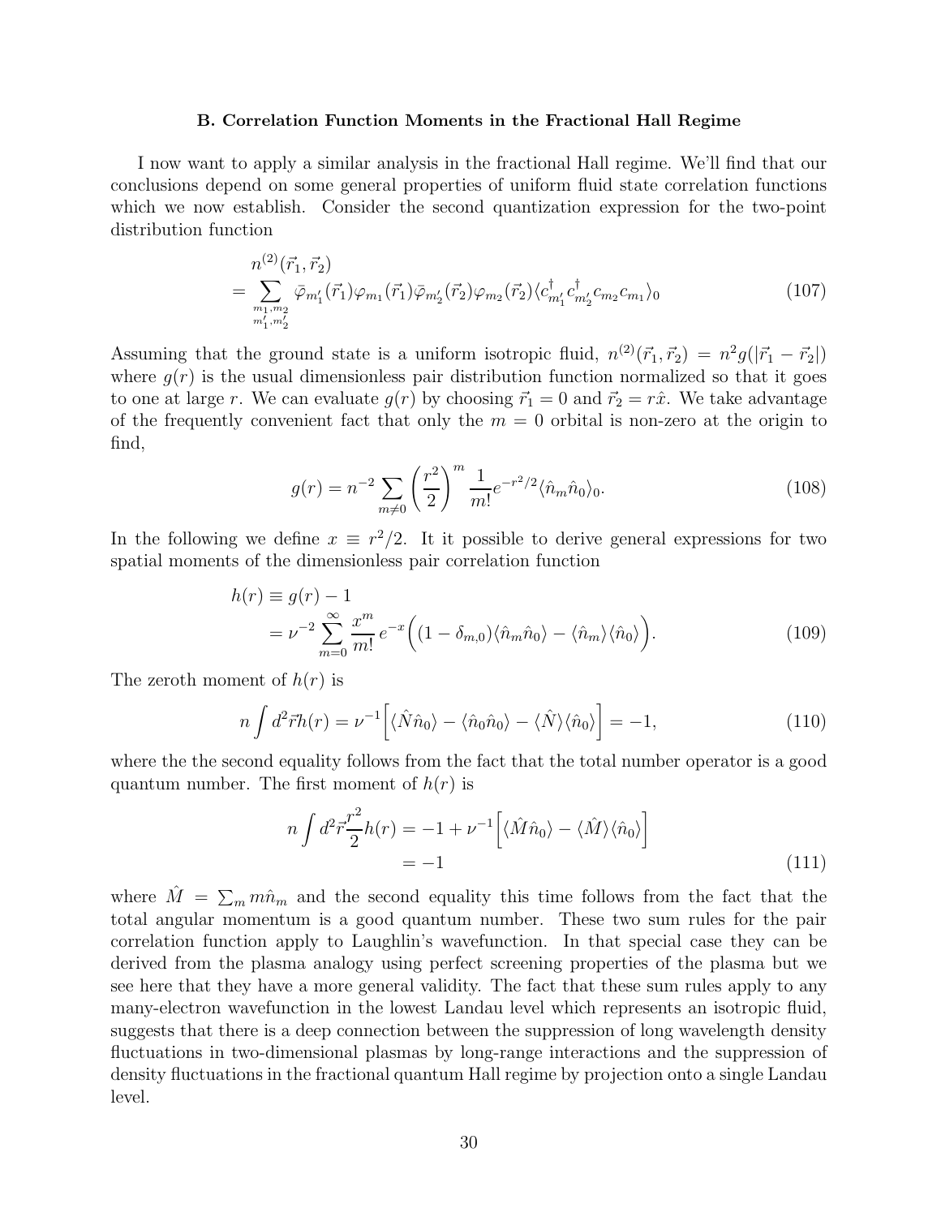### B. Correlation Function Moments in the Fractional Hall Regime

I now want to apply a similar analysis in the fractional Hall regime. We'll find that our conclusions depend on some general properties of uniform fluid state correlation functions which we now establish. Consider the second quantization expression for the two-point distribution function

$$
\begin{aligned}
& n^{(2)}(\vec{r}_1, \vec{r}_2) \\
&= \sum_{\substack{m_1, m_2 \\ m_1', m_2'}} \bar{\varphi}_{m_1'}(\vec{r}_1)\varphi_{m_1}(\vec{r}_1)\bar{\varphi}_{m_2'}(\vec{r}_2)\varphi_{m_2}(\vec{r}_2)\langle c^\dagger_{m_1'} c^\dagger_{m_2'} c_{m_2} c_{m_1}\rangle_0
\end{aligned} \tag{107}
$$

Assuming that the ground state is a uniform isotropic fluid, $n^{(2)}(\vec{r}_1, \vec{r}_2) = n^2 g(|\vec{r}_1 - \vec{r}_2|)$ where $g(r)$ is the usual dimensionless pair distribution function normalized so that it goes to one at large $r$. We can evaluate $g(r)$ by choosing $\vec{r}_1 = 0$ and $\vec{r}_2 = r\hat{x}$. We take advantage of the frequently convenient fact that only the $m = 0$ orbital is non-zero at the origin to find,

$$
g(r) = n^{-2} \sum_{m \neq 0} \left(\frac{r^2}{2}\right)^m \frac{1}{m!} e^{-r^2/2} \langle \hat{n}_m \hat{n}_0 \rangle_0. \tag{108}
$$

In the following we define $x \equiv r^2/2$. It it possible to derive general expressions for two spatial moments of the dimensionless pair correlation function

$$
\begin{aligned}
h(r) &\equiv g(r) - 1 \\
&= \nu^{-2} \sum_{m=0}^{\infty} \frac{x^m}{m!}\, e^{-x} \Big( (1 - \delta_{m,0}) \langle \hat{n}_m \hat{n}_0 \rangle - \langle \hat{n}_m \rangle \langle \hat{n}_0 \rangle \Big).
\end{aligned} \tag{109}
$$

The zeroth moment of $h(r)$ is

$$
n \int d^2\vec{r} h(r) = \nu^{-1} \Big[ \langle \hat{N} \hat{n}_0 \rangle - \langle \hat{n}_0 \hat{n}_0 \rangle - \langle \hat{N} \rangle \langle \hat{n}_0 \rangle \Big] = -1, \tag{110}
$$

where the the second equality follows from the fact that the total number operator is a good quantum number. The first moment of $h(r)$ is

$$
\begin{aligned}
n \int d^2\vec{r} \frac{r^2}{2} h(r) &= -1 + \nu^{-1} \Big[ \langle \hat{M} \hat{n}_0 \rangle - \langle \hat{M} \rangle \langle \hat{n}_0 \rangle \Big] \\
&= -1
\end{aligned} \tag{111}
$$

where $\hat{M} = \sum_m m \hat{n}_m$ and the second equality this time follows from the fact that the total angular momentum is a good quantum number. These two sum rules for the pair correlation function apply to Laughlin's wavefunction. In that special case they can be derived from the plasma analogy using perfect screening properties of the plasma but we see here that they have a more general validity. The fact that these sum rules apply to any many-electron wavefunction in the lowest Landau level which represents an isotropic fluid, suggests that there is a deep connection between the suppression of long wavelength density fluctuations in two-dimensional plasmas by long-range interactions and the suppression of density fluctuations in the fractional quantum Hall regime by projection onto a single Landau level.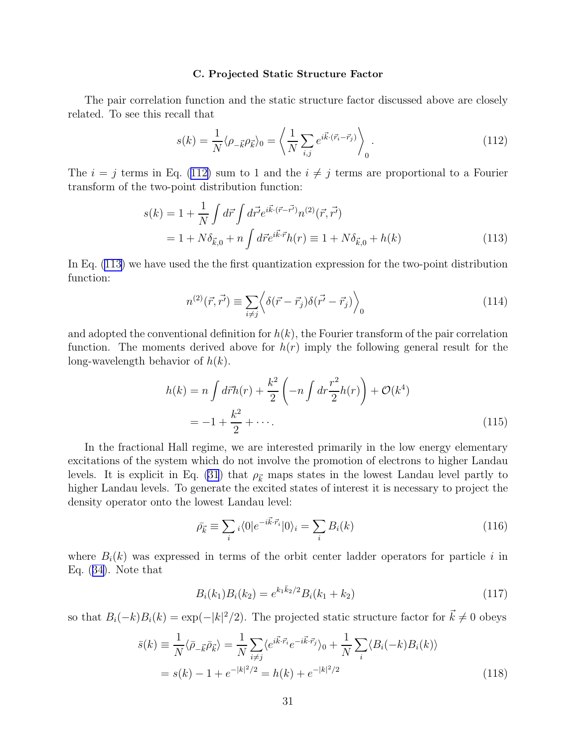### C. Projected Static Structure Factor

The pair correlation function and the static structure factor discussed above are closely related. To see this recall that

$$s(k) = \frac{1}{N}\langle \rho_{-\vec{k}}\rho_{\vec{k}}\rangle_0 = \left\langle \frac{1}{N}\sum_{i,j} e^{i\vec{k}\cdot(\vec{r}_i - \vec{r}_j)} \right\rangle_0 . \tag{112}$$

The $i = j$ terms in Eq. (112) sum to 1 and the $i \neq j$ terms are proportional to a Fourier transform of the two-point distribution function:

$$\begin{aligned} s(k) &= 1 + \frac{1}{N}\int d\vec{r} \int d\vec{r'} e^{i\vec{k}\cdot(\vec{r}-\vec{r'})} n^{(2)}(\vec{r},\vec{r'}) \\ &= 1 + N\delta_{\vec{k},0} + n\int d\vec{r} e^{i\vec{k}\cdot\vec{r}} h(r) \equiv 1 + N\delta_{\vec{k},0} + h(k) \end{aligned} \tag{113}$$

In Eq. (113) we have used the the first quantization expression for the two-point distribution function:

$$n^{(2)}(\vec{r},\vec{r'}) \equiv \sum_{i\neq j} \Big\langle \delta(\vec{r}-\vec{r}_j)\delta(\vec{r'}-\vec{r}_j) \Big\rangle_0 \tag{114}$$

and adopted the conventional definition for $h(k)$, the Fourier transform of the pair correlation function. The moments derived above for $h(r)$ imply the following general result for the long-wavelength behavior of $h(k)$.

$$\begin{aligned} h(k) &= n\int d\vec{r} h(r) + \frac{k^2}{2}\left(-n\int dr \frac{r^2}{2} h(r)\right) + \mathcal{O}(k^4) \\ &= -1 + \frac{k^2}{2} + \cdots . \end{aligned} \tag{115}$$

In the fractional Hall regime, we are interested primarily in the low energy elementary excitations of the system which do not involve the promotion of electrons to higher Landau levels. It is explicit in Eq. (31) that $\rho_{\vec{k}}$ maps states in the lowest Landau level partly to higher Landau levels. To generate the excited states of interest it is necessary to project the density operator onto the lowest Landau level:

$$\bar{\rho}_{\vec{k}} \equiv \sum_i {}_i\langle 0|e^{-i\vec{k}\cdot\vec{r}_i}|0\rangle_i = \sum_i B_i(k) \tag{116}$$

where $B_i(k)$ was expressed in terms of the orbit center ladder operators for particle $i$ in Eq. (34). Note that

$$B_i(k_1)B_i(k_2) = e^{k_1\bar{k}_2/2} B_i(k_1+k_2) \tag{117}$$

so that $B_i(-k)B_i(k) = \exp(-|k|^2/2)$. The projected static structure factor for $\vec{k}\neq 0$ obeys

$$\begin{aligned} \bar{s}(k) &\equiv \frac{1}{N}\langle \bar{\rho}_{-\vec{k}}\bar{\rho}_{\vec{k}}\rangle = \frac{1}{N}\sum_{i\neq j}\langle e^{i\vec{k}\cdot\vec{r}_i} e^{-i\vec{k}\cdot\vec{r}_j}\rangle_0 + \frac{1}{N}\sum_i \langle B_i(-k)B_i(k)\rangle \\ &= s(k) - 1 + e^{-|k|^2/2} = h(k) + e^{-|k|^2/2} \end{aligned} \tag{118}$$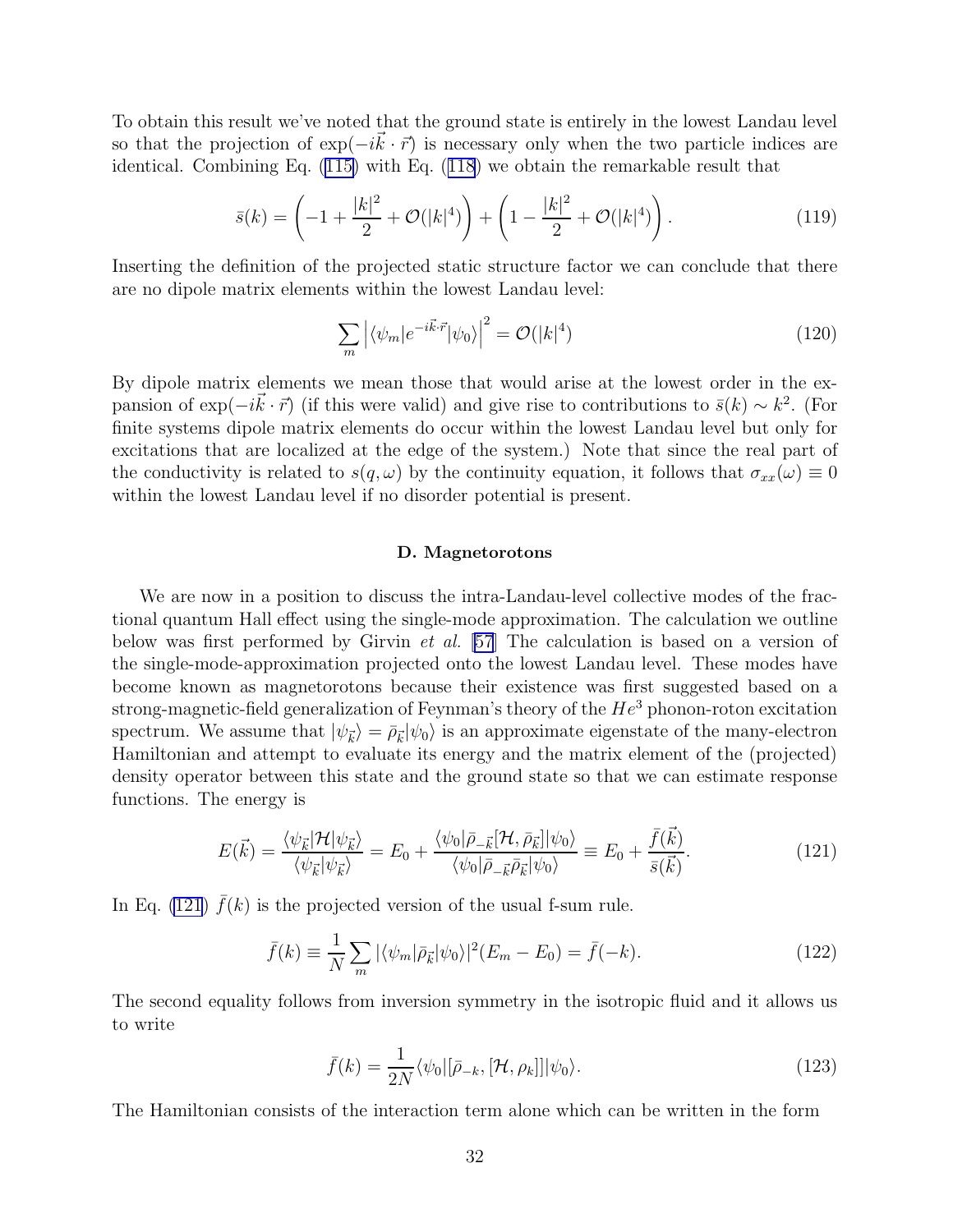To obtain this result we've noted that the ground state is entirely in the lowest Landau level so that the projection of $\exp(-i\vec{k}\cdot\vec{r})$ is necessary only when the two particle indices are identical. Combining Eq. (115) with Eq. (118) we obtain the remarkable result that

$$\bar{s}(k) = \left(-1 + \frac{|k|^2}{2} + \mathcal{O}(|k|^4)\right) + \left(1 - \frac{|k|^2}{2} + \mathcal{O}(|k|^4)\right). \tag{119}$$

Inserting the definition of the projected static structure factor we can conclude that there are no dipole matrix elements within the lowest Landau level:

$$\sum_m \left|\langle\psi_m|e^{-i\vec{k}\cdot\vec{r}}|\psi_0\rangle\right|^2 = \mathcal{O}(|k|^4) \tag{120}$$

By dipole matrix elements we mean those that would arise at the lowest order in the expansion of $\exp(-i\vec{k}\cdot\vec{r})$ (if this were valid) and give rise to contributions to $\bar{s}(k) \sim k^2$. (For finite systems dipole matrix elements do occur within the lowest Landau level but only for excitations that are localized at the edge of the system.) Note that since the real part of the conductivity is related to $s(q,\omega)$ by the continuity equation, it follows that $\sigma_{xx}(\omega) \equiv 0$ within the lowest Landau level if no disorder potential is present.

### D. Magnetorotons

We are now in a position to discuss the intra-Landau-level collective modes of the fractional quantum Hall effect using the single-mode approximation. The calculation we outline below was first performed by Girvin *et al.* [57] The calculation is based on a version of the single-mode-approximation projected onto the lowest Landau level. These modes have become known as magnetorotons because their existence was first suggested based on a strong-magnetic-field generalization of Feynman's theory of the $He^3$ phonon-roton excitation spectrum. We assume that $|\psi_{\vec{k}}\rangle = \bar{\rho}_{\vec{k}}|\psi_0\rangle$ is an approximate eigenstate of the many-electron Hamiltonian and attempt to evaluate its energy and the matrix element of the (projected) density operator between this state and the ground state so that we can estimate response functions. The energy is

$$E(\vec{k}) = \frac{\langle\psi_{\vec{k}}|\mathcal{H}|\psi_{\vec{k}}\rangle}{\langle\psi_{\vec{k}}|\psi_{\vec{k}}\rangle} = E_0 + \frac{\langle\psi_0|\bar{\rho}_{-\vec{k}}[\mathcal{H},\bar{\rho}_{\vec{k}}]|\psi_0\rangle}{\langle\psi_0|\bar{\rho}_{-\vec{k}}\bar{\rho}_{\vec{k}}|\psi_0\rangle} \equiv E_0 + \frac{\bar{f}(\vec{k})}{\bar{s}(\vec{k})}. \tag{121}$$

In Eq. (121) $\bar{f}(k)$ is the projected version of the usual f-sum rule.

$$\bar{f}(k) \equiv \frac{1}{N}\sum_m |\langle\psi_m|\bar{\rho}_{\vec{k}}|\psi_0\rangle|^2(E_m - E_0) = \bar{f}(-k). \tag{122}$$

The second equality follows from inversion symmetry in the isotropic fluid and it allows us to write

$$\bar{f}(k) = \frac{1}{2N}\langle\psi_0|[\bar{\rho}_{-k},[\mathcal{H},\rho_k]]|\psi_0\rangle. \tag{123}$$

The Hamiltonian consists of the interaction term alone which can be written in the form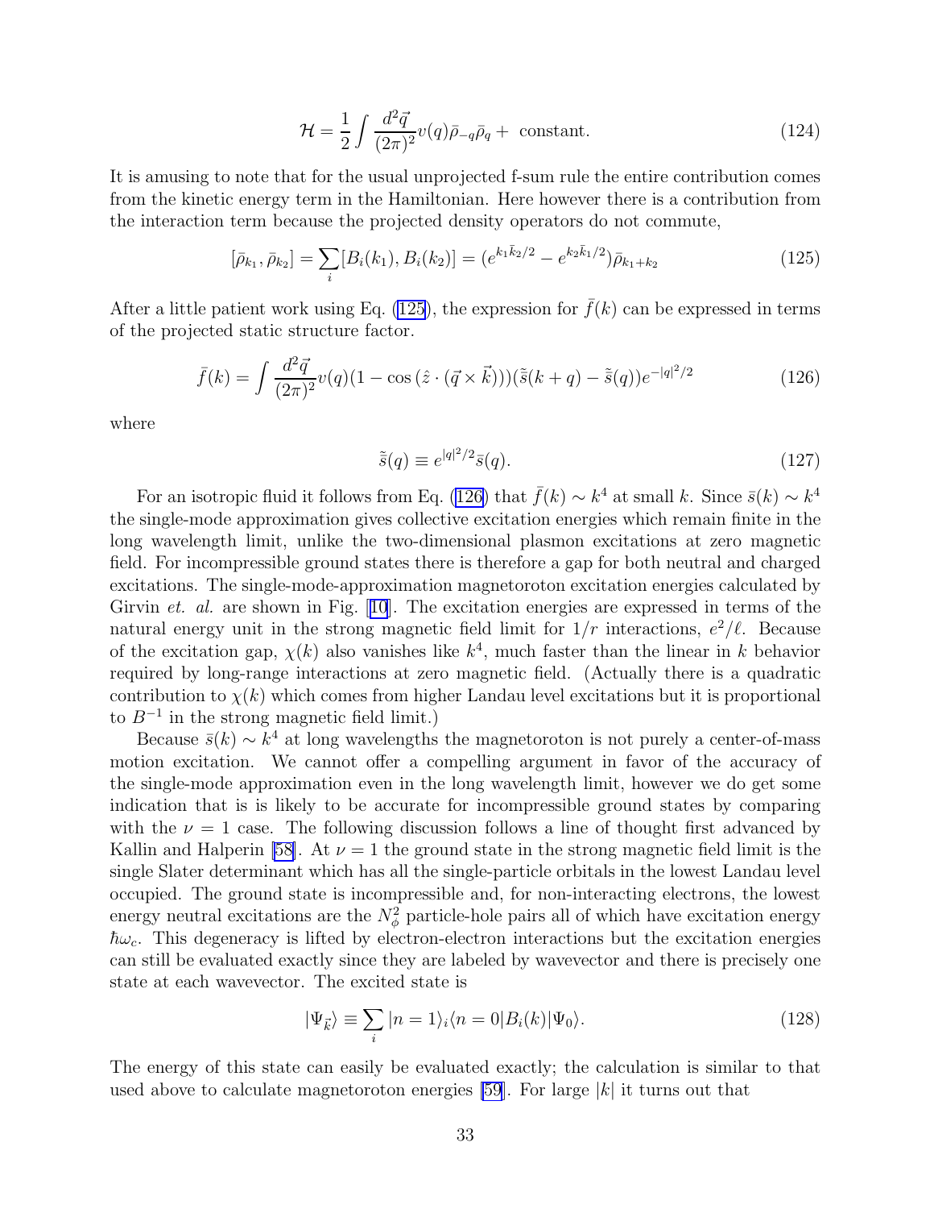$$\mathcal{H} = \frac{1}{2}\int \frac{d^2\vec{q}}{(2\pi)^2} v(q)\bar{\rho}_{-q}\bar{\rho}_q + \text{ constant.} \tag{124}$$

It is amusing to note that for the usual unprojected f-sum rule the entire contribution comes from the kinetic energy term in the Hamiltonian. Here however there is a contribution from the interaction term because the projected density operators do not commute,

$$[\bar{\rho}_{k_1}, \bar{\rho}_{k_2}] = \sum_i [B_i(k_1), B_i(k_2)] = (e^{k_1\bar{k}_2/2} - e^{k_2\bar{k}_1/2})\bar{\rho}_{k_1+k_2} \tag{125}$$

After a little patient work using Eq. (125), the expression for $\bar{f}(k)$ can be expressed in terms of the projected static structure factor.

$$\bar{f}(k) = \int \frac{d^2\vec{q}}{(2\pi)^2} v(q)(1 - \cos(\hat{z}\cdot(\vec{q}\times\vec{k})))(\tilde{\bar{s}}(k+q) - \tilde{\bar{s}}(q))e^{-|q|^2/2} \tag{126}$$

where

$$\tilde{\bar{s}}(q) \equiv e^{|q|^2/2}\bar{s}(q). \tag{127}$$

For an isotropic fluid it follows from Eq. (126) that $\bar{f}(k) \sim k^4$ at small $k$. Since $\bar{s}(k) \sim k^4$ the single-mode approximation gives collective excitation energies which remain finite in the long wavelength limit, unlike the two-dimensional plasmon excitations at zero magnetic field. For incompressible ground states there is therefore a gap for both neutral and charged excitations. The single-mode-approximation magnetoroton excitation energies calculated by Girvin *et. al.* are shown in Fig. [10]. The excitation energies are expressed in terms of the natural energy unit in the strong magnetic field limit for $1/r$ interactions, $e^2/\ell$. Because of the excitation gap, $\chi(k)$ also vanishes like $k^4$, much faster than the linear in $k$ behavior required by long-range interactions at zero magnetic field. (Actually there is a quadratic contribution to $\chi(k)$ which comes from higher Landau level excitations but it is proportional to $B^{-1}$ in the strong magnetic field limit.)

Because $\bar{s}(k) \sim k^4$ at long wavelengths the magnetoroton is not purely a center-of-mass motion excitation. We cannot offer a compelling argument in favor of the accuracy of the single-mode approximation even in the long wavelength limit, however we do get some indication that is is likely to be accurate for incompressible ground states by comparing with the $\nu = 1$ case. The following discussion follows a line of thought first advanced by Kallin and Halperin [58]. At $\nu = 1$ the ground state in the strong magnetic field limit is the single Slater determinant which has all the single-particle orbitals in the lowest Landau level occupied. The ground state is incompressible and, for non-interacting electrons, the lowest energy neutral excitations are the $N_\phi^2$ particle-hole pairs all of which have excitation energy $\hbar\omega_c$. This degeneracy is lifted by electron-electron interactions but the excitation energies can still be evaluated exactly since they are labeled by wavevector and there is precisely one state at each wavevector. The excited state is

$$|\Psi_{\vec{k}}\rangle \equiv \sum_i |n=1\rangle_i \langle n=0|B_i(k)|\Psi_0\rangle. \tag{128}$$

The energy of this state can easily be evaluated exactly; the calculation is similar to that used above to calculate magnetoroton energies [59]. For large $|k|$ it turns out that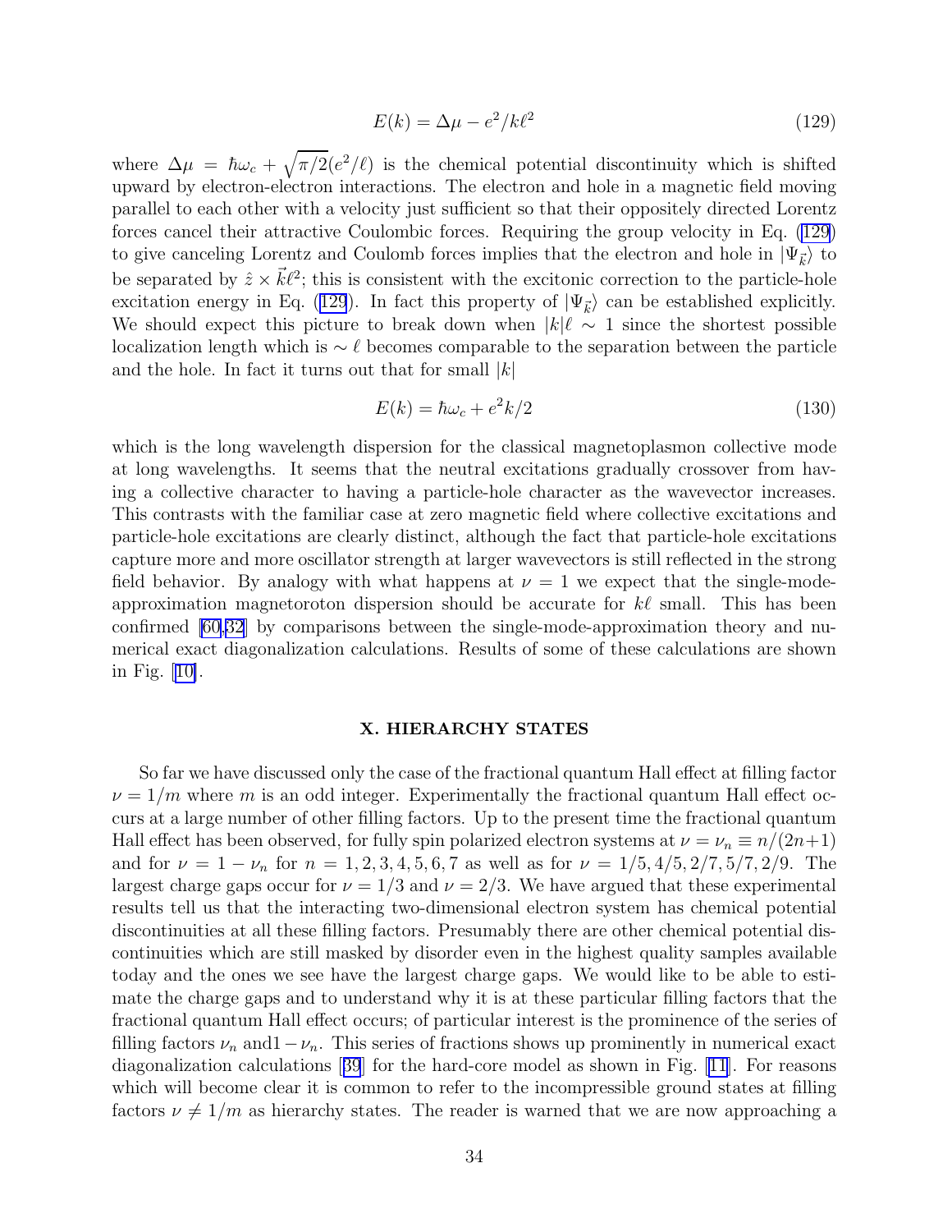$$E(k) = \Delta\mu - e^2/k\ell^2 \tag{129}$$

where $\Delta\mu = \hbar\omega_c + \sqrt{\pi/2}(e^2/\ell)$ is the chemical potential discontinuity which is shifted upward by electron-electron interactions. The electron and hole in a magnetic field moving parallel to each other with a velocity just sufficient so that their oppositely directed Lorentz forces cancel their attractive Coulombic forces. Requiring the group velocity in Eq. (129) to give canceling Lorentz and Coulomb forces implies that the electron and hole in $|\Psi_{\vec{k}}\rangle$ to be separated by $\hat{z} \times \vec{k}\ell^2$; this is consistent with the excitonic correction to the particle-hole excitation energy in Eq. (129). In fact this property of $|\Psi_{\vec{k}}\rangle$ can be established explicitly. We should expect this picture to break down when $|k|\ell \sim 1$ since the shortest possible localization length which is $\sim \ell$ becomes comparable to the separation between the particle and the hole. In fact it turns out that for small $|k|$

$$E(k) = \hbar\omega_c + e^2k/2 \tag{130}$$

which is the long wavelength dispersion for the classical magnetoplasmon collective mode at long wavelengths. It seems that the neutral excitations gradually crossover from having a collective character to having a particle-hole character as the wavevector increases. This contrasts with the familiar case at zero magnetic field where collective excitations and particle-hole excitations are clearly distinct, although the fact that particle-hole excitations capture more and more oscillator strength at larger wavevectors is still reflected in the strong field behavior. By analogy with what happens at $\nu = 1$ we expect that the single-mode-approximation magnetoroton dispersion should be accurate for $k\ell$ small. This has been confirmed [60,32] by comparisons between the single-mode-approximation theory and numerical exact diagonalization calculations. Results of some of these calculations are shown in Fig. [10].

## X. HIERARCHY STATES

So far we have discussed only the case of the fractional quantum Hall effect at filling factor $\nu = 1/m$ where $m$ is an odd integer. Experimentally the fractional quantum Hall effect occurs at a large number of other filling factors. Up to the present time the fractional quantum Hall effect has been observed, for fully spin polarized electron systems at $\nu = \nu_n \equiv n/(2n+1)$ and for $\nu = 1 - \nu_n$ for $n = 1, 2, 3, 4, 5, 6, 7$ as well as for $\nu = 1/5, 4/5, 2/7, 5/7, 2/9$. The largest charge gaps occur for $\nu = 1/3$ and $\nu = 2/3$. We have argued that these experimental results tell us that the interacting two-dimensional electron system has chemical potential discontinuities at all these filling factors. Presumably there are other chemical potential discontinuities which are still masked by disorder even in the highest quality samples available today and the ones we see have the largest charge gaps. We would like to be able to estimate the charge gaps and to understand why it is at these particular filling factors that the fractional quantum Hall effect occurs; of particular interest is the prominence of the series of filling factors $\nu_n$ and$1-\nu_n$. This series of fractions shows up prominently in numerical exact diagonalization calculations [39] for the hard-core model as shown in Fig. [11]. For reasons which will become clear it is common to refer to the incompressible ground states at filling factors $\nu \neq 1/m$ as hierarchy states. The reader is warned that we are now approaching a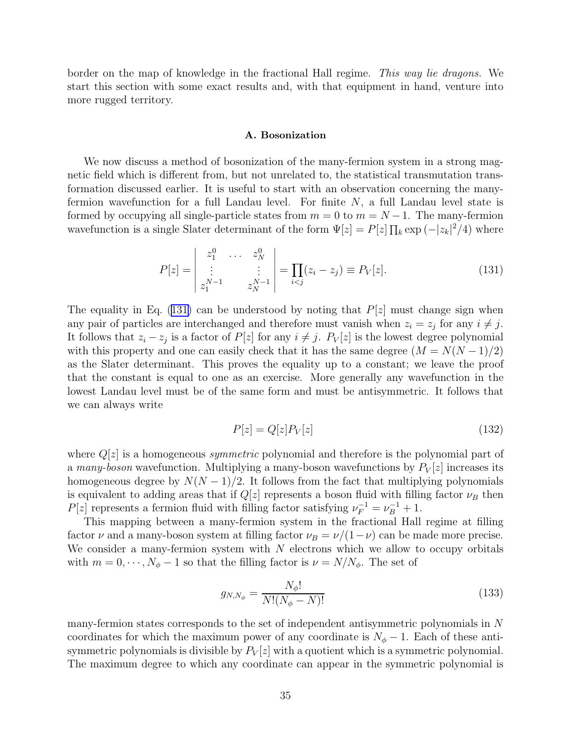border on the map of knowledge in the fractional Hall regime. *This way lie dragons.* We start this section with some exact results and, with that equipment in hand, venture into more rugged territory.

#### A. Bosonization

We now discuss a method of bosonization of the many-fermion system in a strong magnetic field which is different from, but not unrelated to, the statistical transmutation transformation discussed earlier. It is useful to start with an observation concerning the many-fermion wavefunction for a full Landau level. For finite $N$, a full Landau level state is formed by occupying all single-particle states from $m = 0$ to $m = N-1$. The many-fermion wavefunction is a single Slater determinant of the form $\Psi[z] = P[z] \prod_k \exp(-|z_k|^2/4)$ where

$$P[z] = \begin{vmatrix} z_1^0 & \dots & z_N^0 \\ \vdots & & \vdots \\ z_1^{N-1} & & z_N^{N-1} \end{vmatrix} = \prod_{i<j} (z_i - z_j) \equiv P_V[z]. \tag{131}$$

The equality in Eq. (131) can be understood by noting that $P[z]$ must change sign when any pair of particles are interchanged and therefore must vanish when $z_i = z_j$ for any $i \neq j$. It follows that $z_i - z_j$ is a factor of $P[z]$ for any $i \neq j$. $P_V[z]$ is the lowest degree polynomial with this property and one can easily check that it has the same degree ($M = N(N-1)/2$) as the Slater determinant. This proves the equality up to a constant; we leave the proof that the constant is equal to one as an exercise. More generally any wavefunction in the lowest Landau level must be of the same form and must be antisymmetric. It follows that we can always write

$$P[z] = Q[z] P_V[z] \tag{132}$$

where $Q[z]$ is a homogeneous *symmetric* polynomial and therefore is the polynomial part of a *many-boson* wavefunction. Multiplying a many-boson wavefunctions by $P_V[z]$ increases its homogeneous degree by $N(N-1)/2$. It follows from the fact that multiplying polynomials is equivalent to adding areas that if $Q[z]$ represents a boson fluid with filling factor $\nu_B$ then $P[z]$ represents a fermion fluid with filling factor satisfying $\nu_F^{-1} = \nu_B^{-1} + 1$.

This mapping between a many-fermion system in the fractional Hall regime at filling factor $\nu$ and a many-boson system at filling factor $\nu_B = \nu/(1-\nu)$ can be made more precise. We consider a many-fermion system with $N$ electrons which we allow to occupy orbitals with $m = 0, \cdots, N_\phi - 1$ so that the filling factor is $\nu = N/N_\phi$. The set of

$$g_{N,N_\phi} = \frac{N_\phi!}{N!(N_\phi - N)!} \tag{133}$$

many-fermion states corresponds to the set of independent antisymmetric polynomials in $N$ coordinates for which the maximum power of any coordinate is $N_\phi - 1$. Each of these antisymmetric polynomials is divisible by $P_V[z]$ with a quotient which is a symmetric polynomial. The maximum degree to which any coordinate can appear in the symmetric polynomial is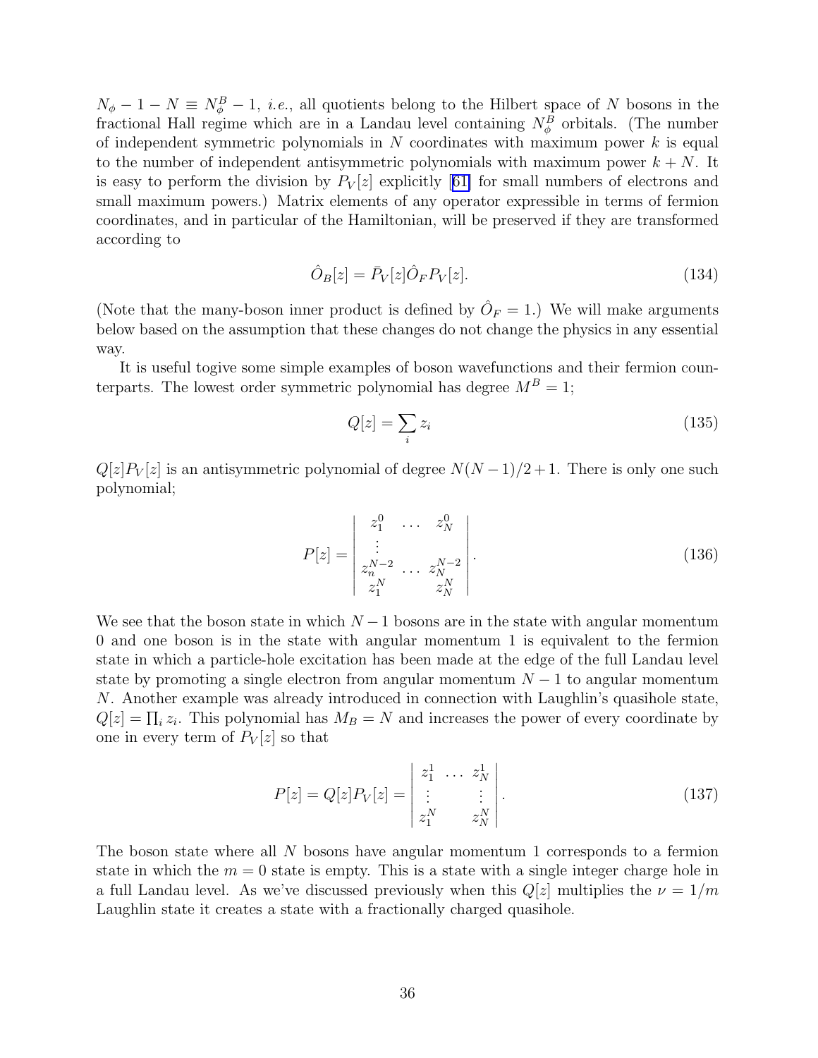$N_\phi - 1 - N \equiv N_\phi^B - 1$, *i.e.*, all quotients belong to the Hilbert space of $N$ bosons in the fractional Hall regime which are in a Landau level containing $N_\phi^B$ orbitals. (The number of independent symmetric polynomials in $N$ coordinates with maximum power $k$ is equal to the number of independent antisymmetric polynomials with maximum power $k+N$. It is easy to perform the division by $P_V[z]$ explicitly [61] for small numbers of electrons and small maximum powers.) Matrix elements of any operator expressible in terms of fermion coordinates, and in particular of the Hamiltonian, will be preserved if they are transformed according to

$$\hat{O}_B[z] = \bar{P}_V[z] \hat{O}_F P_V[z]. \tag{134}$$

(Note that the many-boson inner product is defined by $\hat{O}_F = 1$.) We will make arguments below based on the assumption that these changes do not change the physics in any essential way.

It is useful togive some simple examples of boson wavefunctions and their fermion counterparts. The lowest order symmetric polynomial has degree $M^B = 1$;

$$Q[z] = \sum_i z_i \tag{135}$$

$Q[z]P_V[z]$ is an antisymmetric polynomial of degree $N(N-1)/2+1$. There is only one such polynomial;

$$P[z] = \begin{vmatrix} z_1^0 & \dots & z_N^0 \\ \vdots & & \\ z_n^{N-2} & \dots & z_N^{N-2} \\ z_1^N & & z_N^N \end{vmatrix}. \tag{136}$$

We see that the boson state in which $N-1$ bosons are in the state with angular momentum 0 and one boson is in the state with angular momentum 1 is equivalent to the fermion state in which a particle-hole excitation has been made at the edge of the full Landau level state by promoting a single electron from angular momentum $N-1$ to angular momentum $N$. Another example was already introduced in connection with Laughlin's quasihole state, $Q[z] = \prod_i z_i$. This polynomial has $M_B = N$ and increases the power of every coordinate by one in every term of $P_V[z]$ so that

$$P[z] = Q[z]P_V[z] = \begin{vmatrix} z_1^1 & \dots & z_N^1 \\ \vdots & & \vdots \\ z_1^N & & z_N^N \end{vmatrix}. \tag{137}$$

The boson state where all $N$ bosons have angular momentum 1 corresponds to a fermion state in which the $m=0$ state is empty. This is a state with a single integer charge hole in a full Landau level. As we've discussed previously when this $Q[z]$ multiplies the $\nu = 1/m$ Laughlin state it creates a state with a fractionally charged quasihole.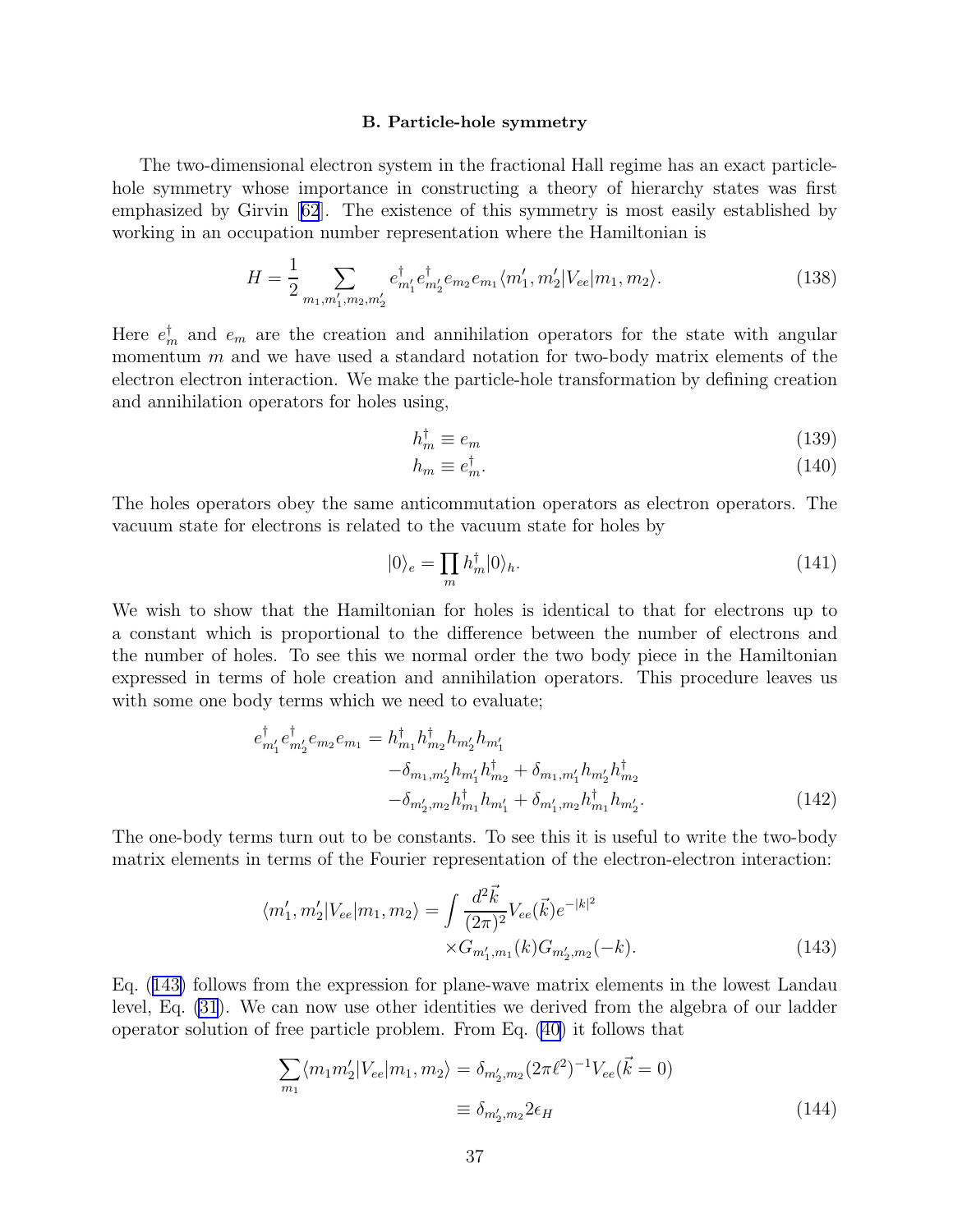### B. Particle-hole symmetry

The two-dimensional electron system in the fractional Hall regime has an exact particle-hole symmetry whose importance in constructing a theory of hierarchy states was first emphasized by Girvin [62]. The existence of this symmetry is most easily established by working in an occupation number representation where the Hamiltonian is

$$H = \frac{1}{2} \sum_{m_1, m_1', m_2, m_2'} e^{\dagger}_{m_1'} e^{\dagger}_{m_2'} e_{m_2} e_{m_1} \langle m_1', m_2' | V_{ee} | m_1, m_2 \rangle. \tag{138}$$

Here $e^{\dagger}_m$ and $e_m$ are the creation and annihilation operators for the state with angular momentum $m$ and we have used a standard notation for two-body matrix elements of the electron electron interaction. We make the particle-hole transformation by defining creation and annihilation operators for holes using,

$$h^{\dagger}_m \equiv e_m \tag{139}$$

$$h_m \equiv e^{\dagger}_m. \tag{140}$$

The holes operators obey the same anticommutation operators as electron operators. The vacuum state for electrons is related to the vacuum state for holes by

$$|0\rangle_e = \prod_m h^{\dagger}_m |0\rangle_h. \tag{141}$$

We wish to show that the Hamiltonian for holes is identical to that for electrons up to a constant which is proportional to the difference between the number of electrons and the number of holes. To see this we normal order the two body piece in the Hamiltonian expressed in terms of hole creation and annihilation operators. This procedure leaves us with some one body terms which we need to evaluate;

$$\begin{aligned} e^{\dagger}_{m_1'} e^{\dagger}_{m_2'} e_{m_2} e_{m_1} = & \; h^{\dagger}_{m_1} h^{\dagger}_{m_2} h_{m_2'} h_{m_1'} \\ & - \delta_{m_1, m_2'} h_{m_1'} h^{\dagger}_{m_2} + \delta_{m_1, m_1'} h_{m_2'} h^{\dagger}_{m_2} \\ & - \delta_{m_2', m_2} h^{\dagger}_{m_1} h_{m_1'} + \delta_{m_1', m_2} h^{\dagger}_{m_1} h_{m_2'}. \end{aligned} \tag{142}$$

The one-body terms turn out to be constants. To see this it is useful to write the two-body matrix elements in terms of the Fourier representation of the electron-electron interaction:

$$\begin{aligned} \langle m_1', m_2' | V_{ee} | m_1, m_2 \rangle = & \int \frac{d^2\vec{k}}{(2\pi)^2} V_{ee}(\vec{k}) e^{-|k|^2} \\ & \times G_{m_1', m_1}(k) G_{m_2', m_2}(-k). \end{aligned} \tag{143}$$

Eq. (143) follows from the expression for plane-wave matrix elements in the lowest Landau level, Eq. (31). We can now use other identities we derived from the algebra of our ladder operator solution of free particle problem. From Eq. (40) it follows that

$$\begin{aligned} \sum_{m_1} \langle m_1 m_2' | V_{ee} | m_1, m_2 \rangle &= \delta_{m_2', m_2} (2\pi \ell^2)^{-1} V_{ee}(\vec{k} = 0) \\ &\equiv \delta_{m_2', m_2} 2\epsilon_H \end{aligned} \tag{144}$$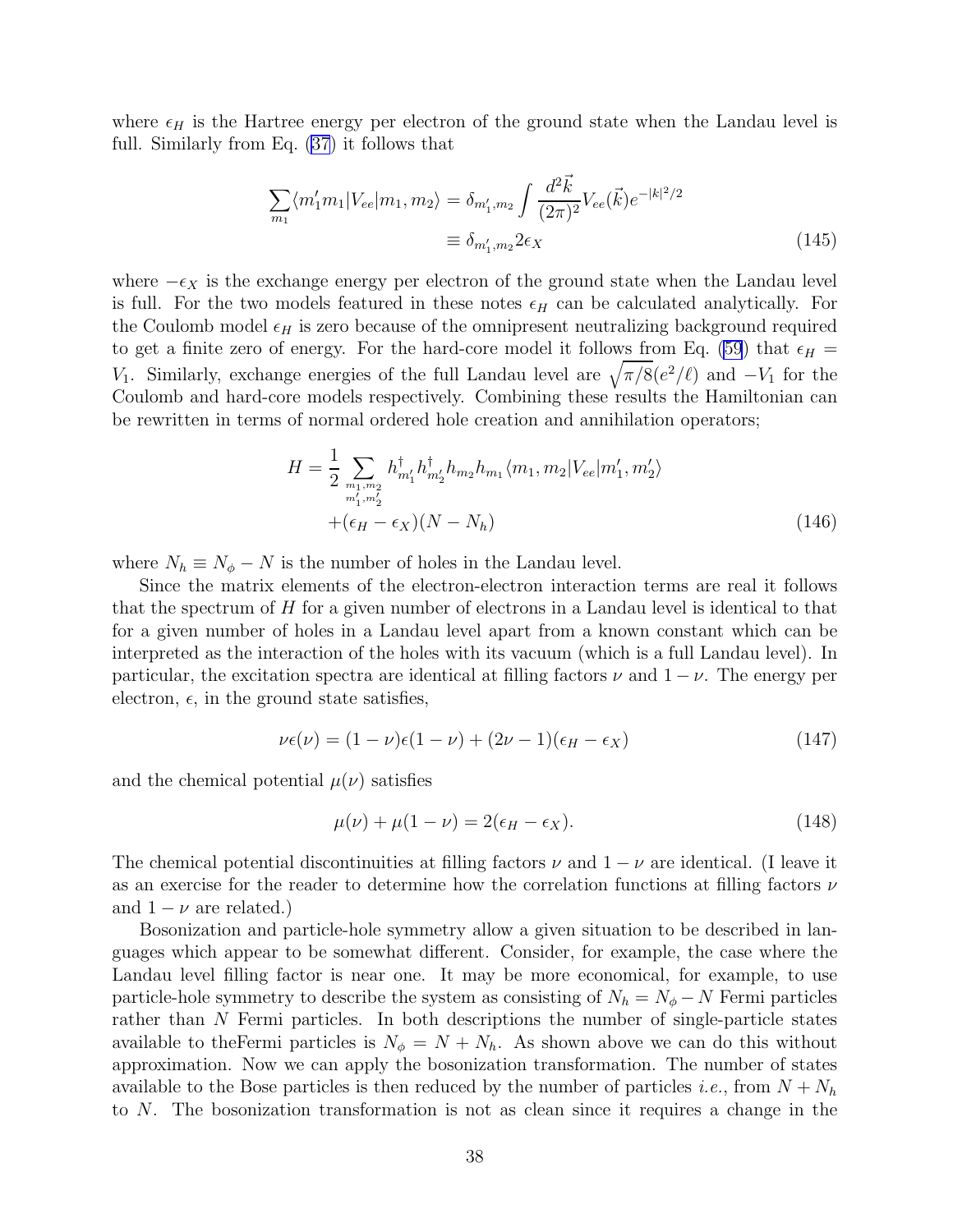where $\epsilon_H$ is the Hartree energy per electron of the ground state when the Landau level is full. Similarly from Eq. (37) it follows that

$$\sum_{m_1} \langle m_1' m_1 | V_{ee} | m_1, m_2 \rangle = \delta_{m_1', m_2} \int \frac{d^2\vec{k}}{(2\pi)^2} V_{ee}(\vec{k}) e^{-|k|^2/2}$$
$$\equiv \delta_{m_1', m_2} 2\epsilon_X \tag{145}$$

where $-\epsilon_X$ is the exchange energy per electron of the ground state when the Landau level is full. For the two models featured in these notes $\epsilon_H$ can be calculated analytically. For the Coulomb model $\epsilon_H$ is zero because of the omnipresent neutralizing background required to get a finite zero of energy. For the hard-core model it follows from Eq. (59) that $\epsilon_H = V_1$. Similarly, exchange energies of the full Landau level are $\sqrt{\pi/8}(e^2/\ell)$ and $-V_1$ for the Coulomb and hard-core models respectively. Combining these results the Hamiltonian can be rewritten in terms of normal ordered hole creation and annihilation operators;

$$H = \frac{1}{2} \sum_{\substack{m_1, m_2 \\ m_1', m_2'}} h^\dagger_{m_1'} h^\dagger_{m_2'} h_{m_2} h_{m_1} \langle m_1, m_2 | V_{ee} | m_1', m_2' \rangle$$
$$+ (\epsilon_H - \epsilon_X)(N - N_h) \tag{146}$$

where $N_h \equiv N_\phi - N$ is the number of holes in the Landau level.

Since the matrix elements of the electron-electron interaction terms are real it follows that the spectrum of $H$ for a given number of electrons in a Landau level is identical to that for a given number of holes in a Landau level apart from a known constant which can be interpreted as the interaction of the holes with its vacuum (which is a full Landau level). In particular, the excitation spectra are identical at filling factors $\nu$ and $1 - \nu$. The energy per electron, $\epsilon$, in the ground state satisfies,

$$\nu\epsilon(\nu) = (1 - \nu)\epsilon(1 - \nu) + (2\nu - 1)(\epsilon_H - \epsilon_X) \tag{147}$$

and the chemical potential $\mu(\nu)$ satisfies

$$\mu(\nu) + \mu(1 - \nu) = 2(\epsilon_H - \epsilon_X). \tag{148}$$

The chemical potential discontinuities at filling factors $\nu$ and $1 - \nu$ are identical. (I leave it as an exercise for the reader to determine how the correlation functions at filling factors $\nu$ and $1 - \nu$ are related.)

Bosonization and particle-hole symmetry allow a given situation to be described in languages which appear to be somewhat different. Consider, for example, the case where the Landau level filling factor is near one. It may be more economical, for example, to use particle-hole symmetry to describe the system as consisting of $N_h = N_\phi - N$ Fermi particles rather than $N$ Fermi particles. In both descriptions the number of single-particle states available to theFermi particles is $N_\phi = N + N_h$. As shown above we can do this without approximation. Now we can apply the bosonization transformation. The number of states available to the Bose particles is then reduced by the number of particles *i.e.*, from $N + N_h$ to $N$. The bosonization transformation is not as clean since it requires a change in the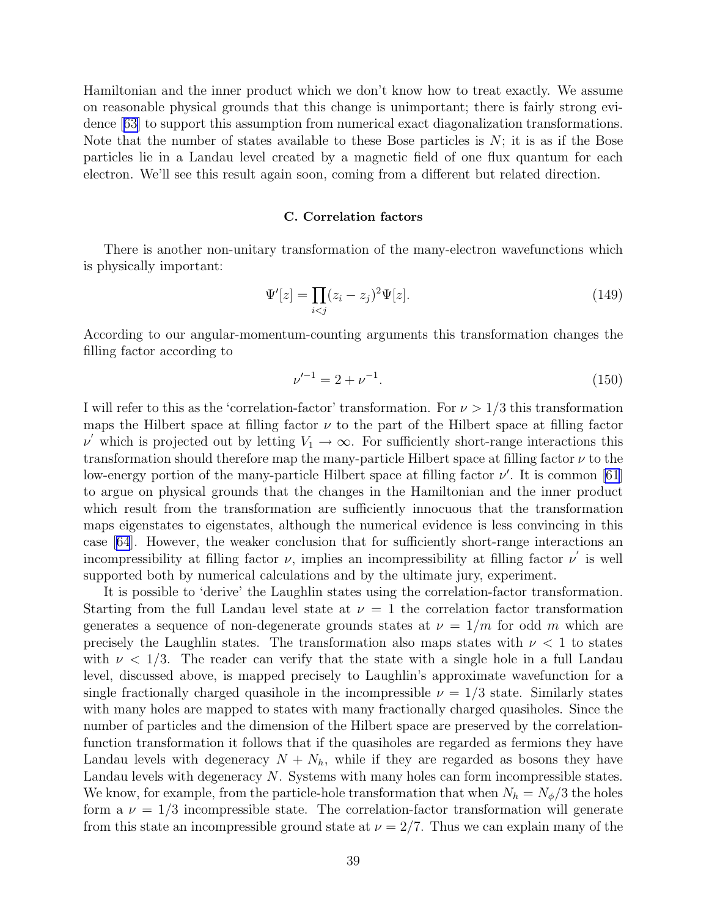Hamiltonian and the inner product which we don't know how to treat exactly. We assume on reasonable physical grounds that this change is unimportant; there is fairly strong evidence [63] to support this assumption from numerical exact diagonalization transformations. Note that the number of states available to these Bose particles is $N$; it is as if the Bose particles lie in a Landau level created by a magnetic field of one flux quantum for each electron. We'll see this result again soon, coming from a different but related direction.

### C. Correlation factors

There is another non-unitary transformation of the many-electron wavefunctions which is physically important:

$$\Psi'[z] = \prod_{i<j}(z_i - z_j)^2 \Psi[z]. \tag{149}$$

According to our angular-momentum-counting arguments this transformation changes the filling factor according to

$$\nu'^{-1} = 2 + \nu^{-1}. \tag{150}$$

I will refer to this as the 'correlation-factor' transformation. For $\nu > 1/3$ this transformation maps the Hilbert space at filling factor $\nu$ to the part of the Hilbert space at filling factor $\nu'$ which is projected out by letting $V_1 \to \infty$. For sufficiently short-range interactions this transformation should therefore map the many-particle Hilbert space at filling factor $\nu$ to the low-energy portion of the many-particle Hilbert space at filling factor $\nu'$. It is common [61] to argue on physical grounds that the changes in the Hamiltonian and the inner product which result from the transformation are sufficiently innocuous that the transformation maps eigenstates to eigenstates, although the numerical evidence is less convincing in this case [64]. However, the weaker conclusion that for sufficiently short-range interactions an incompressibility at filling factor $\nu$, implies an incompressibility at filling factor $\nu'$ is well supported both by numerical calculations and by the ultimate jury, experiment.

It is possible to 'derive' the Laughlin states using the correlation-factor transformation. Starting from the full Landau level state at $\nu = 1$ the correlation factor transformation generates a sequence of non-degenerate grounds states at $\nu = 1/m$ for odd $m$ which are precisely the Laughlin states. The transformation also maps states with $\nu < 1$ to states with $\nu < 1/3$. The reader can verify that the state with a single hole in a full Landau level, discussed above, is mapped precisely to Laughlin's approximate wavefunction for a single fractionally charged quasihole in the incompressible $\nu = 1/3$ state. Similarly states with many holes are mapped to states with many fractionally charged quasiholes. Since the number of particles and the dimension of the Hilbert space are preserved by the correlation-function transformation it follows that if the quasiholes are regarded as fermions they have Landau levels with degeneracy $N + N_h$, while if they are regarded as bosons they have Landau levels with degeneracy $N$. Systems with many holes can form incompressible states. We know, for example, from the particle-hole transformation that when $N_h = N_\phi/3$ the holes form a $\nu = 1/3$ incompressible state. The correlation-factor transformation will generate from this state an incompressible ground state at $\nu = 2/7$. Thus we can explain many of the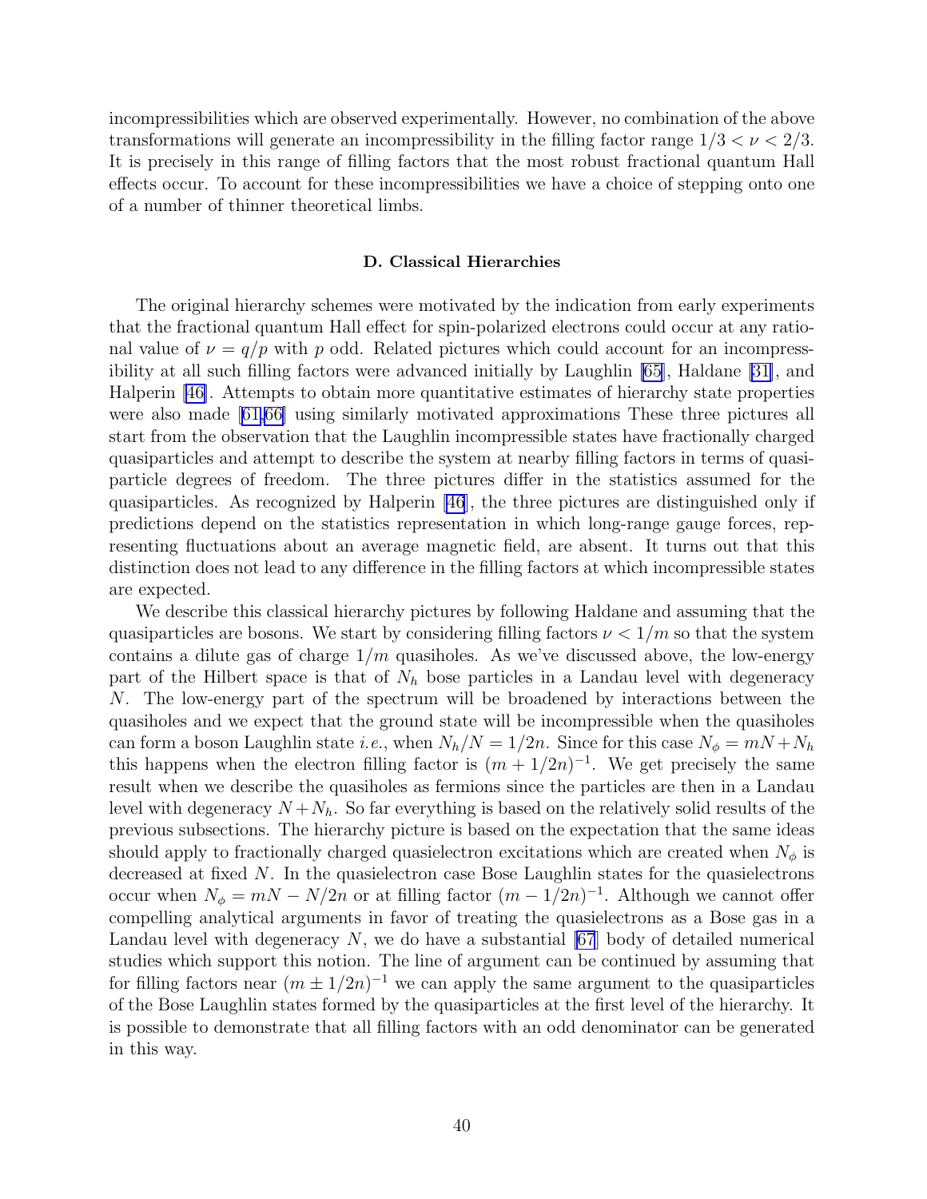incompressibilities which are observed experimentally. However, no combination of the above transformations will generate an incompressibility in the filling factor range $1/3 < \nu < 2/3$. It is precisely in this range of filling factors that the most robust fractional quantum Hall effects occur. To account for these incompressibilities we have a choice of stepping onto one of a number of thinner theoretical limbs.

### D. Classical Hierarchies

The original hierarchy schemes were motivated by the indication from early experiments that the fractional quantum Hall effect for spin-polarized electrons could occur at any rational value of $\nu = q/p$ with $p$ odd. Related pictures which could account for an incompressibility at all such filling factors were advanced initially by Laughlin [65], Haldane [31], and Halperin [46]. Attempts to obtain more quantitative estimates of hierarchy state properties were also made [61,66] using similarly motivated approximations These three pictures all start from the observation that the Laughlin incompressible states have fractionally charged quasiparticles and attempt to describe the system at nearby filling factors in terms of quasiparticle degrees of freedom. The three pictures differ in the statistics assumed for the quasiparticles. As recognized by Halperin [46], the three pictures are distinguished only if predictions depend on the statistics representation in which long-range gauge forces, representing fluctuations about an average magnetic field, are absent. It turns out that this distinction does not lead to any difference in the filling factors at which incompressible states are expected.

We describe this classical hierarchy pictures by following Haldane and assuming that the quasiparticles are bosons. We start by considering filling factors $\nu < 1/m$ so that the system contains a dilute gas of charge $1/m$ quasiholes. As we've discussed above, the low-energy part of the Hilbert space is that of $N_h$ bose particles in a Landau level with degeneracy $N$. The low-energy part of the spectrum will be broadened by interactions between the quasiholes and we expect that the ground state will be incompressible when the quasiholes can form a boson Laughlin state *i.e.*, when $N_h/N = 1/2n$. Since for this case $N_\phi = mN + N_h$ this happens when the electron filling factor is $(m + 1/2n)^{-1}$. We get precisely the same result when we describe the quasiholes as fermions since the particles are then in a Landau level with degeneracy $N + N_h$. So far everything is based on the relatively solid results of the previous subsections. The hierarchy picture is based on the expectation that the same ideas should apply to fractionally charged quasielectron excitations which are created when $N_\phi$ is decreased at fixed $N$. In the quasielectron case Bose Laughlin states for the quasielectrons occur when $N_\phi = mN - N/2n$ or at filling factor $(m - 1/2n)^{-1}$. Although we cannot offer compelling analytical arguments in favor of treating the quasielectrons as a Bose gas in a Landau level with degeneracy $N$, we do have a substantial [67] body of detailed numerical studies which support this notion. The line of argument can be continued by assuming that for filling factors near $(m \pm 1/2n)^{-1}$ we can apply the same argument to the quasiparticles of the Bose Laughlin states formed by the quasiparticles at the first level of the hierarchy. It is possible to demonstrate that all filling factors with an odd denominator can be generated in this way.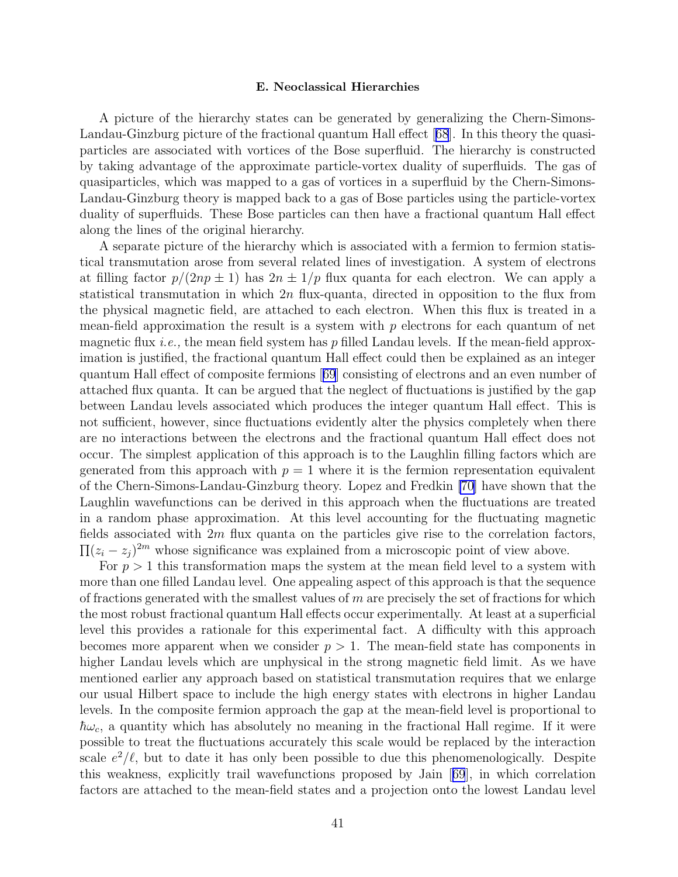### E. Neoclassical Hierarchies

A picture of the hierarchy states can be generated by generalizing the Chern-Simons-Landau-Ginzburg picture of the fractional quantum Hall effect [68]. In this theory the quasiparticles are associated with vortices of the Bose superfluid. The hierarchy is constructed by taking advantage of the approximate particle-vortex duality of superfluids. The gas of quasiparticles, which was mapped to a gas of vortices in a superfluid by the Chern-Simons-Landau-Ginzburg theory is mapped back to a gas of Bose particles using the particle-vortex duality of superfluids. These Bose particles can then have a fractional quantum Hall effect along the lines of the original hierarchy.

A separate picture of the hierarchy which is associated with a fermion to fermion statistical transmutation arose from several related lines of investigation. A system of electrons at filling factor $p/(2np \pm 1)$ has $2n \pm 1/p$ flux quanta for each electron. We can apply a statistical transmutation in which $2n$ flux-quanta, directed in opposition to the flux from the physical magnetic field, are attached to each electron. When this flux is treated in a mean-field approximation the result is a system with $p$ electrons for each quantum of net magnetic flux *i.e.,* the mean field system has $p$ filled Landau levels. If the mean-field approximation is justified, the fractional quantum Hall effect could then be explained as an integer quantum Hall effect of composite fermions [69] consisting of electrons and an even number of attached flux quanta. It can be argued that the neglect of fluctuations is justified by the gap between Landau levels associated which produces the integer quantum Hall effect. This is not sufficient, however, since fluctuations evidently alter the physics completely when there are no interactions between the electrons and the fractional quantum Hall effect does not occur. The simplest application of this approach is to the Laughlin filling factors which are generated from this approach with $p = 1$ where it is the fermion representation equivalent of the Chern-Simons-Landau-Ginzburg theory. Lopez and Fredkin [70] have shown that the Laughlin wavefunctions can be derived in this approach when the fluctuations are treated in a random phase approximation. At this level accounting for the fluctuating magnetic fields associated with $2m$ flux quanta on the particles give rise to the correlation factors, $\prod(z_i - z_j)^{2m}$ whose significance was explained from a microscopic point of view above.

For $p > 1$ this transformation maps the system at the mean field level to a system with more than one filled Landau level. One appealing aspect of this approach is that the sequence of fractions generated with the smallest values of $m$ are precisely the set of fractions for which the most robust fractional quantum Hall effects occur experimentally. At least at a superficial level this provides a rationale for this experimental fact. A difficulty with this approach becomes more apparent when we consider $p > 1$. The mean-field state has components in higher Landau levels which are unphysical in the strong magnetic field limit. As we have mentioned earlier any approach based on statistical transmutation requires that we enlarge our usual Hilbert space to include the high energy states with electrons in higher Landau levels. In the composite fermion approach the gap at the mean-field level is proportional to $\hbar\omega_c$, a quantity which has absolutely no meaning in the fractional Hall regime. If it were possible to treat the fluctuations accurately this scale would be replaced by the interaction scale $e^2/\ell$, but to date it has only been possible to due this phenomenologically. Despite this weakness, explicitly trail wavefunctions proposed by Jain [69], in which correlation factors are attached to the mean-field states and a projection onto the lowest Landau level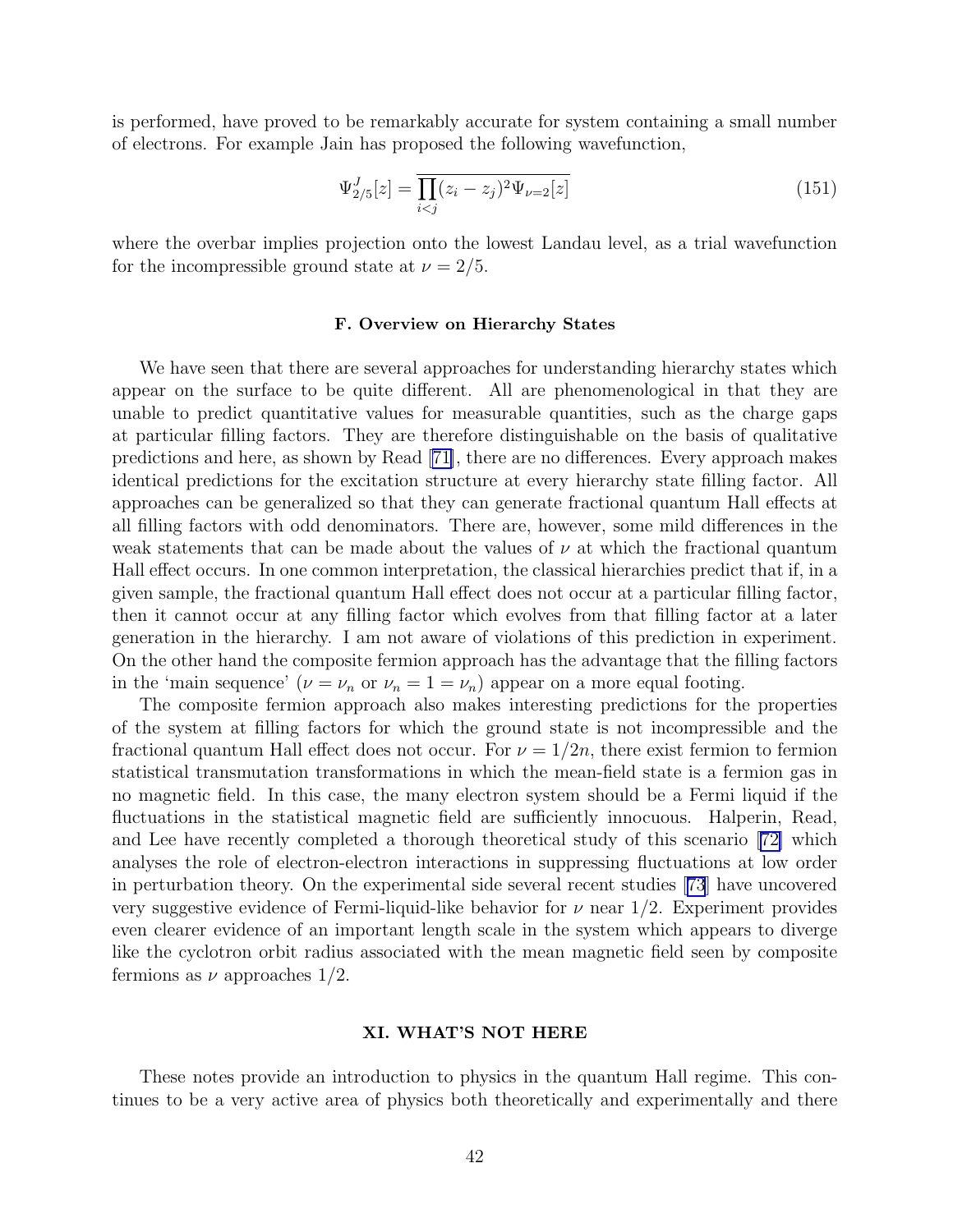is performed, have proved to be remarkably accurate for system containing a small number of electrons. For example Jain has proposed the following wavefunction,

$$\Psi^J_{2/5}[z] = \overline{\prod_{i<j}(z_i - z_j)^2 \Psi_{\nu=2}[z]} \tag{151}$$

where the overbar implies projection onto the lowest Landau level, as a trial wavefunction for the incompressible ground state at $\nu = 2/5$.

### F. Overview on Hierarchy States

We have seen that there are several approaches for understanding hierarchy states which appear on the surface to be quite different. All are phenomenological in that they are unable to predict quantitative values for measurable quantities, such as the charge gaps at particular filling factors. They are therefore distinguishable on the basis of qualitative predictions and here, as shown by Read [71], there are no differences. Every approach makes identical predictions for the excitation structure at every hierarchy state filling factor. All approaches can be generalized so that they can generate fractional quantum Hall effects at all filling factors with odd denominators. There are, however, some mild differences in the weak statements that can be made about the values of $\nu$ at which the fractional quantum Hall effect occurs. In one common interpretation, the classical hierarchies predict that if, in a given sample, the fractional quantum Hall effect does not occur at a particular filling factor, then it cannot occur at any filling factor which evolves from that filling factor at a later generation in the hierarchy. I am not aware of violations of this prediction in experiment. On the other hand the composite fermion approach has the advantage that the filling factors in the 'main sequence' ($\nu = \nu_n$ or $\nu_n = 1 = \nu_n$) appear on a more equal footing.

The composite fermion approach also makes interesting predictions for the properties of the system at filling factors for which the ground state is not incompressible and the fractional quantum Hall effect does not occur. For $\nu = 1/2n$, there exist fermion to fermion statistical transmutation transformations in which the mean-field state is a fermion gas in no magnetic field. In this case, the many electron system should be a Fermi liquid if the fluctuations in the statistical magnetic field are sufficiently innocuous. Halperin, Read, and Lee have recently completed a thorough theoretical study of this scenario [72] which analyses the role of electron-electron interactions in suppressing fluctuations at low order in perturbation theory. On the experimental side several recent studies [73] have uncovered very suggestive evidence of Fermi-liquid-like behavior for $\nu$ near 1/2. Experiment provides even clearer evidence of an important length scale in the system which appears to diverge like the cyclotron orbit radius associated with the mean magnetic field seen by composite fermions as $\nu$ approaches 1/2.

## XI. WHAT'S NOT HERE

These notes provide an introduction to physics in the quantum Hall regime. This continues to be a very active area of physics both theoretically and experimentally and there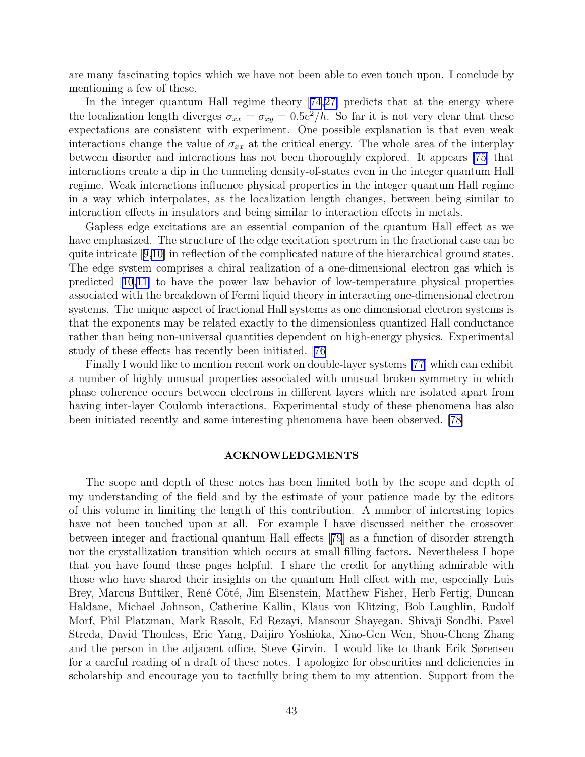are many fascinating topics which we have not been able to even touch upon. I conclude by mentioning a few of these.

In the integer quantum Hall regime theory [74,27] predicts that at the energy where the localization length diverges $\sigma_{xx} = \sigma_{xy} = 0.5e^2/h$. So far it is not very clear that these expectations are consistent with experiment. One possible explanation is that even weak interactions change the value of $\sigma_{xx}$ at the critical energy. The whole area of the interplay between disorder and interactions has not been thoroughly explored. It appears [75] that interactions create a dip in the tunneling density-of-states even in the integer quantum Hall regime. Weak interactions influence physical properties in the integer quantum Hall regime in a way which interpolates, as the localization length changes, between being similar to interaction effects in insulators and being similar to interaction effects in metals.

Gapless edge excitations are an essential companion of the quantum Hall effect as we have emphasized. The structure of the edge excitation spectrum in the fractional case can be quite intricate [9,10] in reflection of the complicated nature of the hierarchical ground states. The edge system comprises a chiral realization of a one-dimensional electron gas which is predicted [10,11] to have the power law behavior of low-temperature physical properties associated with the breakdown of Fermi liquid theory in interacting one-dimensional electron systems. The unique aspect of fractional Hall systems as one dimensional electron systems is that the exponents may be related exactly to the dimensionless quantized Hall conductance rather than being non-universal quantities dependent on high-energy physics. Experimental study of these effects has recently been initiated. [76]

Finally I would like to mention recent work on double-layer systems [77] which can exhibit a number of highly unusual properties associated with unusual broken symmetry in which phase coherence occurs between electrons in different layers which are isolated apart from having inter-layer Coulomb interactions. Experimental study of these phenomena has also been initiated recently and some interesting phenomena have been observed. [78]

## ACKNOWLEDGMENTS

The scope and depth of these notes has been limited both by the scope and depth of my understanding of the field and by the estimate of your patience made by the editors of this volume in limiting the length of this contribution. A number of interesting topics have not been touched upon at all. For example I have discussed neither the crossover between integer and fractional quantum Hall effects [79] as a function of disorder strength nor the crystallization transition which occurs at small filling factors. Nevertheless I hope that you have found these pages helpful. I share the credit for anything admirable with those who have shared their insights on the quantum Hall effect with me, especially Luis Brey, Marcus Buttiker, René Côté, Jim Eisenstein, Matthew Fisher, Herb Fertig, Duncan Haldane, Michael Johnson, Catherine Kallin, Klaus von Klitzing, Bob Laughlin, Rudolf Morf, Phil Platzman, Mark Rasolt, Ed Rezayi, Mansour Shayegan, Shivaji Sondhi, Pavel Streda, David Thouless, Eric Yang, Daijiro Yoshioka, Xiao-Gen Wen, Shou-Cheng Zhang and the person in the adjacent office, Steve Girvin. I would like to thank Erik Sørensen for a careful reading of a draft of these notes. I apologize for obscurities and deficiencies in scholarship and encourage you to tactfully bring them to my attention. Support from the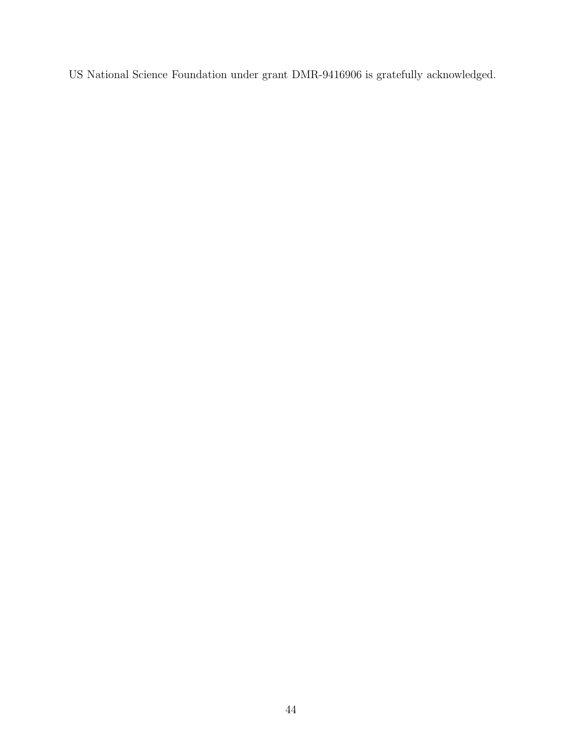US National Science Foundation under grant DMR-9416906 is gratefully acknowledged.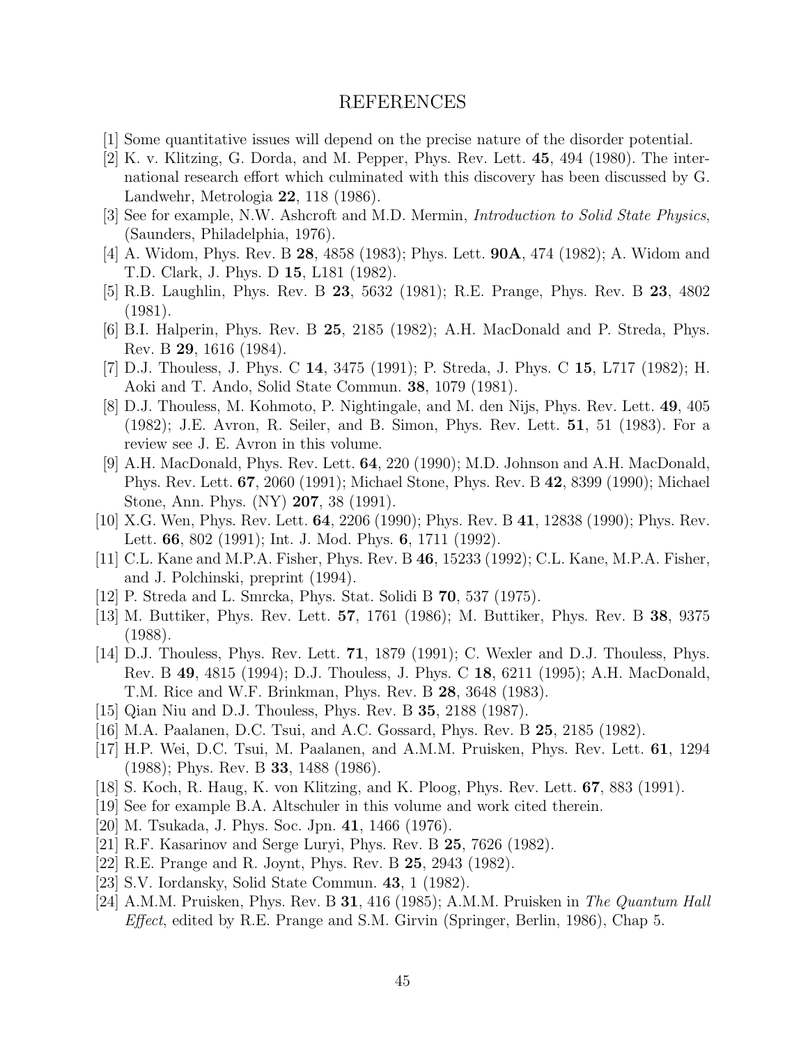# REFERENCES

[1] Some quantitative issues will depend on the precise nature of the disorder potential.

[2] K. v. Klitzing, G. Dorda, and M. Pepper, Phys. Rev. Lett. **45**, 494 (1980). The international research effort which culminated with this discovery has been discussed by G. Landwehr, Metrologia **22**, 118 (1986).

[3] See for example, N.W. Ashcroft and M.D. Mermin, *Introduction to Solid State Physics*, (Saunders, Philadelphia, 1976).

[4] A. Widom, Phys. Rev. B **28**, 4858 (1983); Phys. Lett. **90A**, 474 (1982); A. Widom and T.D. Clark, J. Phys. D **15**, L181 (1982).

[5] R.B. Laughlin, Phys. Rev. B **23**, 5632 (1981); R.E. Prange, Phys. Rev. B **23**, 4802 (1981).

[6] B.I. Halperin, Phys. Rev. B **25**, 2185 (1982); A.H. MacDonald and P. Streda, Phys. Rev. B **29**, 1616 (1984).

[7] D.J. Thouless, J. Phys. C **14**, 3475 (1991); P. Streda, J. Phys. C **15**, L717 (1982); H. Aoki and T. Ando, Solid State Commun. **38**, 1079 (1981).

[8] D.J. Thouless, M. Kohmoto, P. Nightingale, and M. den Nijs, Phys. Rev. Lett. **49**, 405 (1982); J.E. Avron, R. Seiler, and B. Simon, Phys. Rev. Lett. **51**, 51 (1983). For a review see J. E. Avron in this volume.

[9] A.H. MacDonald, Phys. Rev. Lett. **64**, 220 (1990); M.D. Johnson and A.H. MacDonald, Phys. Rev. Lett. **67**, 2060 (1991); Michael Stone, Phys. Rev. B **42**, 8399 (1990); Michael Stone, Ann. Phys. (NY) **207**, 38 (1991).

[10] X.G. Wen, Phys. Rev. Lett. **64**, 2206 (1990); Phys. Rev. B **41**, 12838 (1990); Phys. Rev. Lett. **66**, 802 (1991); Int. J. Mod. Phys. **6**, 1711 (1992).

[11] C.L. Kane and M.P.A. Fisher, Phys. Rev. B **46**, 15233 (1992); C.L. Kane, M.P.A. Fisher, and J. Polchinski, preprint (1994).

[12] P. Streda and L. Smrcka, Phys. Stat. Solidi B **70**, 537 (1975).

[13] M. Buttiker, Phys. Rev. Lett. **57**, 1761 (1986); M. Buttiker, Phys. Rev. B **38**, 9375 (1988).

[14] D.J. Thouless, Phys. Rev. Lett. **71**, 1879 (1991); C. Wexler and D.J. Thouless, Phys. Rev. B **49**, 4815 (1994); D.J. Thouless, J. Phys. C **18**, 6211 (1995); A.H. MacDonald, T.M. Rice and W.F. Brinkman, Phys. Rev. B **28**, 3648 (1983).

[15] Qian Niu and D.J. Thouless, Phys. Rev. B **35**, 2188 (1987).

[16] M.A. Paalanen, D.C. Tsui, and A.C. Gossard, Phys. Rev. B **25**, 2185 (1982).

[17] H.P. Wei, D.C. Tsui, M. Paalanen, and A.M.M. Pruisken, Phys. Rev. Lett. **61**, 1294 (1988); Phys. Rev. B **33**, 1488 (1986).

[18] S. Koch, R. Haug, K. von Klitzing, and K. Ploog, Phys. Rev. Lett. **67**, 883 (1991).

[19] See for example B.A. Altschuler in this volume and work cited therein.

[20] M. Tsukada, J. Phys. Soc. Jpn. **41**, 1466 (1976).

[21] R.F. Kasarinov and Serge Luryi, Phys. Rev. B **25**, 7626 (1982).

[22] R.E. Prange and R. Joynt, Phys. Rev. B **25**, 2943 (1982).

[23] S.V. Iordansky, Solid State Commun. **43**, 1 (1982).

[24] A.M.M. Pruisken, Phys. Rev. B **31**, 416 (1985); A.M.M. Pruisken in *The Quantum Hall Effect*, edited by R.E. Prange and S.M. Girvin (Springer, Berlin, 1986), Chap 5.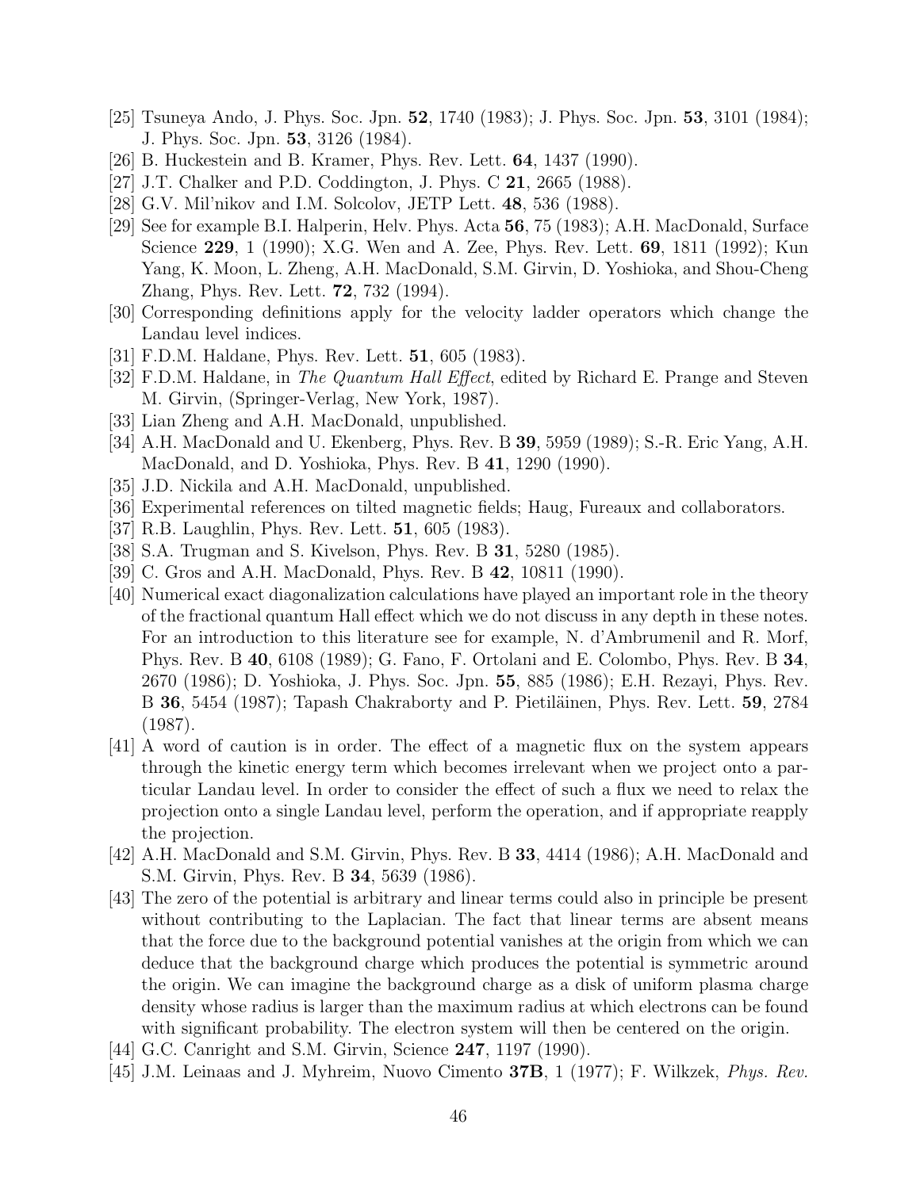[25] Tsuneya Ando, J. Phys. Soc. Jpn. **52**, 1740 (1983); J. Phys. Soc. Jpn. **53**, 3101 (1984); J. Phys. Soc. Jpn. **53**, 3126 (1984).

[26] B. Huckestein and B. Kramer, Phys. Rev. Lett. **64**, 1437 (1990).

[27] J.T. Chalker and P.D. Coddington, J. Phys. C **21**, 2665 (1988).

[28] G.V. Mil'nikov and I.M. Solcolov, JETP Lett. **48**, 536 (1988).

[29] See for example B.I. Halperin, Helv. Phys. Acta **56**, 75 (1983); A.H. MacDonald, Surface Science **229**, 1 (1990); X.G. Wen and A. Zee, Phys. Rev. Lett. **69**, 1811 (1992); Kun Yang, K. Moon, L. Zheng, A.H. MacDonald, S.M. Girvin, D. Yoshioka, and Shou-Cheng Zhang, Phys. Rev. Lett. **72**, 732 (1994).

[30] Corresponding definitions apply for the velocity ladder operators which change the Landau level indices.

[31] F.D.M. Haldane, Phys. Rev. Lett. **51**, 605 (1983).

[32] F.D.M. Haldane, in *The Quantum Hall Effect*, edited by Richard E. Prange and Steven M. Girvin, (Springer-Verlag, New York, 1987).

[33] Lian Zheng and A.H. MacDonald, unpublished.

[34] A.H. MacDonald and U. Ekenberg, Phys. Rev. B **39**, 5959 (1989); S.-R. Eric Yang, A.H. MacDonald, and D. Yoshioka, Phys. Rev. B **41**, 1290 (1990).

[35] J.D. Nickila and A.H. MacDonald, unpublished.

[36] Experimental references on tilted magnetic fields; Haug, Fureaux and collaborators.

[37] R.B. Laughlin, Phys. Rev. Lett. **51**, 605 (1983).

[38] S.A. Trugman and S. Kivelson, Phys. Rev. B **31**, 5280 (1985).

[39] C. Gros and A.H. MacDonald, Phys. Rev. B **42**, 10811 (1990).

[40] Numerical exact diagonalization calculations have played an important role in the theory of the fractional quantum Hall effect which we do not discuss in any depth in these notes. For an introduction to this literature see for example, N. d'Ambrumenil and R. Morf, Phys. Rev. B **40**, 6108 (1989); G. Fano, F. Ortolani and E. Colombo, Phys. Rev. B **34**, 2670 (1986); D. Yoshioka, J. Phys. Soc. Jpn. **55**, 885 (1986); E.H. Rezayi, Phys. Rev. B **36**, 5454 (1987); Tapash Chakraborty and P. Pietiläinen, Phys. Rev. Lett. **59**, 2784 (1987).

[41] A word of caution is in order. The effect of a magnetic flux on the system appears through the kinetic energy term which becomes irrelevant when we project onto a particular Landau level. In order to consider the effect of such a flux we need to relax the projection onto a single Landau level, perform the operation, and if appropriate reapply the projection.

[42] A.H. MacDonald and S.M. Girvin, Phys. Rev. B **33**, 4414 (1986); A.H. MacDonald and S.M. Girvin, Phys. Rev. B **34**, 5639 (1986).

[43] The zero of the potential is arbitrary and linear terms could also in principle be present without contributing to the Laplacian. The fact that linear terms are absent means that the force due to the background potential vanishes at the origin from which we can deduce that the background charge which produces the potential is symmetric around the origin. We can imagine the background charge as a disk of uniform plasma charge density whose radius is larger than the maximum radius at which electrons can be found with significant probability. The electron system will then be centered on the origin.

[44] G.C. Canright and S.M. Girvin, Science **247**, 1197 (1990).

[45] J.M. Leinaas and J. Myhreim, Nuovo Cimento **37B**, 1 (1977); F. Wilkzek, *Phys. Rev.*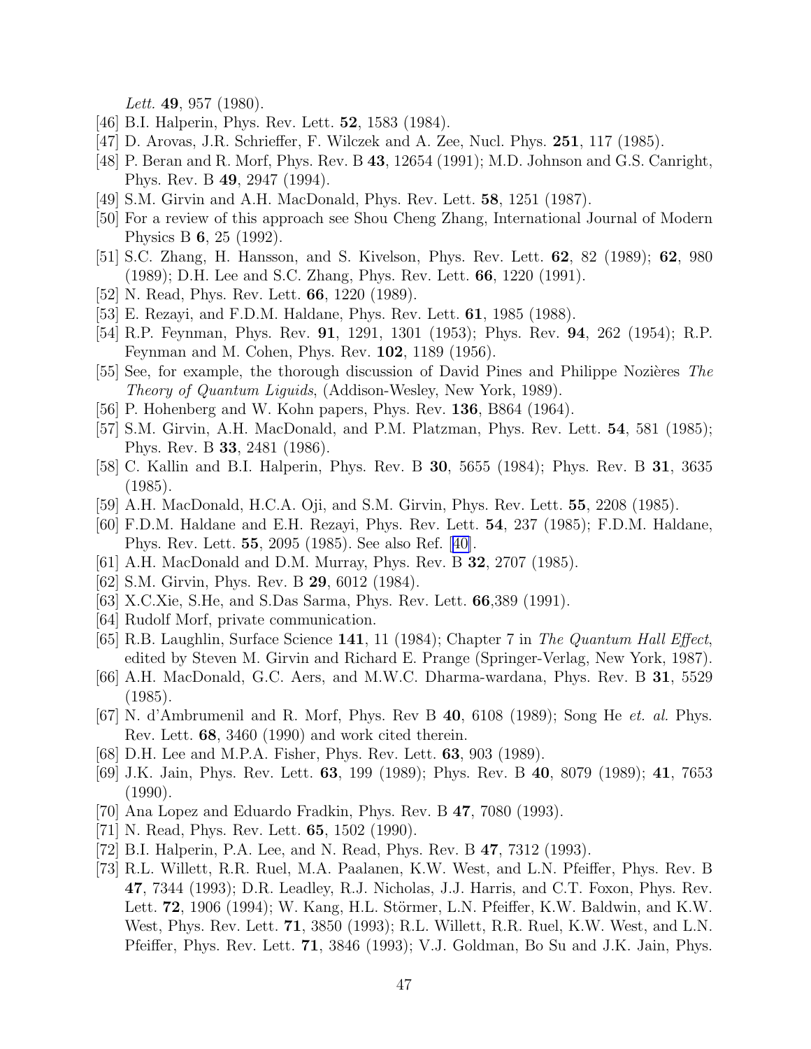*Lett.* **49**, 957 (1980).

[46] B.I. Halperin, Phys. Rev. Lett. **52**, 1583 (1984).

[47] D. Arovas, J.R. Schrieffer, F. Wilczek and A. Zee, Nucl. Phys. **251**, 117 (1985).

[48] P. Beran and R. Morf, Phys. Rev. B **43**, 12654 (1991); M.D. Johnson and G.S. Canright, Phys. Rev. B **49**, 2947 (1994).

[49] S.M. Girvin and A.H. MacDonald, Phys. Rev. Lett. **58**, 1251 (1987).

[50] For a review of this approach see Shou Cheng Zhang, International Journal of Modern Physics B **6**, 25 (1992).

[51] S.C. Zhang, H. Hansson, and S. Kivelson, Phys. Rev. Lett. **62**, 82 (1989); **62**, 980 (1989); D.H. Lee and S.C. Zhang, Phys. Rev. Lett. **66**, 1220 (1991).

[52] N. Read, Phys. Rev. Lett. **66**, 1220 (1989).

[53] E. Rezayi, and F.D.M. Haldane, Phys. Rev. Lett. **61**, 1985 (1988).

[54] R.P. Feynman, Phys. Rev. **91**, 1291, 1301 (1953); Phys. Rev. **94**, 262 (1954); R.P. Feynman and M. Cohen, Phys. Rev. **102**, 1189 (1956).

[55] See, for example, the thorough discussion of David Pines and Philippe Nozières *The Theory of Quantum Liguids*, (Addison-Wesley, New York, 1989).

[56] P. Hohenberg and W. Kohn papers, Phys. Rev. **136**, B864 (1964).

[57] S.M. Girvin, A.H. MacDonald, and P.M. Platzman, Phys. Rev. Lett. **54**, 581 (1985); Phys. Rev. B **33**, 2481 (1986).

[58] C. Kallin and B.I. Halperin, Phys. Rev. B **30**, 5655 (1984); Phys. Rev. B **31**, 3635 (1985).

[59] A.H. MacDonald, H.C.A. Oji, and S.M. Girvin, Phys. Rev. Lett. **55**, 2208 (1985).

[60] F.D.M. Haldane and E.H. Rezayi, Phys. Rev. Lett. **54**, 237 (1985); F.D.M. Haldane, Phys. Rev. Lett. **55**, 2095 (1985). See also Ref. [40].

[61] A.H. MacDonald and D.M. Murray, Phys. Rev. B **32**, 2707 (1985).

[62] S.M. Girvin, Phys. Rev. B **29**, 6012 (1984).

[63] X.C.Xie, S.He, and S.Das Sarma, Phys. Rev. Lett. **66**,389 (1991).

[64] Rudolf Morf, private communication.

[65] R.B. Laughlin, Surface Science **141**, 11 (1984); Chapter 7 in *The Quantum Hall Effect*, edited by Steven M. Girvin and Richard E. Prange (Springer-Verlag, New York, 1987).

[66] A.H. MacDonald, G.C. Aers, and M.W.C. Dharma-wardana, Phys. Rev. B **31**, 5529 (1985).

[67] N. d'Ambrumenil and R. Morf, Phys. Rev B **40**, 6108 (1989); Song He *et. al.* Phys. Rev. Lett. **68**, 3460 (1990) and work cited therein.

[68] D.H. Lee and M.P.A. Fisher, Phys. Rev. Lett. **63**, 903 (1989).

[69] J.K. Jain, Phys. Rev. Lett. **63**, 199 (1989); Phys. Rev. B **40**, 8079 (1989); **41**, 7653 (1990).

[70] Ana Lopez and Eduardo Fradkin, Phys. Rev. B **47**, 7080 (1993).

[71] N. Read, Phys. Rev. Lett. **65**, 1502 (1990).

[72] B.I. Halperin, P.A. Lee, and N. Read, Phys. Rev. B **47**, 7312 (1993).

[73] R.L. Willett, R.R. Ruel, M.A. Paalanen, K.W. West, and L.N. Pfeiffer, Phys. Rev. B **47**, 7344 (1993); D.R. Leadley, R.J. Nicholas, J.J. Harris, and C.T. Foxon, Phys. Rev. Lett. **72**, 1906 (1994); W. Kang, H.L. Störmer, L.N. Pfeiffer, K.W. Baldwin, and K.W. West, Phys. Rev. Lett. **71**, 3850 (1993); R.L. Willett, R.R. Ruel, K.W. West, and L.N. Pfeiffer, Phys. Rev. Lett. **71**, 3846 (1993); V.J. Goldman, Bo Su and J.K. Jain, Phys.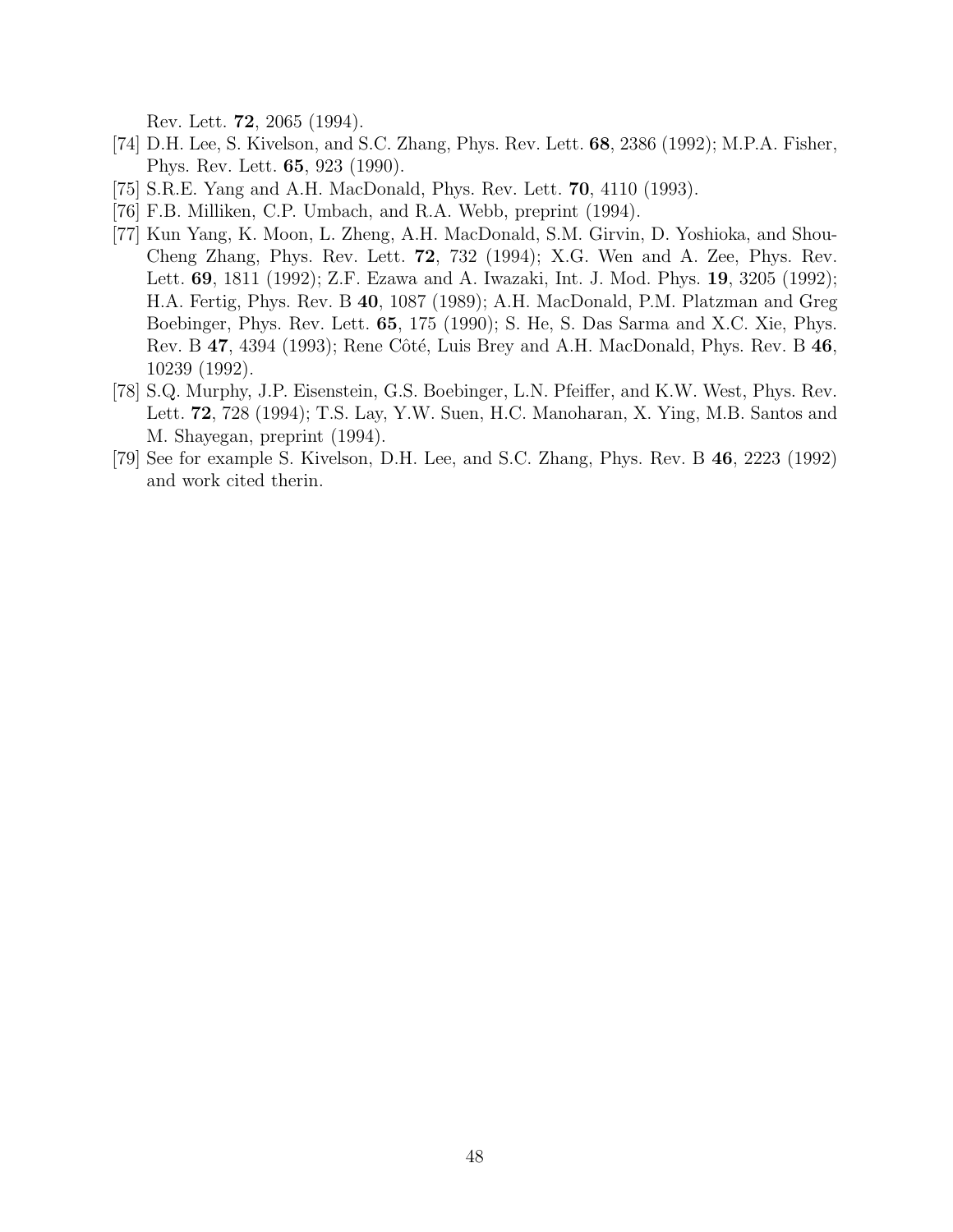Rev. Lett. **72**, 2065 (1994).

[74] D.H. Lee, S. Kivelson, and S.C. Zhang, Phys. Rev. Lett. **68**, 2386 (1992); M.P.A. Fisher, Phys. Rev. Lett. **65**, 923 (1990).

[75] S.R.E. Yang and A.H. MacDonald, Phys. Rev. Lett. **70**, 4110 (1993).

[76] F.B. Milliken, C.P. Umbach, and R.A. Webb, preprint (1994).

[77] Kun Yang, K. Moon, L. Zheng, A.H. MacDonald, S.M. Girvin, D. Yoshioka, and Shou-Cheng Zhang, Phys. Rev. Lett. **72**, 732 (1994); X.G. Wen and A. Zee, Phys. Rev. Lett. **69**, 1811 (1992); Z.F. Ezawa and A. Iwazaki, Int. J. Mod. Phys. **19**, 3205 (1992); H.A. Fertig, Phys. Rev. B **40**, 1087 (1989); A.H. MacDonald, P.M. Platzman and Greg Boebinger, Phys. Rev. Lett. **65**, 175 (1990); S. He, S. Das Sarma and X.C. Xie, Phys. Rev. B **47**, 4394 (1993); Rene Côté, Luis Brey and A.H. MacDonald, Phys. Rev. B **46**, 10239 (1992).

[78] S.Q. Murphy, J.P. Eisenstein, G.S. Boebinger, L.N. Pfeiffer, and K.W. West, Phys. Rev. Lett. **72**, 728 (1994); T.S. Lay, Y.W. Suen, H.C. Manoharan, X. Ying, M.B. Santos and M. Shayegan, preprint (1994).

[79] See for example S. Kivelson, D.H. Lee, and S.C. Zhang, Phys. Rev. B **46**, 2223 (1992) and work cited therin.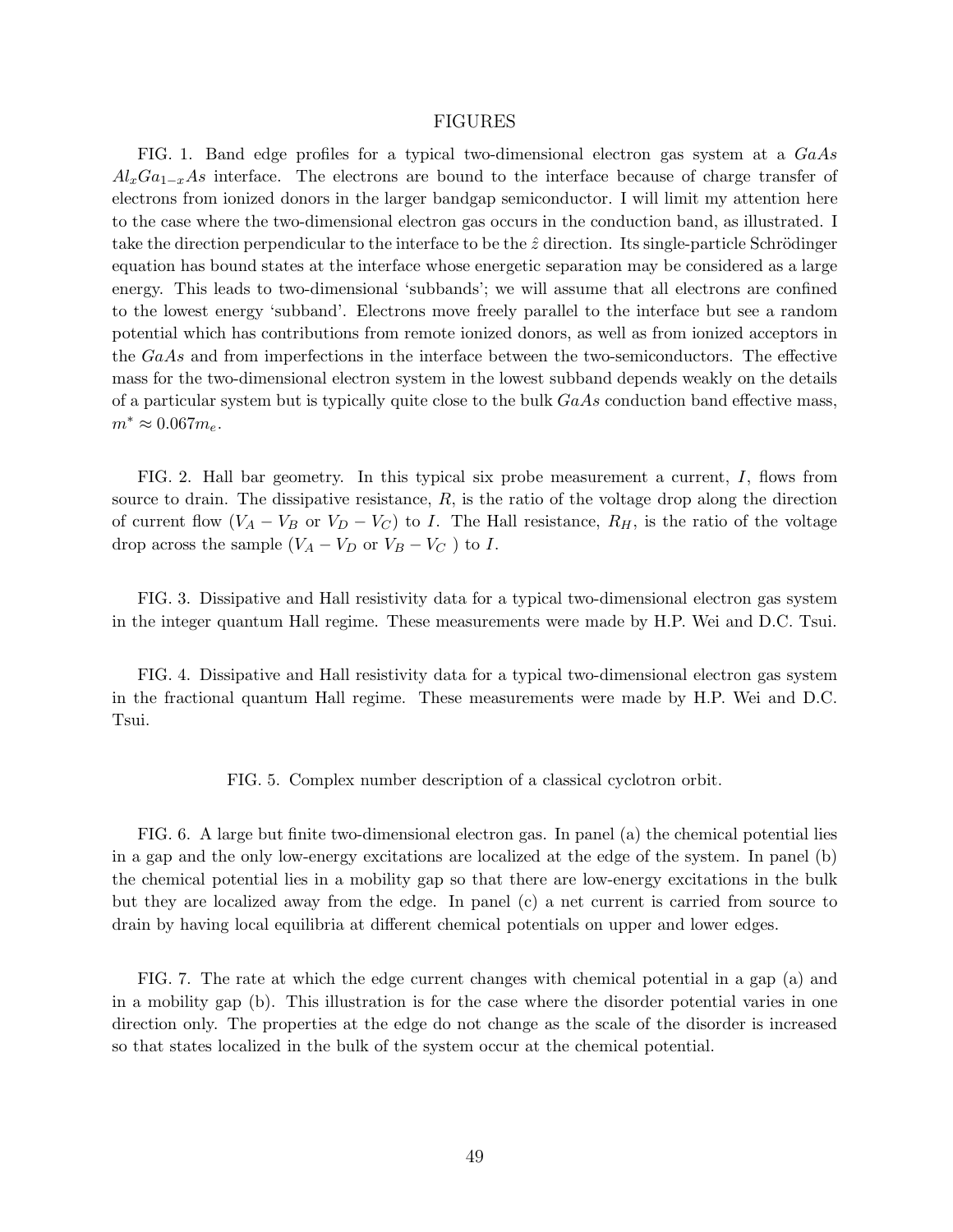## FIGURES

FIG. 1. Band edge profiles for a typical two-dimensional electron gas system at a *GaAs* $Al_xGa_{1-x}As$ interface. The electrons are bound to the interface because of charge transfer of electrons from ionized donors in the larger bandgap semiconductor. I will limit my attention here to the case where the two-dimensional electron gas occurs in the conduction band, as illustrated. I take the direction perpendicular to the interface to be the $\hat{z}$ direction. Its single-particle Schrödinger equation has bound states at the interface whose energetic separation may be considered as a large energy. This leads to two-dimensional 'subbands'; we will assume that all electrons are confined to the lowest energy 'subband'. Electrons move freely parallel to the interface but see a random potential which has contributions from remote ionized donors, as well as from ionized acceptors in the *GaAs* and from imperfections in the interface between the two-semiconductors. The effective mass for the two-dimensional electron system in the lowest subband depends weakly on the details of a particular system but is typically quite close to the bulk *GaAs* conduction band effective mass, $m^* \approx 0.067 m_e$.

FIG. 2. Hall bar geometry. In this typical six probe measurement a current, $I$, flows from source to drain. The dissipative resistance, $R$, is the ratio of the voltage drop along the direction of current flow ($V_A - V_B$ or $V_D - V_C$) to $I$. The Hall resistance, $R_H$, is the ratio of the voltage drop across the sample ($V_A - V_D$ or $V_B - V_C$ ) to $I$.

FIG. 3. Dissipative and Hall resistivity data for a typical two-dimensional electron gas system in the integer quantum Hall regime. These measurements were made by H.P. Wei and D.C. Tsui.

FIG. 4. Dissipative and Hall resistivity data for a typical two-dimensional electron gas system in the fractional quantum Hall regime. These measurements were made by H.P. Wei and D.C. Tsui.

FIG. 5. Complex number description of a classical cyclotron orbit.

FIG. 6. A large but finite two-dimensional electron gas. In panel (a) the chemical potential lies in a gap and the only low-energy excitations are localized at the edge of the system. In panel (b) the chemical potential lies in a mobility gap so that there are low-energy excitations in the bulk but they are localized away from the edge. In panel (c) a net current is carried from source to drain by having local equilibria at different chemical potentials on upper and lower edges.

FIG. 7. The rate at which the edge current changes with chemical potential in a gap (a) and in a mobility gap (b). This illustration is for the case where the disorder potential varies in one direction only. The properties at the edge do not change as the scale of the disorder is increased so that states localized in the bulk of the system occur at the chemical potential.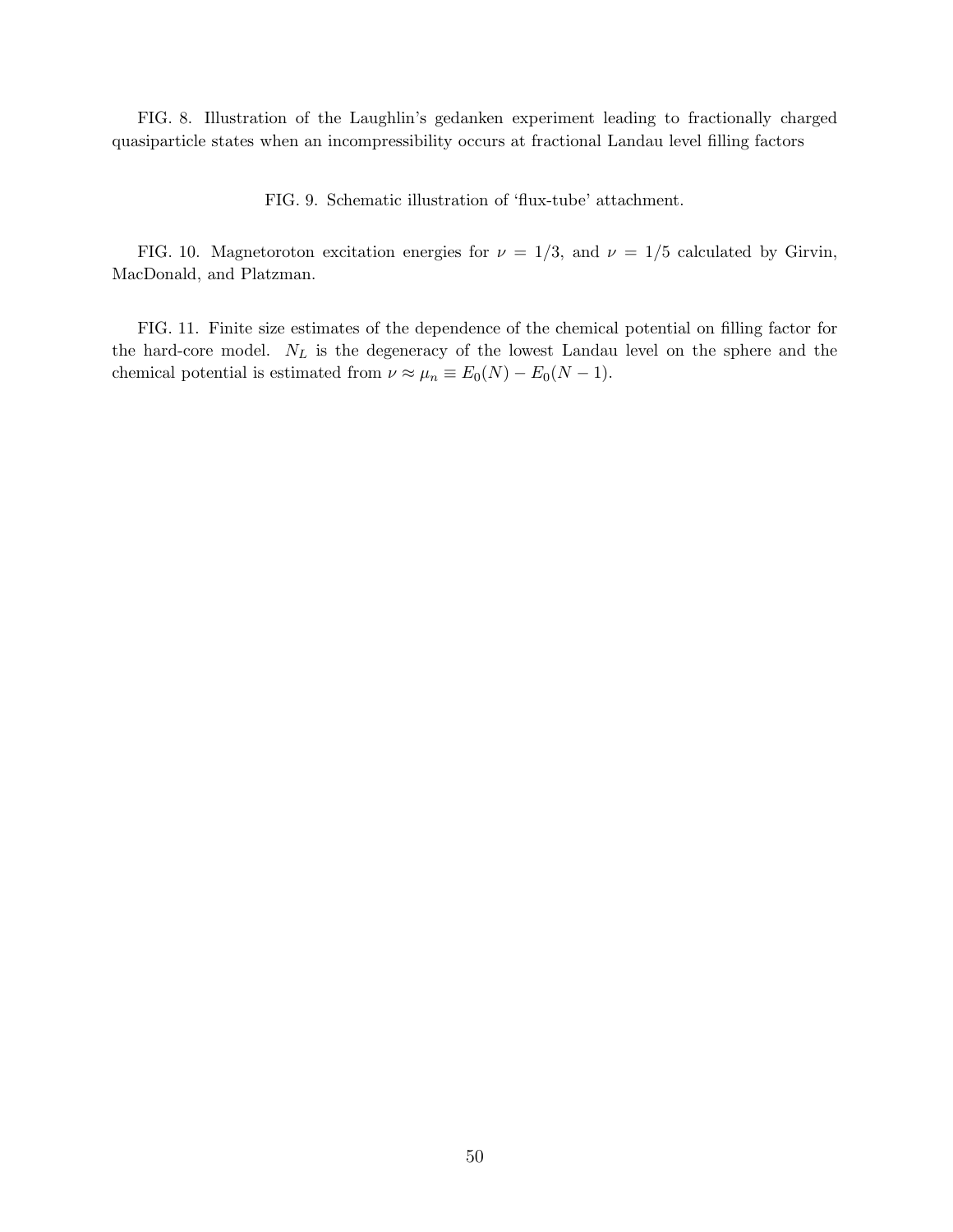FIG. 8. Illustration of the Laughlin's gedanken experiment leading to fractionally charged quasiparticle states when an incompressibility occurs at fractional Landau level filling factors

FIG. 9. Schematic illustration of 'flux-tube' attachment.

FIG. 10. Magnetoroton excitation energies for $\nu = 1/3$, and $\nu = 1/5$ calculated by Girvin, MacDonald, and Platzman.

FIG. 11. Finite size estimates of the dependence of the chemical potential on filling factor for the hard-core model. $N_L$ is the degeneracy of the lowest Landau level on the sphere and the chemical potential is estimated from $\nu \approx \mu_n \equiv E_0(N) - E_0(N-1)$.